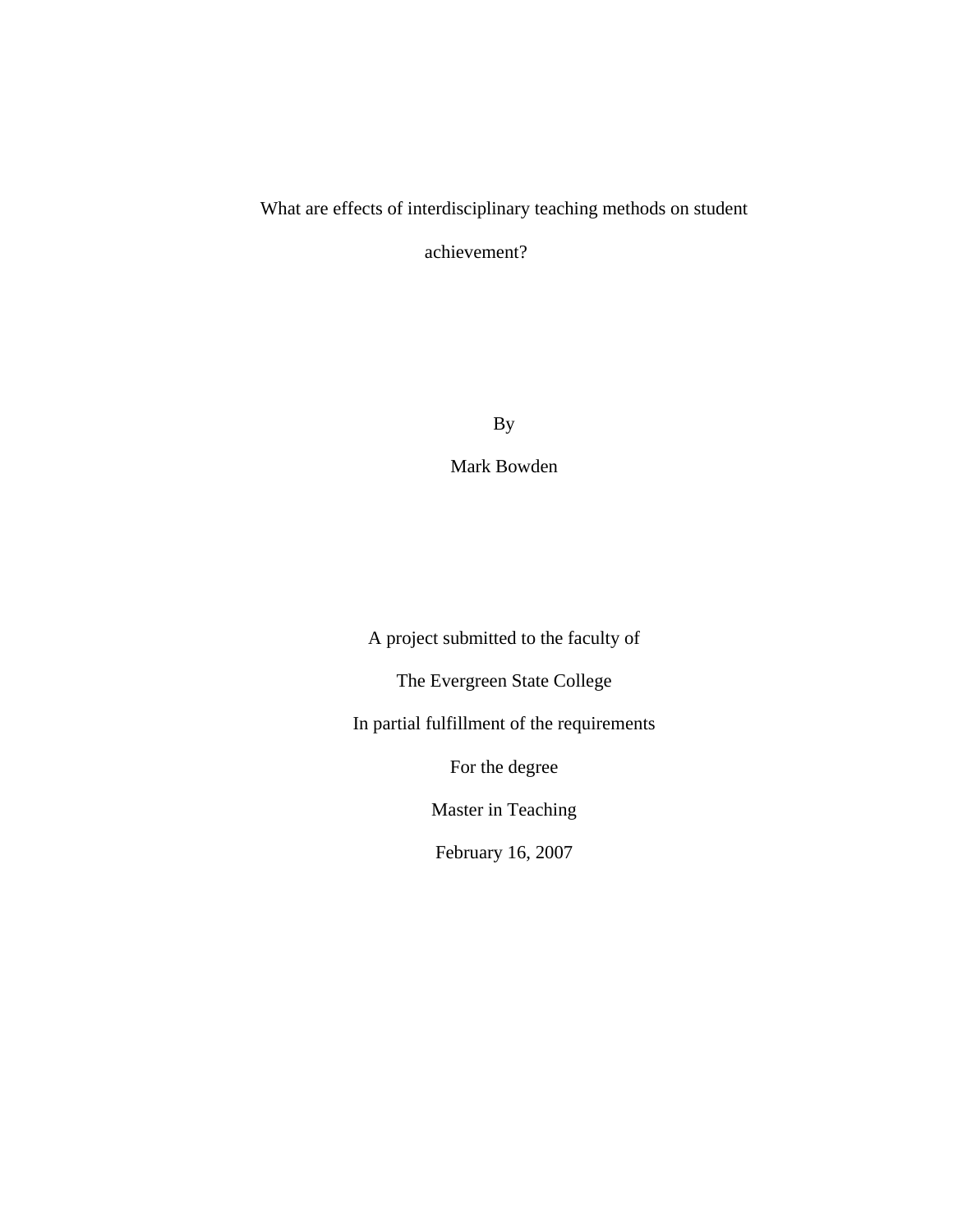# What are effects of interdisciplinary teaching methods on student achievement?

By

Mark Bowden

A project submitted to the faculty of

The Evergreen State College

In partial fulfillment of the requirements

For the degree

Master in Teaching

February 16, 2007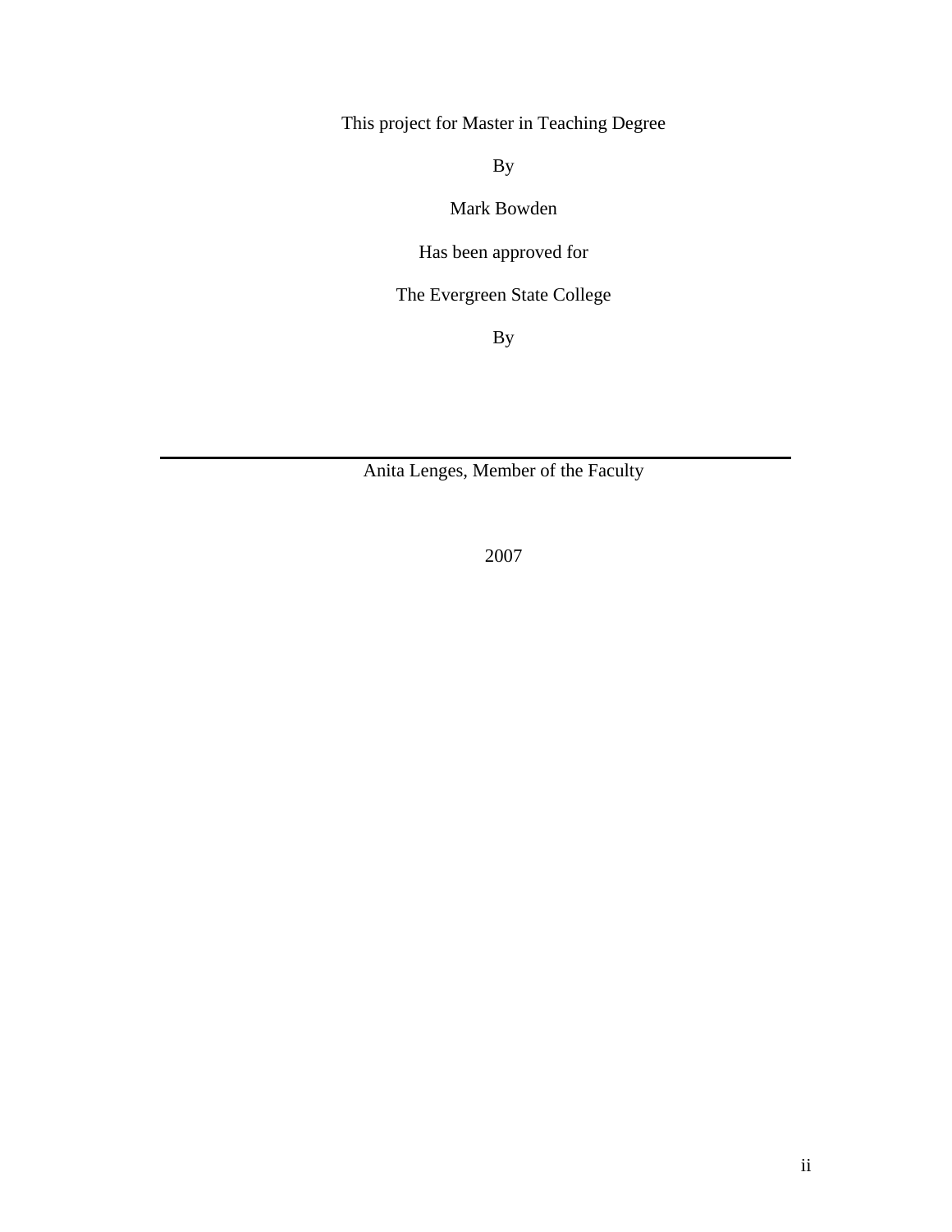This project for Master in Teaching Degree

By

Mark Bowden

Has been approved for

The Evergreen State College

By

---

Anita Lenges, Member of the Faculty

2007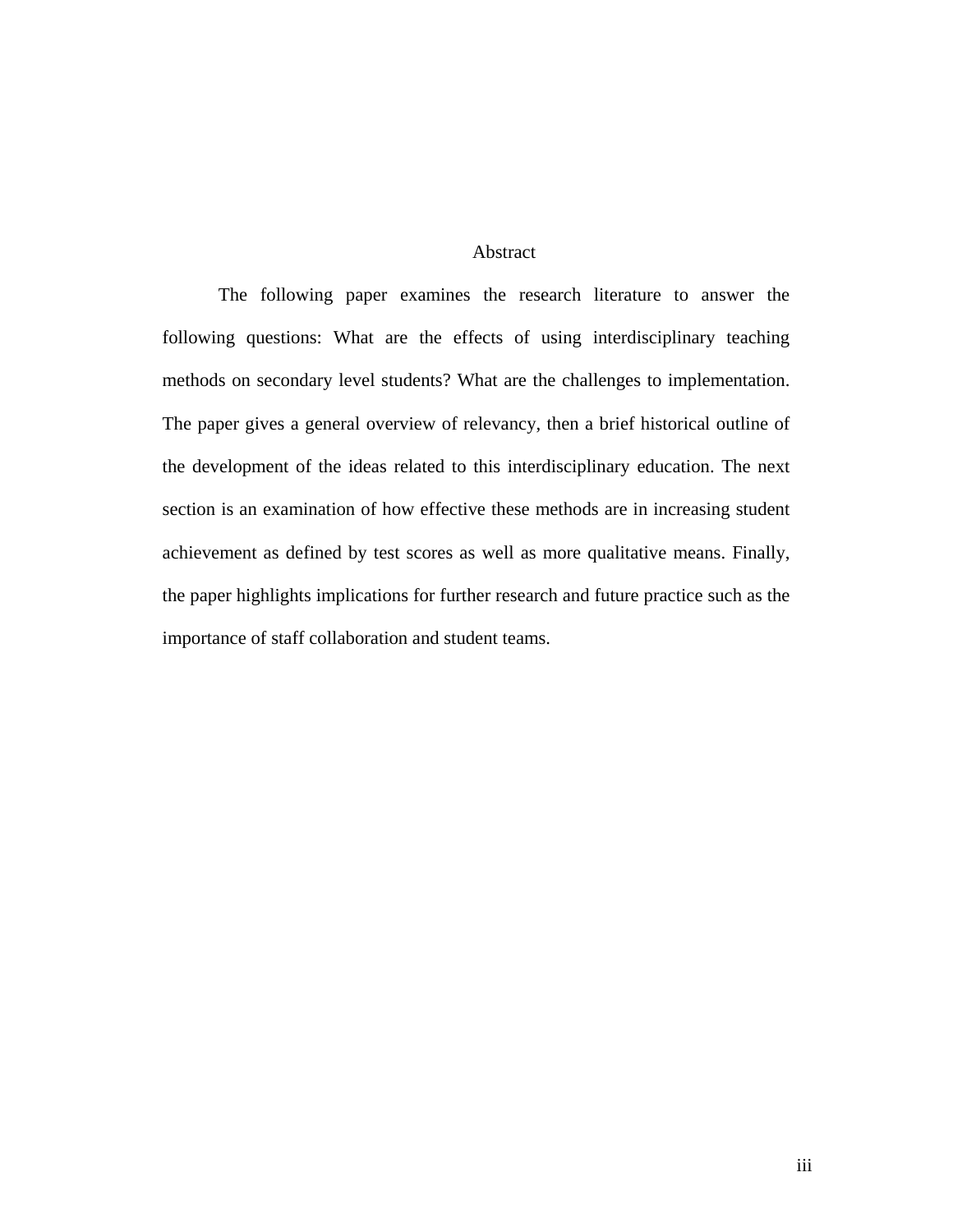# Abstract

The following paper examines the research literature to answer the following questions: What are the effects of using interdisciplinary teaching methods on secondary level students? What are the challenges to implementation. The paper gives a general overview of relevancy, then a brief historical outline of the development of the ideas related to this interdisciplinary education. The next section is an examination of how effective these methods are in increasing student achievement as defined by test scores as well as more qualitative means. Finally, the paper highlights implications for further research and future practice such as the importance of staff collaboration and student teams.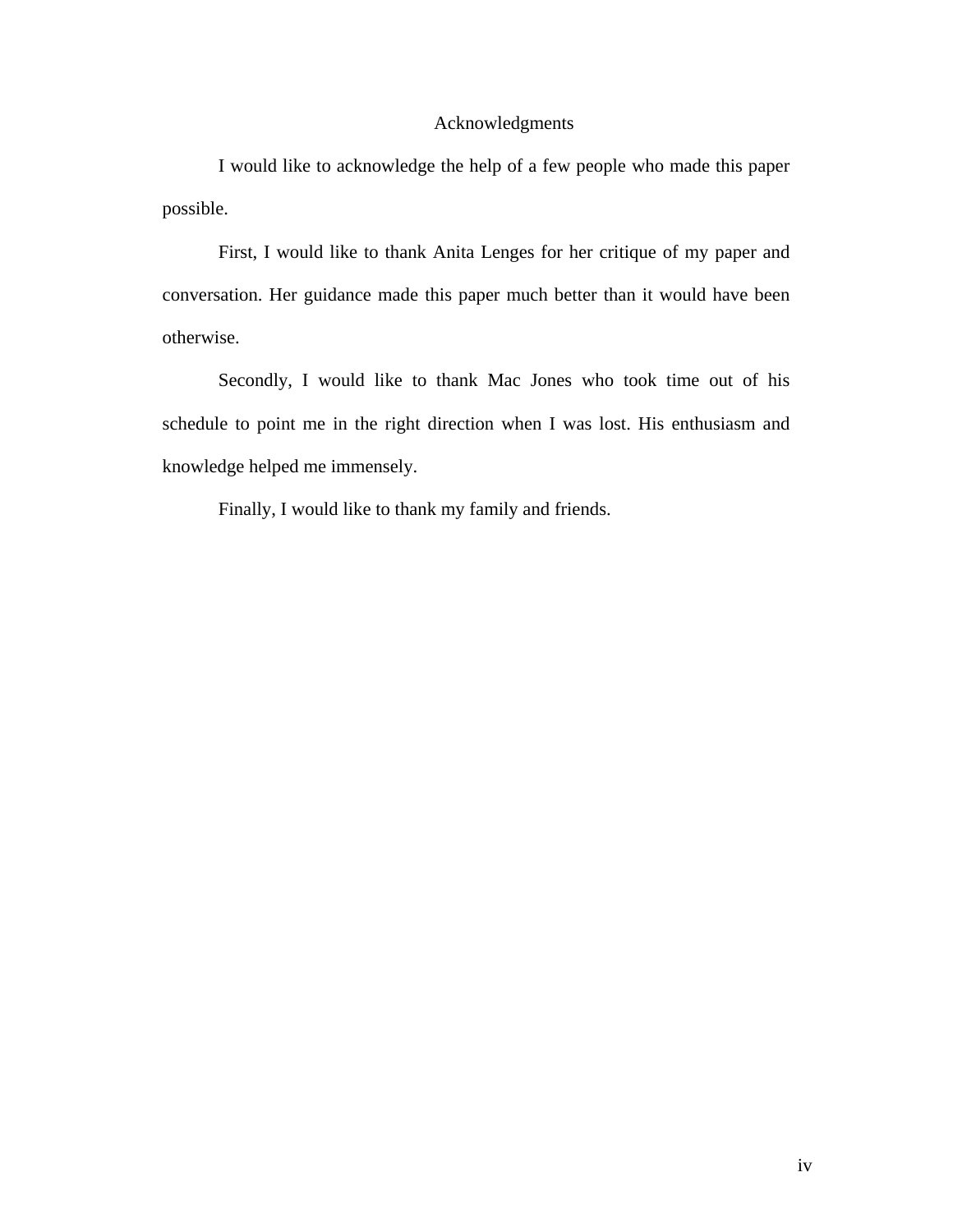# Acknowledgments

I would like to acknowledge the help of a few people who made this paper possible.

First, I would like to thank Anita Lenges for her critique of my paper and conversation. Her guidance made this paper much better than it would have been otherwise.

Secondly, I would like to thank Mac Jones who took time out of his schedule to point me in the right direction when I was lost. His enthusiasm and knowledge helped me immensely.

Finally, I would like to thank my family and friends.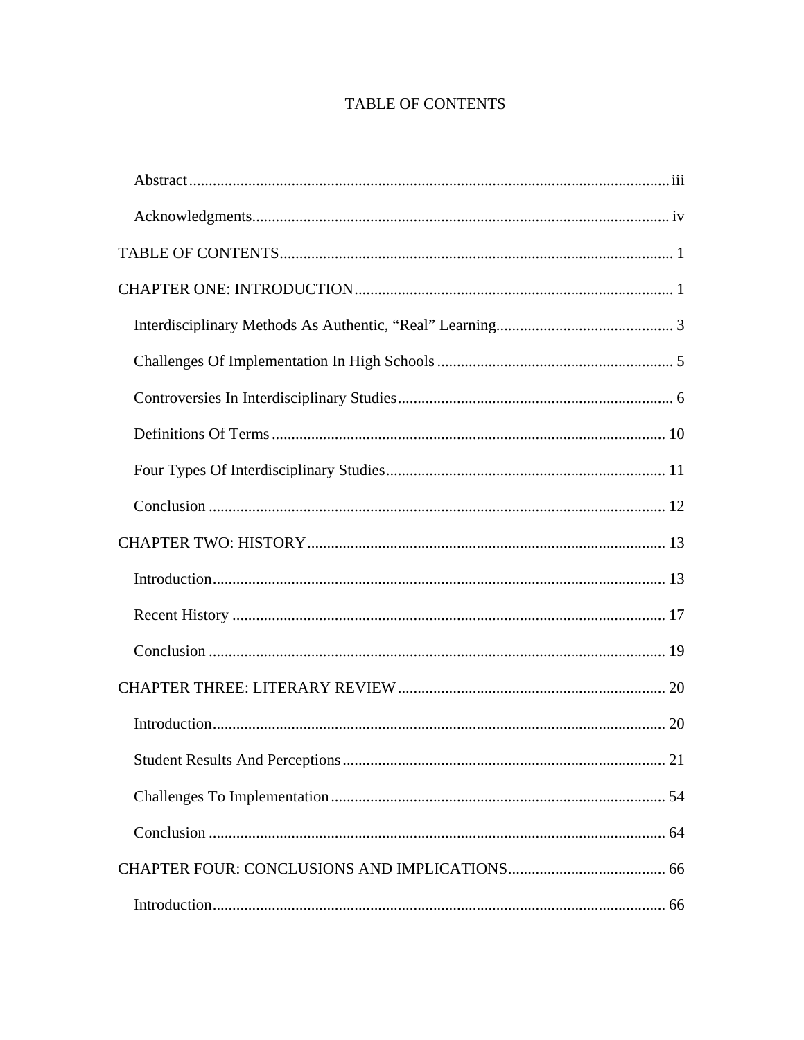# TABLE OF CONTENTS

Abstract ........................................................................................................................ iii

Acknowledgments......................................................................................................... iv

TABLE OF CONTENTS ................................................................................................... 1

CHAPTER ONE: INTRODUCTION ................................................................................ 1

Interdisciplinary Methods As Authentic, “Real” Learning............................................. 3

Challenges Of Implementation In High Schools ............................................................ 5

Controversies In Interdisciplinary Studies ..................................................................... 6

Definitions Of Terms ................................................................................................... 10

Four Types Of Interdisciplinary Studies ....................................................................... 11

Conclusion ................................................................................................................... 12

CHAPTER TWO: HISTORY .......................................................................................... 13

Introduction .................................................................................................................. 13

Recent History ............................................................................................................. 17

Conclusion ................................................................................................................... 19

CHAPTER THREE: LITERARY REVIEW .................................................................... 20

Introduction .................................................................................................................. 20

Student Results And Perceptions ................................................................................. 21

Challenges To Implementation .................................................................................... 54

Conclusion ................................................................................................................... 64

CHAPTER FOUR: CONCLUSIONS AND IMPLICATIONS ........................................ 66

Introduction .................................................................................................................. 66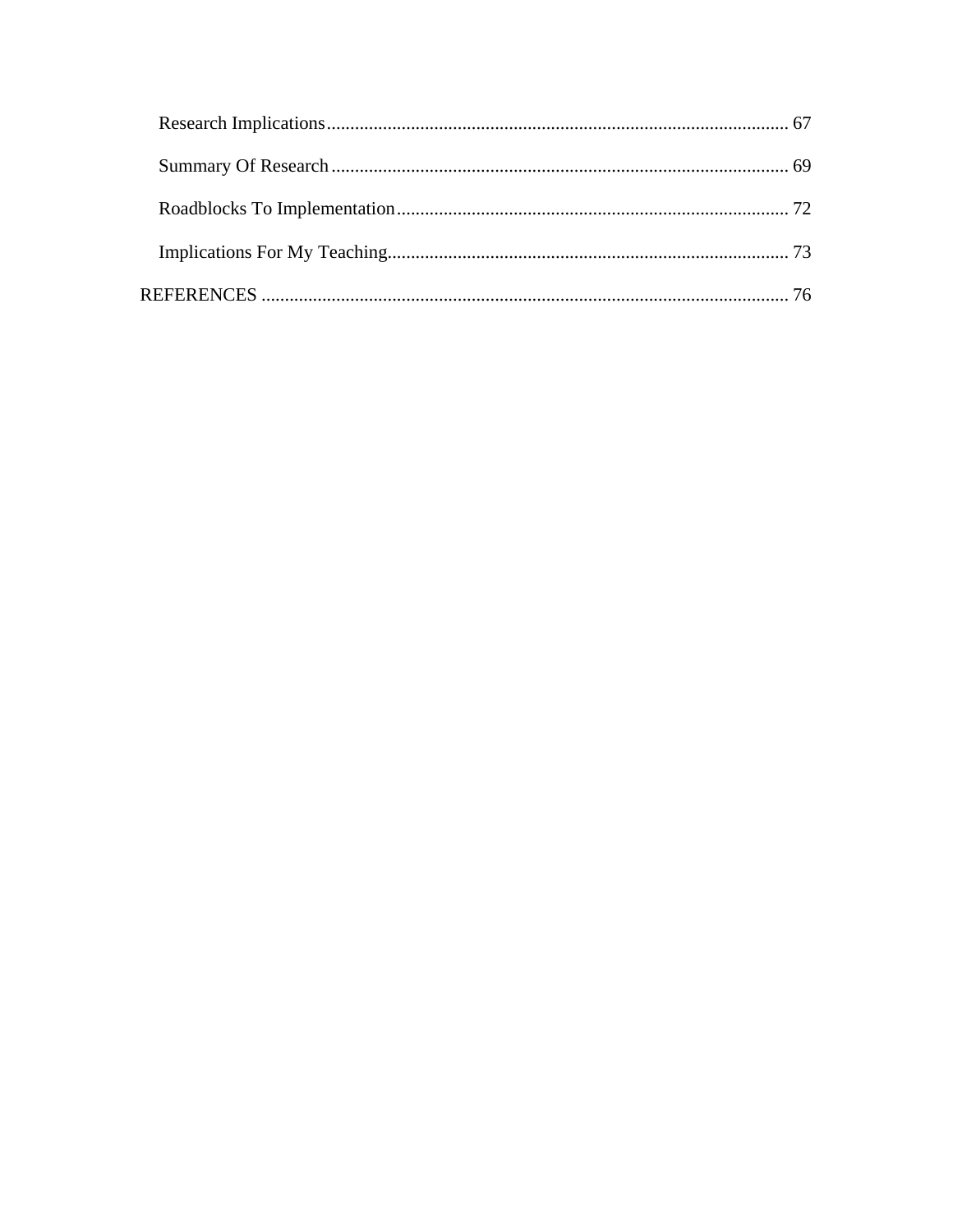Research Implications .................................................................................................. 67

Summary Of Research ................................................................................................. 69

Roadblocks To Implementation ................................................................................... 72

Implications For My Teaching ..................................................................................... 73

REFERENCES ................................................................................................................ 76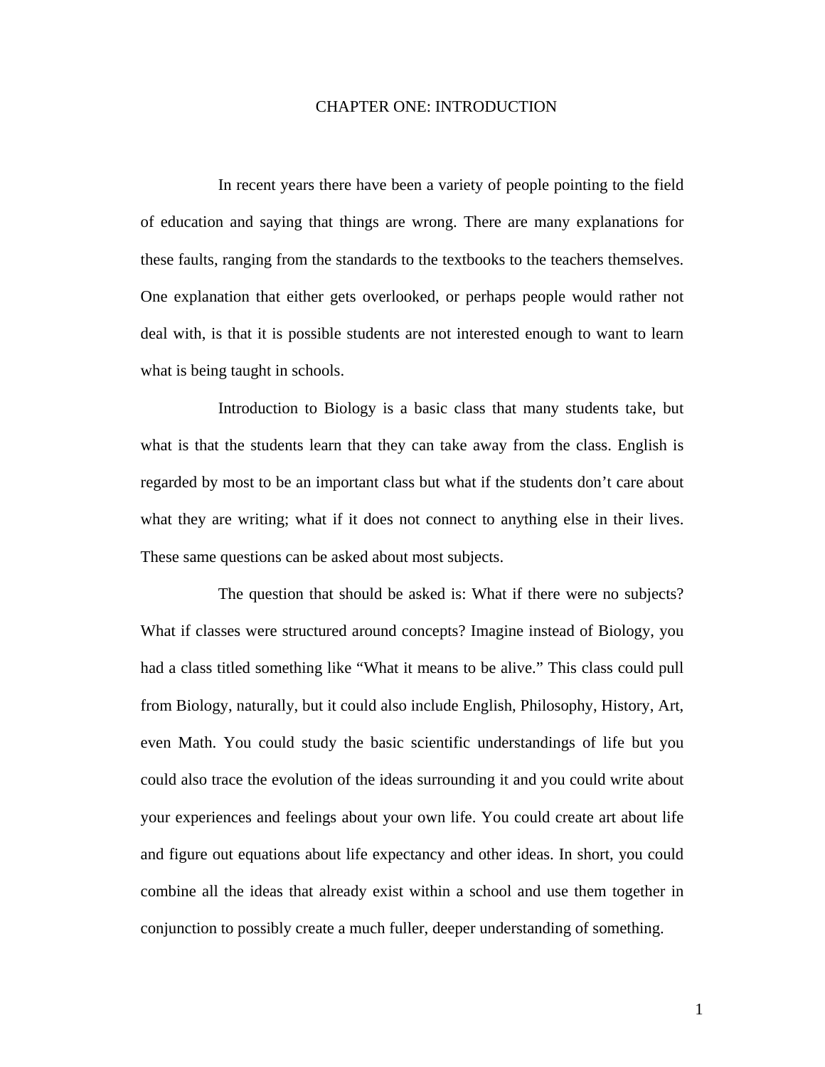# CHAPTER ONE: INTRODUCTION

In recent years there have been a variety of people pointing to the field of education and saying that things are wrong. There are many explanations for these faults, ranging from the standards to the textbooks to the teachers themselves. One explanation that either gets overlooked, or perhaps people would rather not deal with, is that it is possible students are not interested enough to want to learn what is being taught in schools.

Introduction to Biology is a basic class that many students take, but what is that the students learn that they can take away from the class. English is regarded by most to be an important class but what if the students don't care about what they are writing; what if it does not connect to anything else in their lives. These same questions can be asked about most subjects.

The question that should be asked is: What if there were no subjects? What if classes were structured around concepts? Imagine instead of Biology, you had a class titled something like "What it means to be alive." This class could pull from Biology, naturally, but it could also include English, Philosophy, History, Art, even Math. You could study the basic scientific understandings of life but you could also trace the evolution of the ideas surrounding it and you could write about your experiences and feelings about your own life. You could create art about life and figure out equations about life expectancy and other ideas. In short, you could combine all the ideas that already exist within a school and use them together in conjunction to possibly create a much fuller, deeper understanding of something.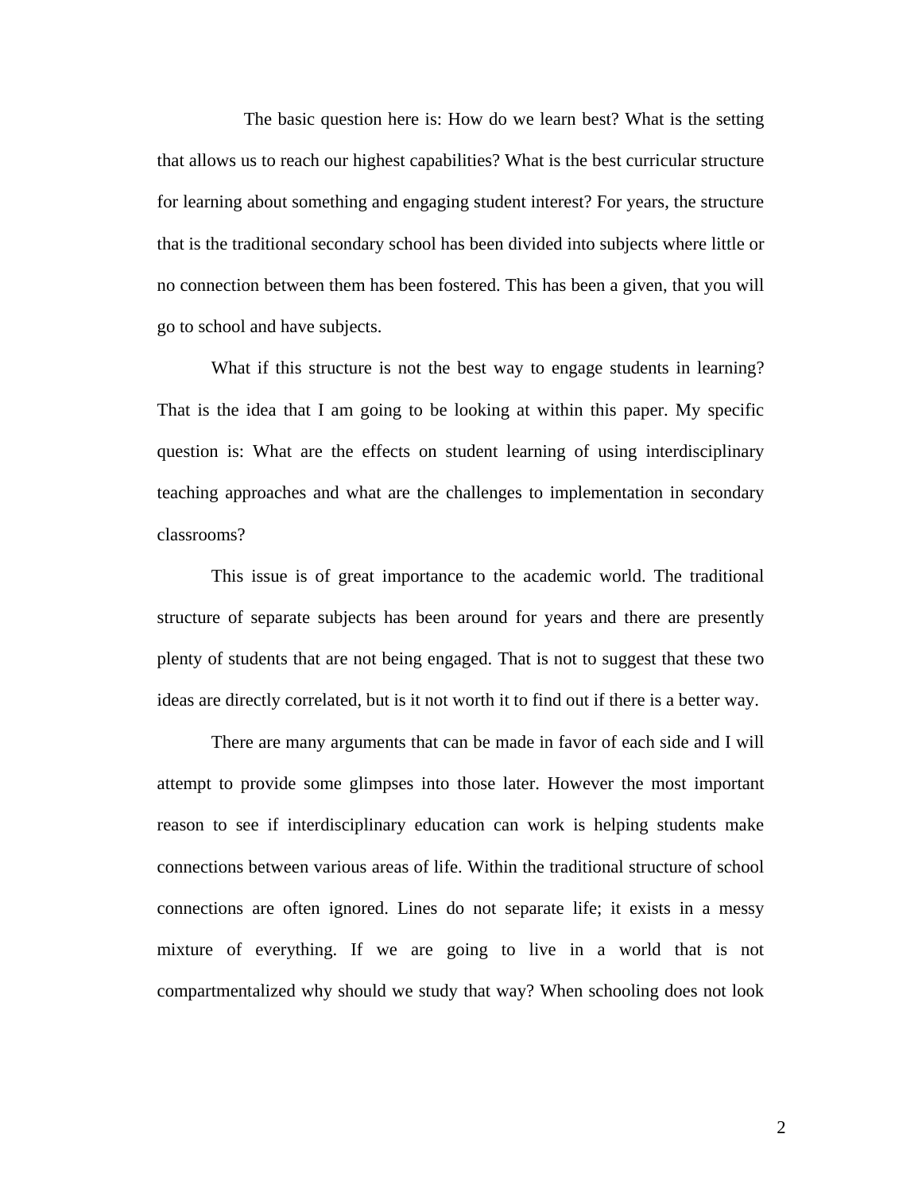The basic question here is: How do we learn best? What is the setting that allows us to reach our highest capabilities? What is the best curricular structure for learning about something and engaging student interest? For years, the structure that is the traditional secondary school has been divided into subjects where little or no connection between them has been fostered. This has been a given, that you will go to school and have subjects.

What if this structure is not the best way to engage students in learning? That is the idea that I am going to be looking at within this paper. My specific question is: What are the effects on student learning of using interdisciplinary teaching approaches and what are the challenges to implementation in secondary classrooms?

This issue is of great importance to the academic world. The traditional structure of separate subjects has been around for years and there are presently plenty of students that are not being engaged. That is not to suggest that these two ideas are directly correlated, but is it not worth it to find out if there is a better way.

There are many arguments that can be made in favor of each side and I will attempt to provide some glimpses into those later. However the most important reason to see if interdisciplinary education can work is helping students make connections between various areas of life. Within the traditional structure of school connections are often ignored. Lines do not separate life; it exists in a messy mixture of everything. If we are going to live in a world that is not compartmentalized why should we study that way? When schooling does not look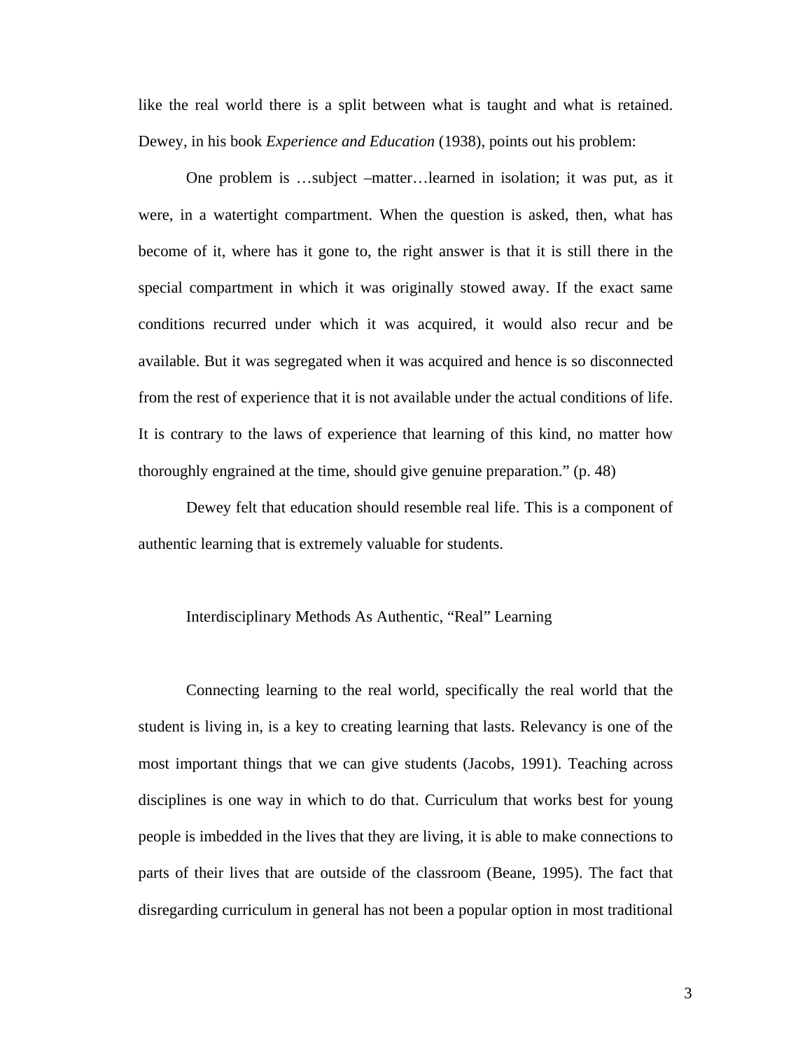like the real world there is a split between what is taught and what is retained. Dewey, in his book *Experience and Education* (1938), points out his problem:

> One problem is …subject –matter…learned in isolation; it was put, as it were, in a watertight compartment. When the question is asked, then, what has become of it, where has it gone to, the right answer is that it is still there in the special compartment in which it was originally stowed away. If the exact same conditions recurred under which it was acquired, it would also recur and be available. But it was segregated when it was acquired and hence is so disconnected from the rest of experience that it is not available under the actual conditions of life. It is contrary to the laws of experience that learning of this kind, no matter how thoroughly engrained at the time, should give genuine preparation." (p. 48)

Dewey felt that education should resemble real life. This is a component of authentic learning that is extremely valuable for students.

## Interdisciplinary Methods As Authentic, "Real" Learning

Connecting learning to the real world, specifically the real world that the student is living in, is a key to creating learning that lasts. Relevancy is one of the most important things that we can give students (Jacobs, 1991). Teaching across disciplines is one way in which to do that. Curriculum that works best for young people is imbedded in the lives that they are living, it is able to make connections to parts of their lives that are outside of the classroom (Beane, 1995). The fact that disregarding curriculum in general has not been a popular option in most traditional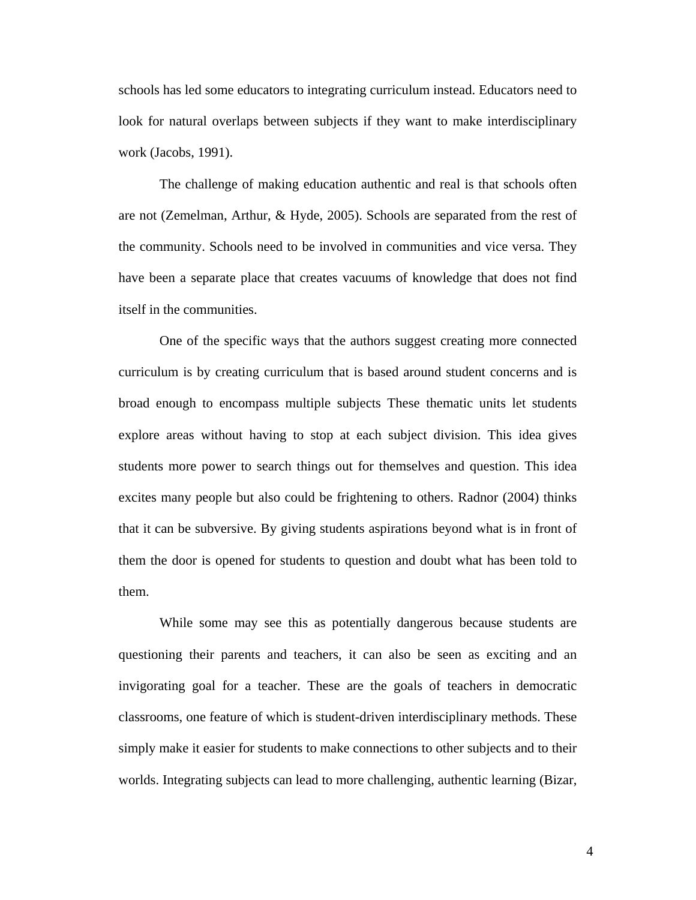schools has led some educators to integrating curriculum instead. Educators need to look for natural overlaps between subjects if they want to make interdisciplinary work (Jacobs, 1991).

The challenge of making education authentic and real is that schools often are not (Zemelman, Arthur, & Hyde, 2005). Schools are separated from the rest of the community. Schools need to be involved in communities and vice versa. They have been a separate place that creates vacuums of knowledge that does not find itself in the communities.

One of the specific ways that the authors suggest creating more connected curriculum is by creating curriculum that is based around student concerns and is broad enough to encompass multiple subjects These thematic units let students explore areas without having to stop at each subject division. This idea gives students more power to search things out for themselves and question. This idea excites many people but also could be frightening to others. Radnor (2004) thinks that it can be subversive. By giving students aspirations beyond what is in front of them the door is opened for students to question and doubt what has been told to them.

While some may see this as potentially dangerous because students are questioning their parents and teachers, it can also be seen as exciting and an invigorating goal for a teacher. These are the goals of teachers in democratic classrooms, one feature of which is student-driven interdisciplinary methods. These simply make it easier for students to make connections to other subjects and to their worlds. Integrating subjects can lead to more challenging, authentic learning (Bizar,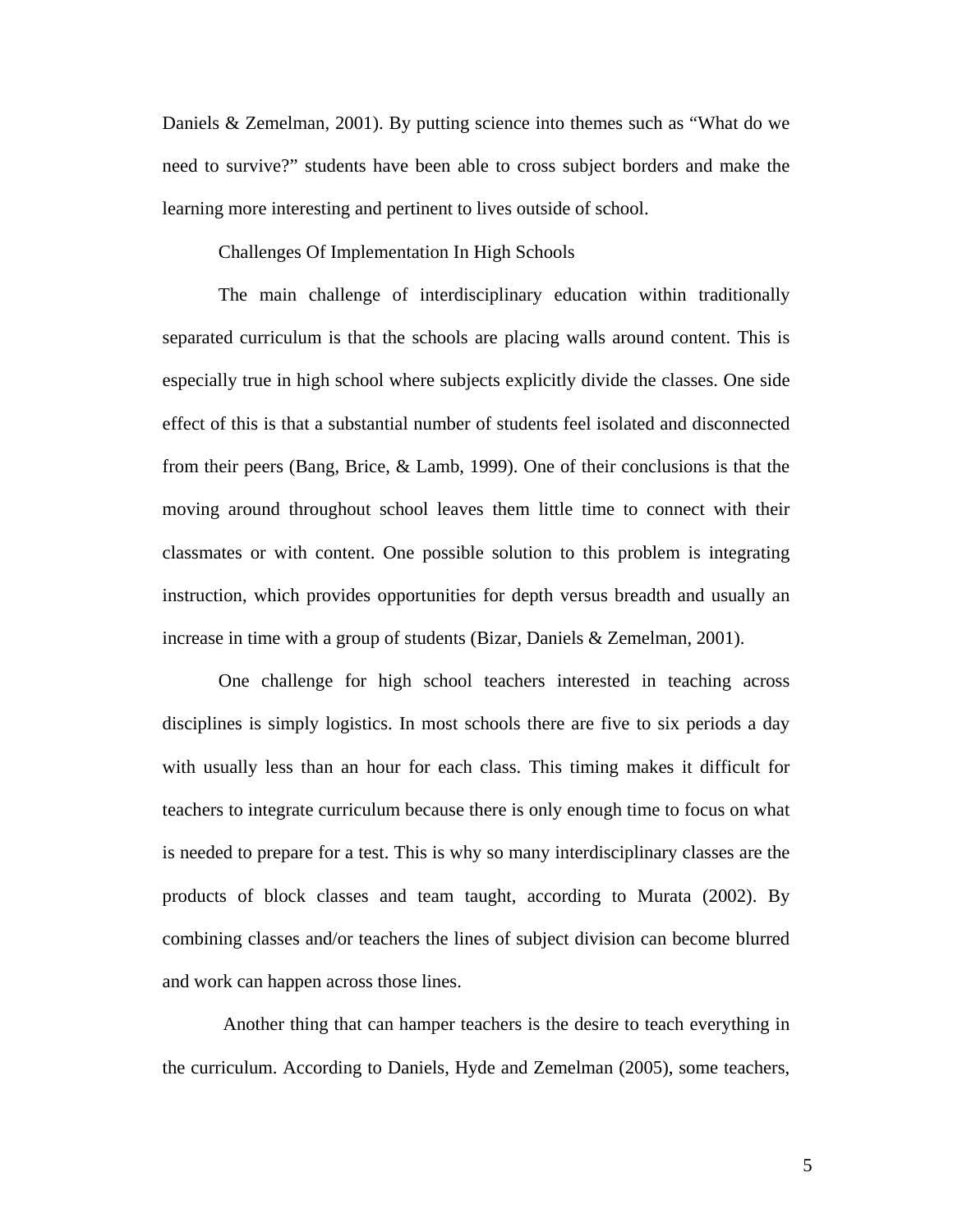Daniels & Zemelman, 2001). By putting science into themes such as "What do we need to survive?" students have been able to cross subject borders and make the learning more interesting and pertinent to lives outside of school.

## Challenges Of Implementation In High Schools

The main challenge of interdisciplinary education within traditionally separated curriculum is that the schools are placing walls around content. This is especially true in high school where subjects explicitly divide the classes. One side effect of this is that a substantial number of students feel isolated and disconnected from their peers (Bang, Brice, & Lamb, 1999). One of their conclusions is that the moving around throughout school leaves them little time to connect with their classmates or with content. One possible solution to this problem is integrating instruction, which provides opportunities for depth versus breadth and usually an increase in time with a group of students (Bizar, Daniels & Zemelman, 2001).

One challenge for high school teachers interested in teaching across disciplines is simply logistics. In most schools there are five to six periods a day with usually less than an hour for each class. This timing makes it difficult for teachers to integrate curriculum because there is only enough time to focus on what is needed to prepare for a test. This is why so many interdisciplinary classes are the products of block classes and team taught, according to Murata (2002). By combining classes and/or teachers the lines of subject division can become blurred and work can happen across those lines.

Another thing that can hamper teachers is the desire to teach everything in the curriculum. According to Daniels, Hyde and Zemelman (2005), some teachers,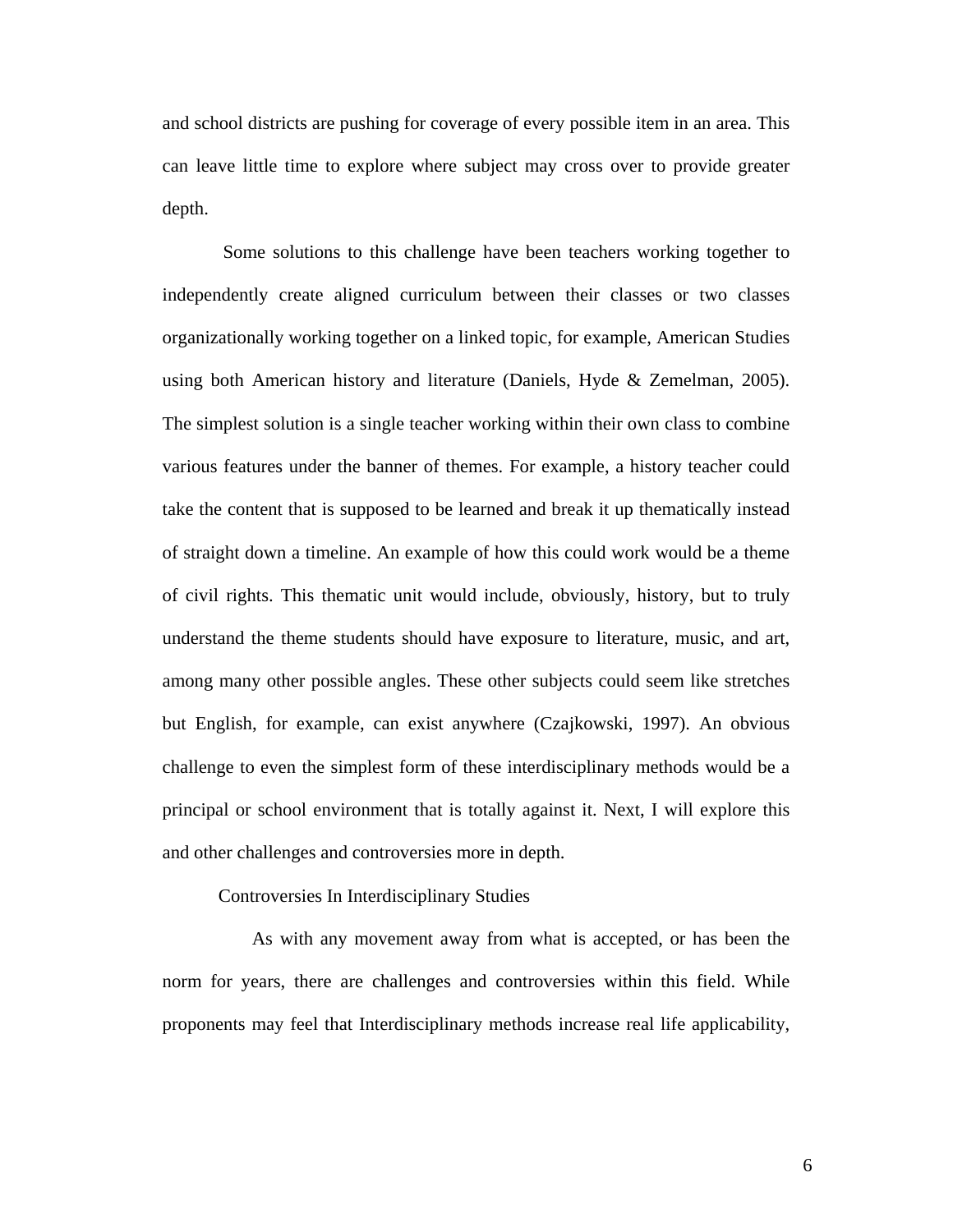and school districts are pushing for coverage of every possible item in an area. This can leave little time to explore where subject may cross over to provide greater depth.

Some solutions to this challenge have been teachers working together to independently create aligned curriculum between their classes or two classes organizationally working together on a linked topic, for example, American Studies using both American history and literature (Daniels, Hyde & Zemelman, 2005). The simplest solution is a single teacher working within their own class to combine various features under the banner of themes. For example, a history teacher could take the content that is supposed to be learned and break it up thematically instead of straight down a timeline. An example of how this could work would be a theme of civil rights. This thematic unit would include, obviously, history, but to truly understand the theme students should have exposure to literature, music, and art, among many other possible angles. These other subjects could seem like stretches but English, for example, can exist anywhere (Czajkowski, 1997). An obvious challenge to even the simplest form of these interdisciplinary methods would be a principal or school environment that is totally against it. Next, I will explore this and other challenges and controversies more in depth.

## Controversies In Interdisciplinary Studies

As with any movement away from what is accepted, or has been the norm for years, there are challenges and controversies within this field. While proponents may feel that Interdisciplinary methods increase real life applicability,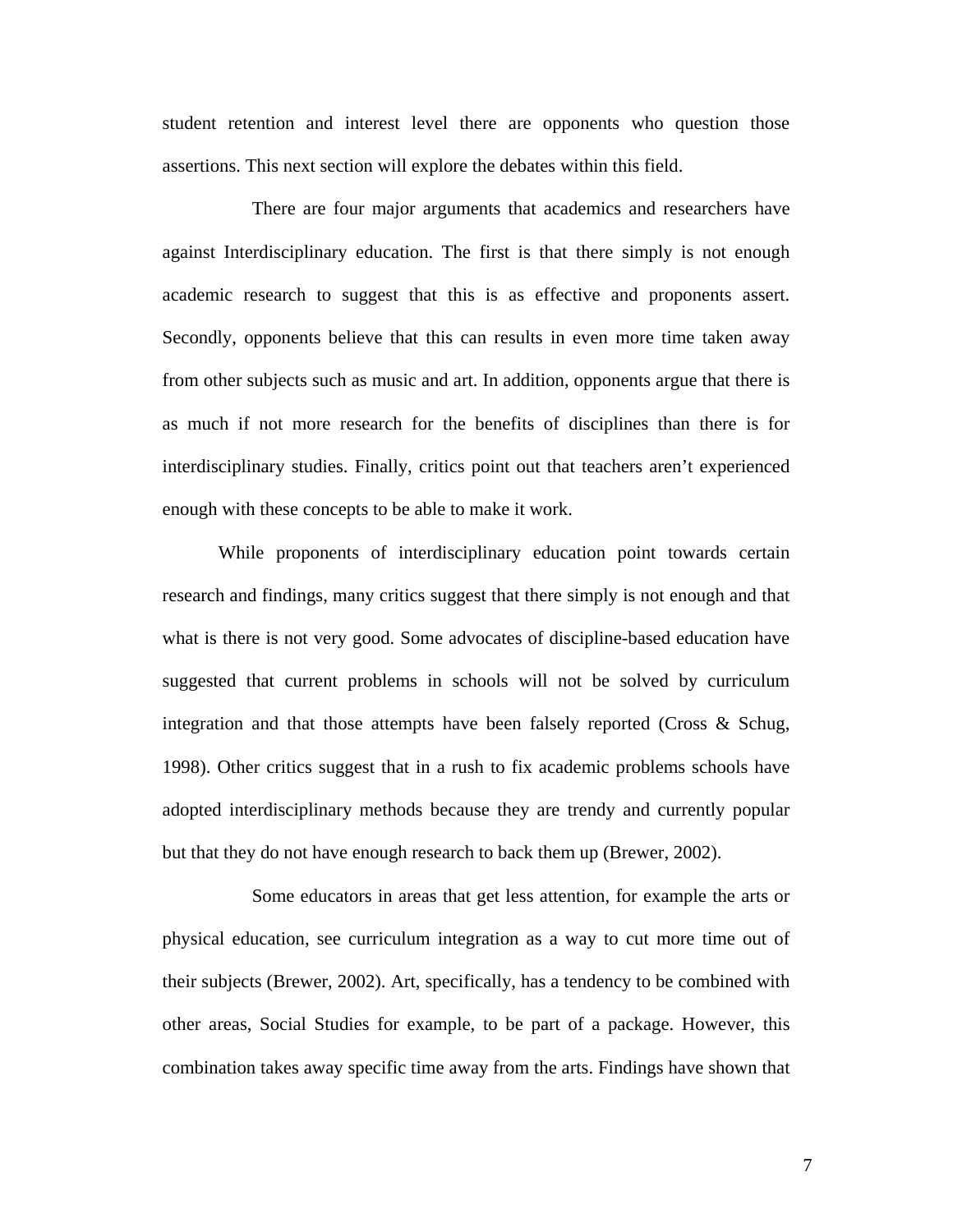student retention and interest level there are opponents who question those assertions. This next section will explore the debates within this field.

There are four major arguments that academics and researchers have against Interdisciplinary education. The first is that there simply is not enough academic research to suggest that this is as effective and proponents assert. Secondly, opponents believe that this can results in even more time taken away from other subjects such as music and art. In addition, opponents argue that there is as much if not more research for the benefits of disciplines than there is for interdisciplinary studies. Finally, critics point out that teachers aren't experienced enough with these concepts to be able to make it work.

While proponents of interdisciplinary education point towards certain research and findings, many critics suggest that there simply is not enough and that what is there is not very good. Some advocates of discipline-based education have suggested that current problems in schools will not be solved by curriculum integration and that those attempts have been falsely reported (Cross & Schug, 1998). Other critics suggest that in a rush to fix academic problems schools have adopted interdisciplinary methods because they are trendy and currently popular but that they do not have enough research to back them up (Brewer, 2002).

Some educators in areas that get less attention, for example the arts or physical education, see curriculum integration as a way to cut more time out of their subjects (Brewer, 2002). Art, specifically, has a tendency to be combined with other areas, Social Studies for example, to be part of a package. However, this combination takes away specific time away from the arts. Findings have shown that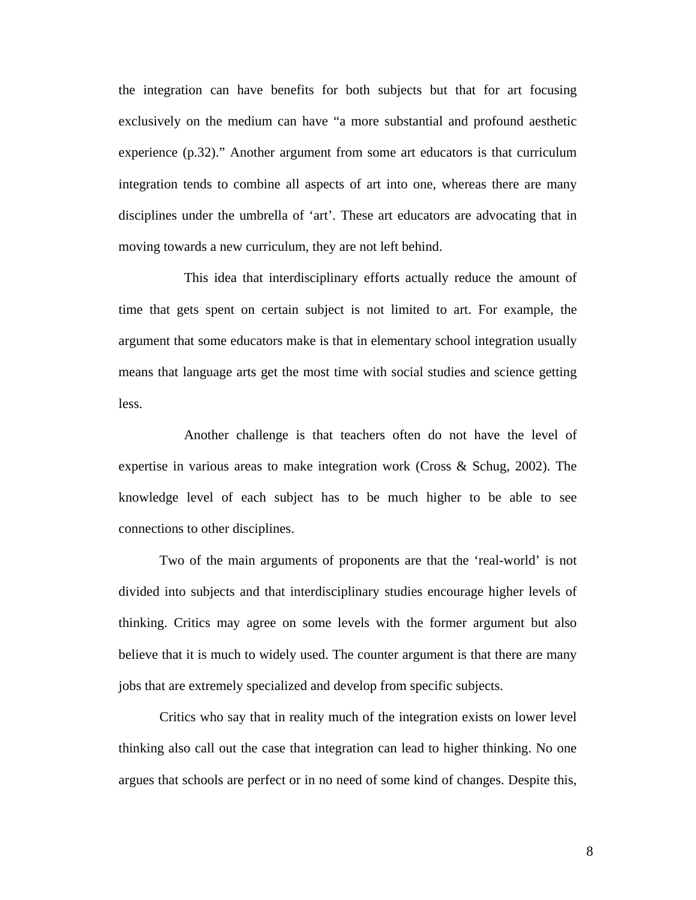the integration can have benefits for both subjects but that for art focusing exclusively on the medium can have "a more substantial and profound aesthetic experience (p.32)." Another argument from some art educators is that curriculum integration tends to combine all aspects of art into one, whereas there are many disciplines under the umbrella of 'art'. These art educators are advocating that in moving towards a new curriculum, they are not left behind.

This idea that interdisciplinary efforts actually reduce the amount of time that gets spent on certain subject is not limited to art. For example, the argument that some educators make is that in elementary school integration usually means that language arts get the most time with social studies and science getting less.

Another challenge is that teachers often do not have the level of expertise in various areas to make integration work (Cross & Schug, 2002). The knowledge level of each subject has to be much higher to be able to see connections to other disciplines.

Two of the main arguments of proponents are that the 'real-world' is not divided into subjects and that interdisciplinary studies encourage higher levels of thinking. Critics may agree on some levels with the former argument but also believe that it is much to widely used. The counter argument is that there are many jobs that are extremely specialized and develop from specific subjects.

Critics who say that in reality much of the integration exists on lower level thinking also call out the case that integration can lead to higher thinking. No one argues that schools are perfect or in no need of some kind of changes. Despite this,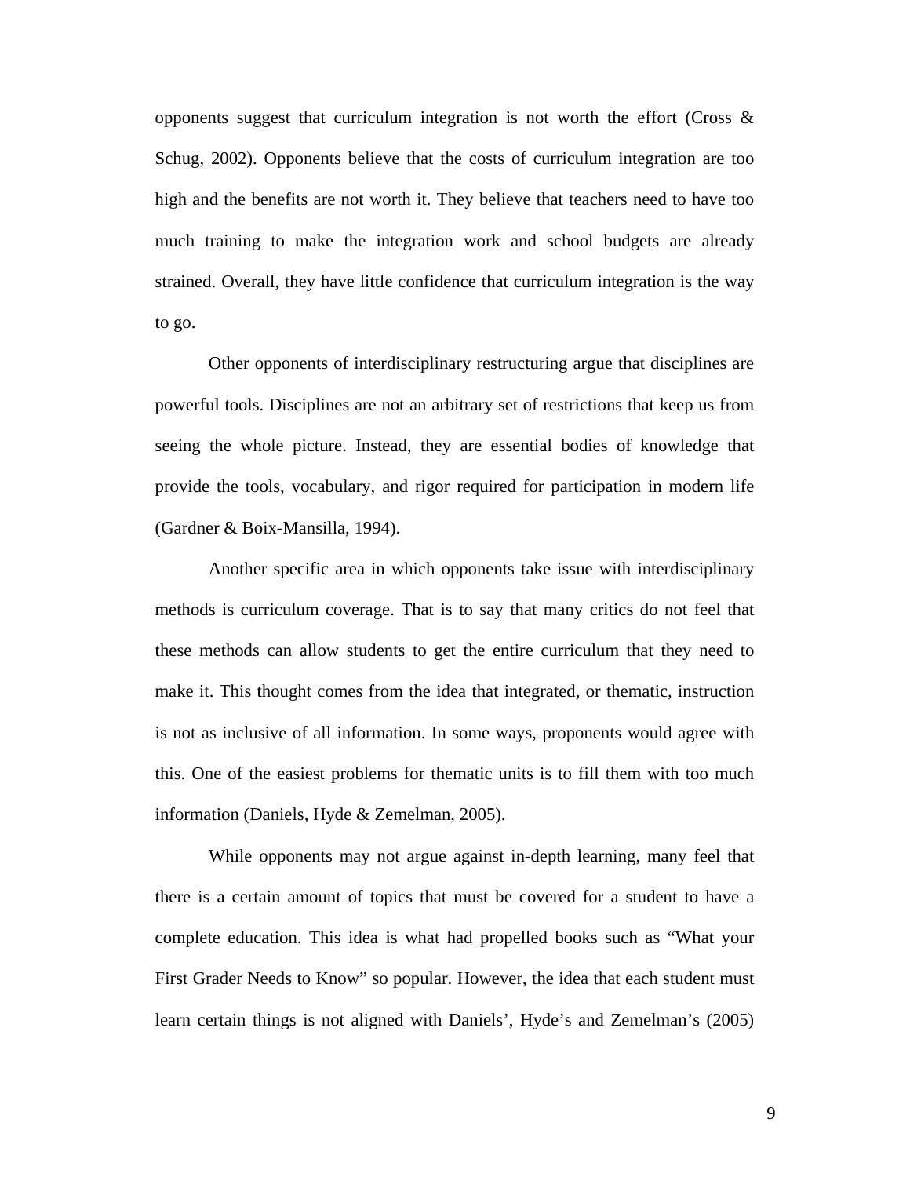opponents suggest that curriculum integration is not worth the effort (Cross & Schug, 2002). Opponents believe that the costs of curriculum integration are too high and the benefits are not worth it. They believe that teachers need to have too much training to make the integration work and school budgets are already strained. Overall, they have little confidence that curriculum integration is the way to go.

Other opponents of interdisciplinary restructuring argue that disciplines are powerful tools. Disciplines are not an arbitrary set of restrictions that keep us from seeing the whole picture. Instead, they are essential bodies of knowledge that provide the tools, vocabulary, and rigor required for participation in modern life (Gardner & Boix-Mansilla, 1994).

Another specific area in which opponents take issue with interdisciplinary methods is curriculum coverage. That is to say that many critics do not feel that these methods can allow students to get the entire curriculum that they need to make it. This thought comes from the idea that integrated, or thematic, instruction is not as inclusive of all information. In some ways, proponents would agree with this. One of the easiest problems for thematic units is to fill them with too much information (Daniels, Hyde & Zemelman, 2005).

While opponents may not argue against in-depth learning, many feel that there is a certain amount of topics that must be covered for a student to have a complete education. This idea is what had propelled books such as "What your First Grader Needs to Know" so popular. However, the idea that each student must learn certain things is not aligned with Daniels', Hyde's and Zemelman's (2005)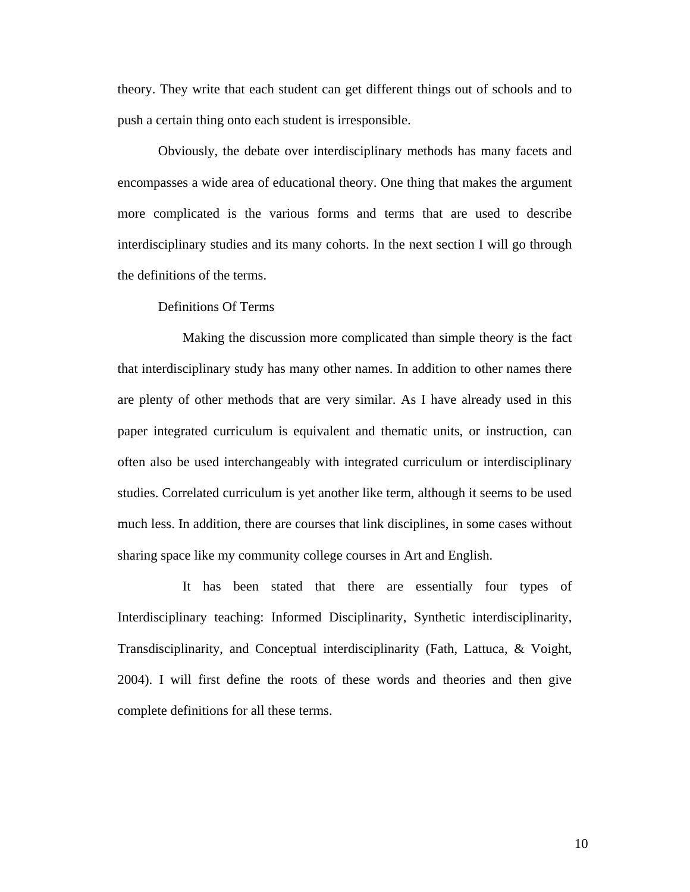theory. They write that each student can get different things out of schools and to push a certain thing onto each student is irresponsible.

Obviously, the debate over interdisciplinary methods has many facets and encompasses a wide area of educational theory. One thing that makes the argument more complicated is the various forms and terms that are used to describe interdisciplinary studies and its many cohorts. In the next section I will go through the definitions of the terms.

## Definitions Of Terms

Making the discussion more complicated than simple theory is the fact that interdisciplinary study has many other names. In addition to other names there are plenty of other methods that are very similar. As I have already used in this paper integrated curriculum is equivalent and thematic units, or instruction, can often also be used interchangeably with integrated curriculum or interdisciplinary studies. Correlated curriculum is yet another like term, although it seems to be used much less. In addition, there are courses that link disciplines, in some cases without sharing space like my community college courses in Art and English.

It has been stated that there are essentially four types of Interdisciplinary teaching: Informed Disciplinarity, Synthetic interdisciplinarity, Transdisciplinarity, and Conceptual interdisciplinarity (Fath, Lattuca, & Voight, 2004). I will first define the roots of these words and theories and then give complete definitions for all these terms.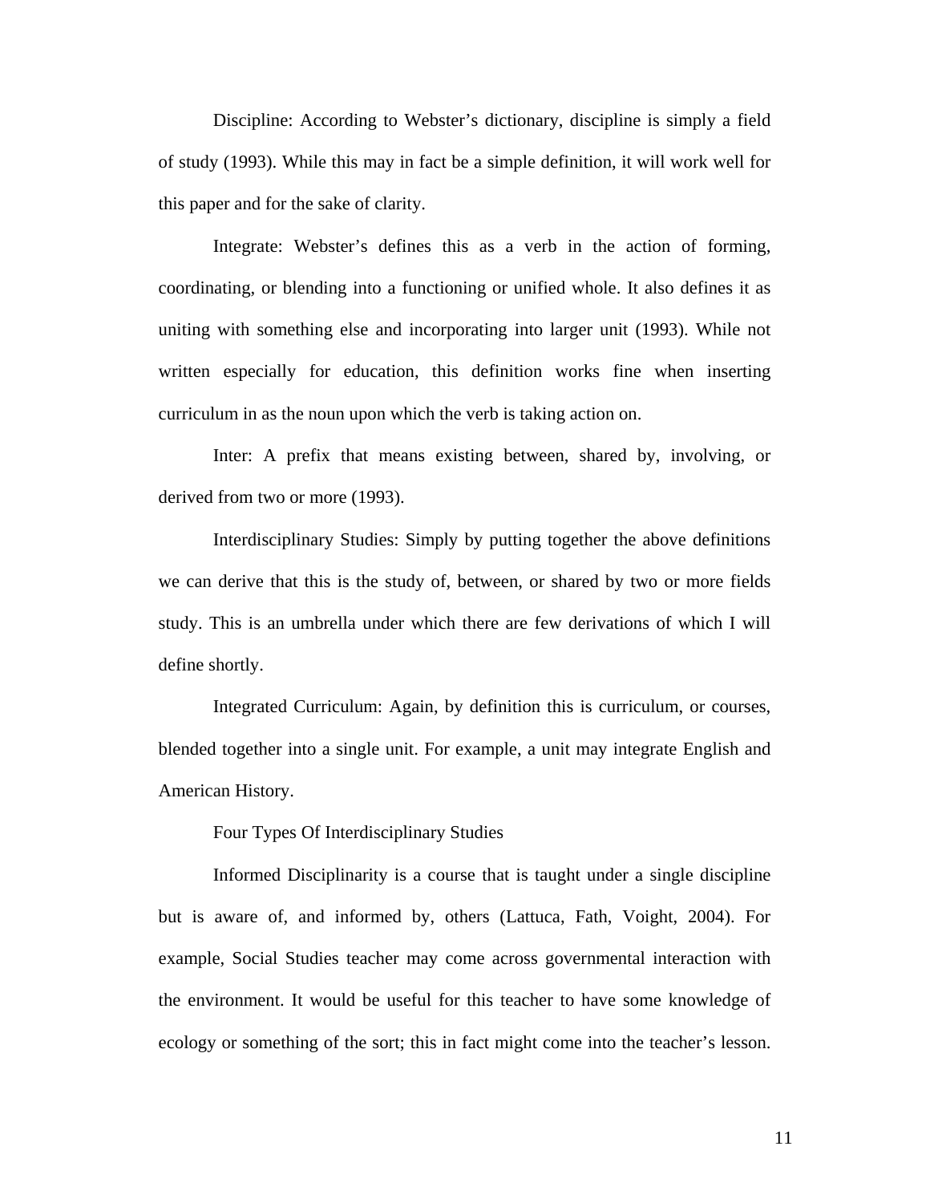Discipline: According to Webster's dictionary, discipline is simply a field of study (1993). While this may in fact be a simple definition, it will work well for this paper and for the sake of clarity.

Integrate: Webster's defines this as a verb in the action of forming, coordinating, or blending into a functioning or unified whole. It also defines it as uniting with something else and incorporating into larger unit (1993). While not written especially for education, this definition works fine when inserting curriculum in as the noun upon which the verb is taking action on.

Inter: A prefix that means existing between, shared by, involving, or derived from two or more (1993).

Interdisciplinary Studies: Simply by putting together the above definitions we can derive that this is the study of, between, or shared by two or more fields study. This is an umbrella under which there are few derivations of which I will define shortly.

Integrated Curriculum: Again, by definition this is curriculum, or courses, blended together into a single unit. For example, a unit may integrate English and American History.

## Four Types Of Interdisciplinary Studies

Informed Disciplinarity is a course that is taught under a single discipline but is aware of, and informed by, others (Lattuca, Fath, Voight, 2004). For example, Social Studies teacher may come across governmental interaction with the environment. It would be useful for this teacher to have some knowledge of ecology or something of the sort; this in fact might come into the teacher's lesson.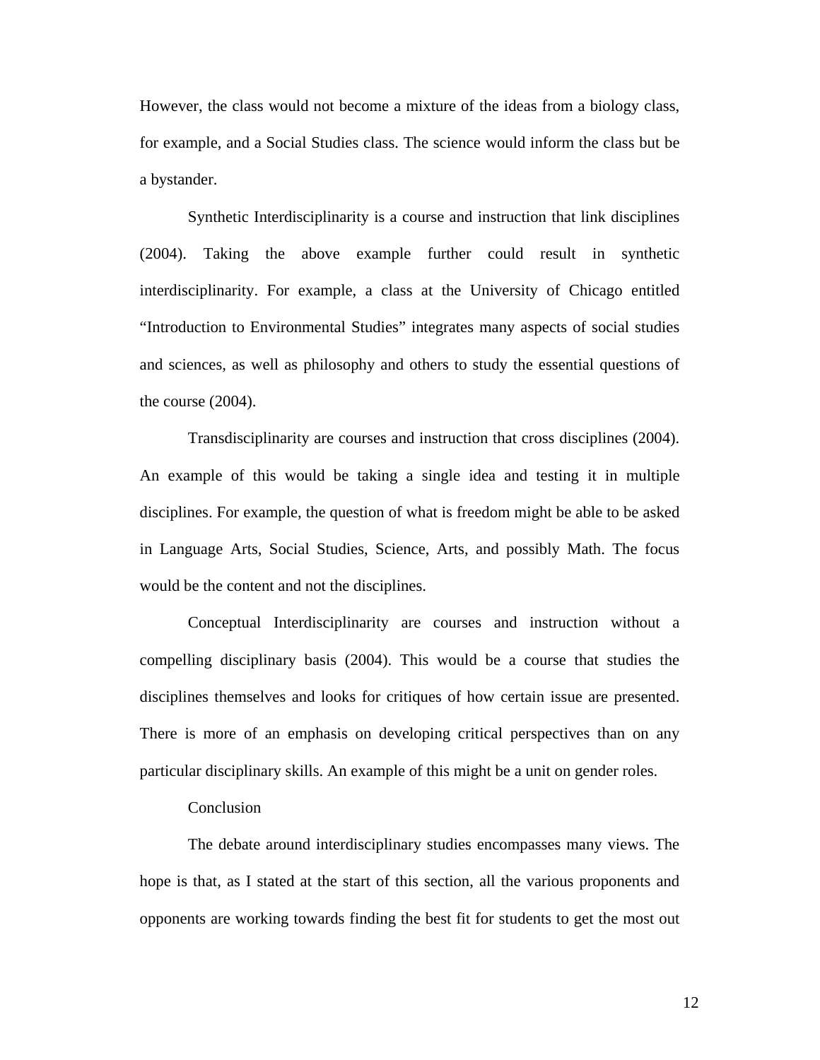However, the class would not become a mixture of the ideas from a biology class, for example, and a Social Studies class. The science would inform the class but be a bystander.

Synthetic Interdisciplinarity is a course and instruction that link disciplines (2004). Taking the above example further could result in synthetic interdisciplinarity. For example, a class at the University of Chicago entitled "Introduction to Environmental Studies" integrates many aspects of social studies and sciences, as well as philosophy and others to study the essential questions of the course (2004).

Transdisciplinarity are courses and instruction that cross disciplines (2004). An example of this would be taking a single idea and testing it in multiple disciplines. For example, the question of what is freedom might be able to be asked in Language Arts, Social Studies, Science, Arts, and possibly Math. The focus would be the content and not the disciplines.

Conceptual Interdisciplinarity are courses and instruction without a compelling disciplinary basis (2004). This would be a course that studies the disciplines themselves and looks for critiques of how certain issue are presented. There is more of an emphasis on developing critical perspectives than on any particular disciplinary skills. An example of this might be a unit on gender roles.

## Conclusion

The debate around interdisciplinary studies encompasses many views. The hope is that, as I stated at the start of this section, all the various proponents and opponents are working towards finding the best fit for students to get the most out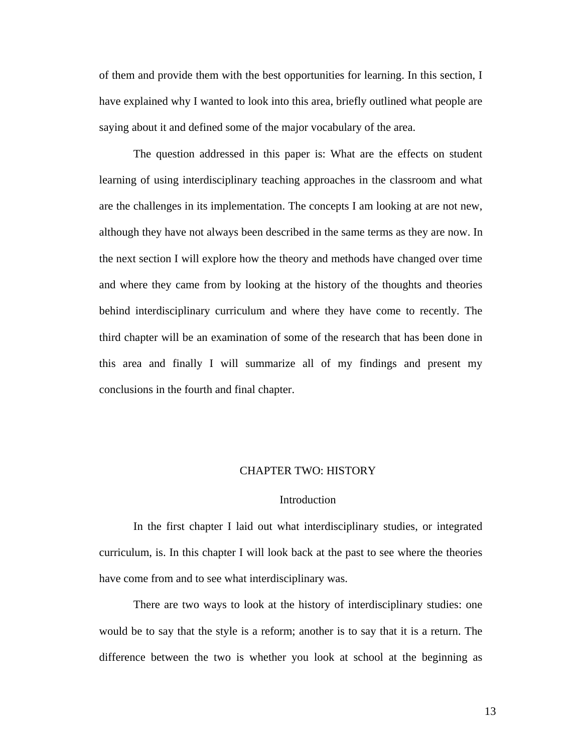of them and provide them with the best opportunities for learning. In this section, I have explained why I wanted to look into this area, briefly outlined what people are saying about it and defined some of the major vocabulary of the area.

The question addressed in this paper is: What are the effects on student learning of using interdisciplinary teaching approaches in the classroom and what are the challenges in its implementation. The concepts I am looking at are not new, although they have not always been described in the same terms as they are now. In the next section I will explore how the theory and methods have changed over time and where they came from by looking at the history of the thoughts and theories behind interdisciplinary curriculum and where they have come to recently. The third chapter will be an examination of some of the research that has been done in this area and finally I will summarize all of my findings and present my conclusions in the fourth and final chapter.

# CHAPTER TWO: HISTORY

## Introduction

In the first chapter I laid out what interdisciplinary studies, or integrated curriculum, is. In this chapter I will look back at the past to see where the theories have come from and to see what interdisciplinary was.

There are two ways to look at the history of interdisciplinary studies: one would be to say that the style is a reform; another is to say that it is a return. The difference between the two is whether you look at school at the beginning as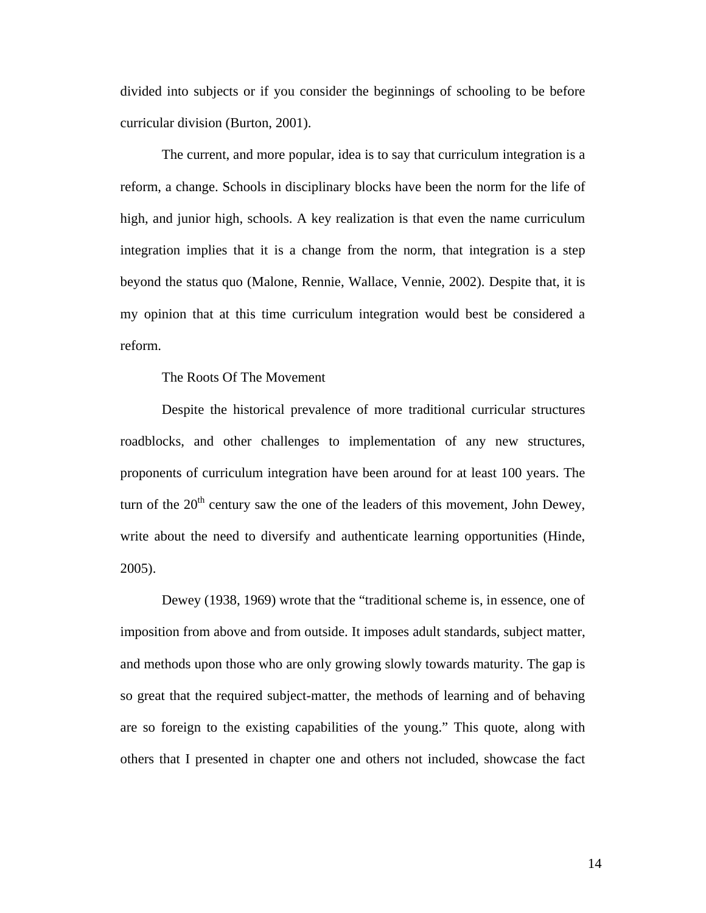divided into subjects or if you consider the beginnings of schooling to be before curricular division (Burton, 2001).

The current, and more popular, idea is to say that curriculum integration is a reform, a change. Schools in disciplinary blocks have been the norm for the life of high, and junior high, schools. A key realization is that even the name curriculum integration implies that it is a change from the norm, that integration is a step beyond the status quo (Malone, Rennie, Wallace, Vennie, 2002). Despite that, it is my opinion that at this time curriculum integration would best be considered a reform.

## The Roots Of The Movement

Despite the historical prevalence of more traditional curricular structures roadblocks, and other challenges to implementation of any new structures, proponents of curriculum integration have been around for at least 100 years. The turn of the 20th century saw the one of the leaders of this movement, John Dewey, write about the need to diversify and authenticate learning opportunities (Hinde, 2005).

Dewey (1938, 1969) wrote that the "traditional scheme is, in essence, one of imposition from above and from outside. It imposes adult standards, subject matter, and methods upon those who are only growing slowly towards maturity. The gap is so great that the required subject-matter, the methods of learning and of behaving are so foreign to the existing capabilities of the young." This quote, along with others that I presented in chapter one and others not included, showcase the fact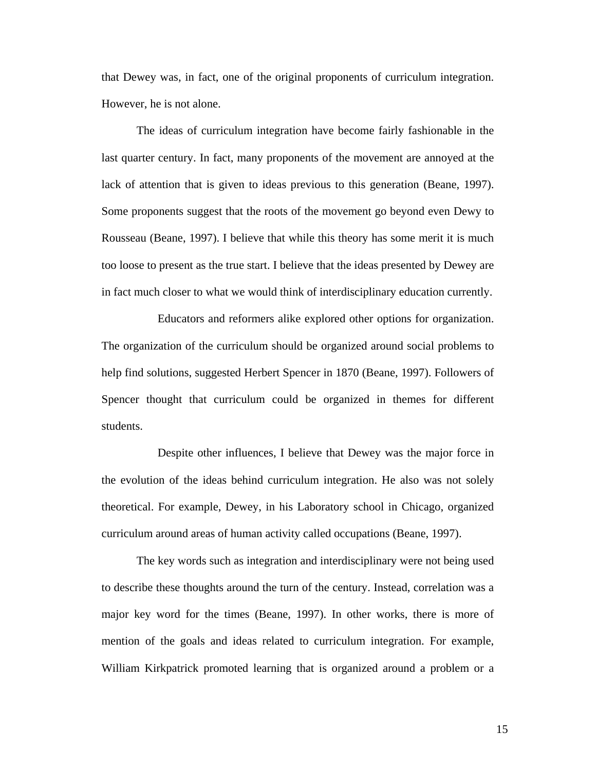that Dewey was, in fact, one of the original proponents of curriculum integration. However, he is not alone.

The ideas of curriculum integration have become fairly fashionable in the last quarter century. In fact, many proponents of the movement are annoyed at the lack of attention that is given to ideas previous to this generation (Beane, 1997). Some proponents suggest that the roots of the movement go beyond even Dewy to Rousseau (Beane, 1997). I believe that while this theory has some merit it is much too loose to present as the true start. I believe that the ideas presented by Dewey are in fact much closer to what we would think of interdisciplinary education currently.

Educators and reformers alike explored other options for organization. The organization of the curriculum should be organized around social problems to help find solutions, suggested Herbert Spencer in 1870 (Beane, 1997). Followers of Spencer thought that curriculum could be organized in themes for different students.

Despite other influences, I believe that Dewey was the major force in the evolution of the ideas behind curriculum integration. He also was not solely theoretical. For example, Dewey, in his Laboratory school in Chicago, organized curriculum around areas of human activity called occupations (Beane, 1997).

The key words such as integration and interdisciplinary were not being used to describe these thoughts around the turn of the century. Instead, correlation was a major key word for the times (Beane, 1997). In other works, there is more of mention of the goals and ideas related to curriculum integration. For example, William Kirkpatrick promoted learning that is organized around a problem or a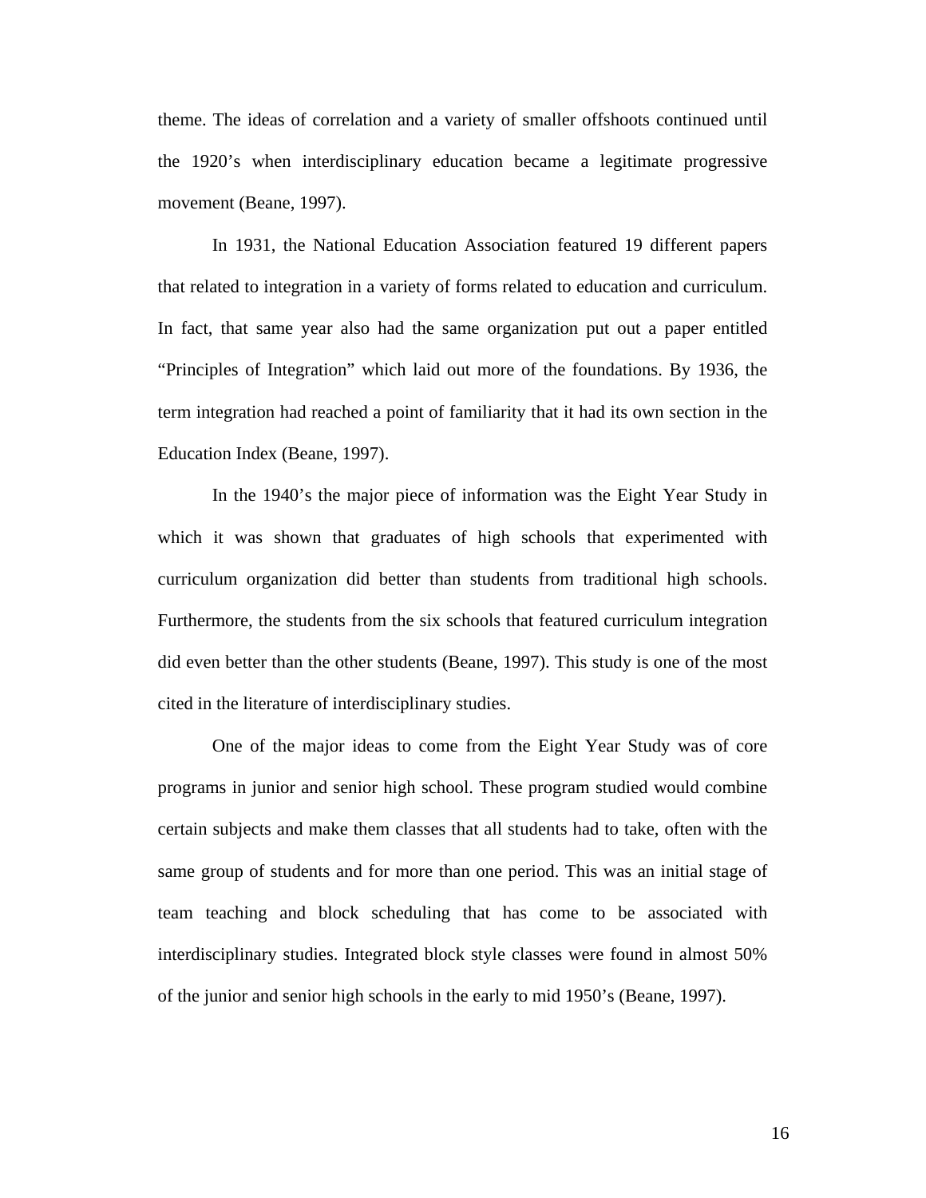theme. The ideas of correlation and a variety of smaller offshoots continued until the 1920's when interdisciplinary education became a legitimate progressive movement (Beane, 1997).

In 1931, the National Education Association featured 19 different papers that related to integration in a variety of forms related to education and curriculum. In fact, that same year also had the same organization put out a paper entitled "Principles of Integration" which laid out more of the foundations. By 1936, the term integration had reached a point of familiarity that it had its own section in the Education Index (Beane, 1997).

In the 1940's the major piece of information was the Eight Year Study in which it was shown that graduates of high schools that experimented with curriculum organization did better than students from traditional high schools. Furthermore, the students from the six schools that featured curriculum integration did even better than the other students (Beane, 1997). This study is one of the most cited in the literature of interdisciplinary studies.

One of the major ideas to come from the Eight Year Study was of core programs in junior and senior high school. These program studied would combine certain subjects and make them classes that all students had to take, often with the same group of students and for more than one period. This was an initial stage of team teaching and block scheduling that has come to be associated with interdisciplinary studies. Integrated block style classes were found in almost 50% of the junior and senior high schools in the early to mid 1950's (Beane, 1997).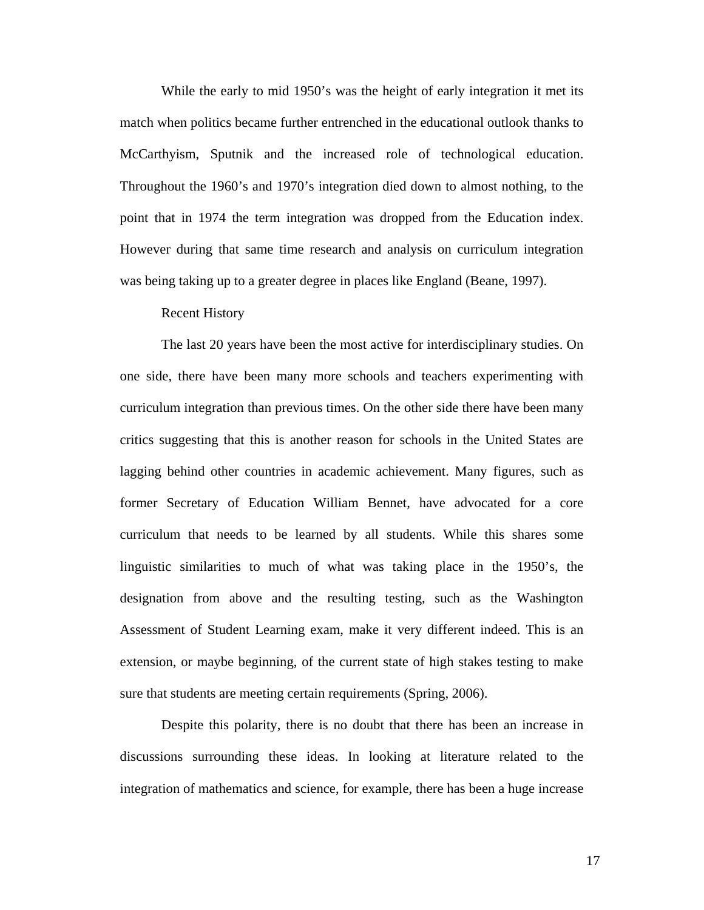While the early to mid 1950's was the height of early integration it met its match when politics became further entrenched in the educational outlook thanks to McCarthyism, Sputnik and the increased role of technological education. Throughout the 1960's and 1970's integration died down to almost nothing, to the point that in 1974 the term integration was dropped from the Education index. However during that same time research and analysis on curriculum integration was being taking up to a greater degree in places like England (Beane, 1997).

### Recent History

The last 20 years have been the most active for interdisciplinary studies. On one side, there have been many more schools and teachers experimenting with curriculum integration than previous times. On the other side there have been many critics suggesting that this is another reason for schools in the United States are lagging behind other countries in academic achievement. Many figures, such as former Secretary of Education William Bennet, have advocated for a core curriculum that needs to be learned by all students. While this shares some linguistic similarities to much of what was taking place in the 1950's, the designation from above and the resulting testing, such as the Washington Assessment of Student Learning exam, make it very different indeed. This is an extension, or maybe beginning, of the current state of high stakes testing to make sure that students are meeting certain requirements (Spring, 2006).

Despite this polarity, there is no doubt that there has been an increase in discussions surrounding these ideas. In looking at literature related to the integration of mathematics and science, for example, there has been a huge increase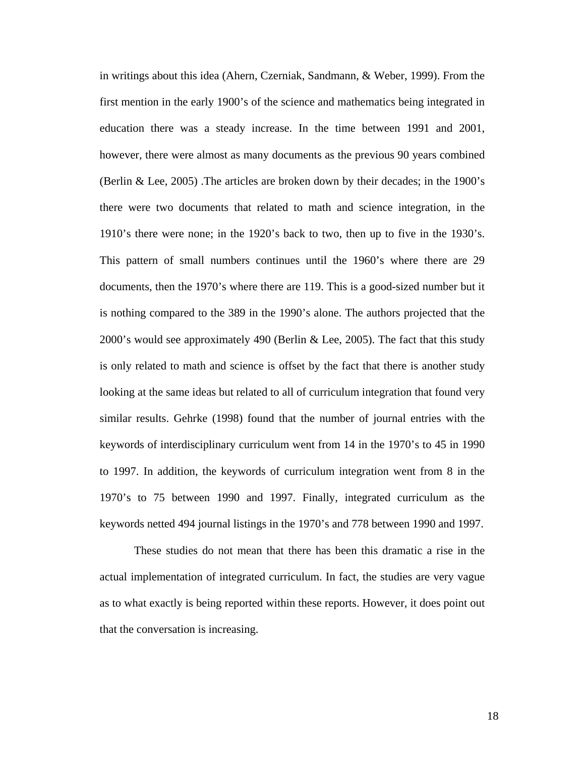in writings about this idea (Ahern, Czerniak, Sandmann, & Weber, 1999). From the first mention in the early 1900's of the science and mathematics being integrated in education there was a steady increase. In the time between 1991 and 2001, however, there were almost as many documents as the previous 90 years combined (Berlin & Lee, 2005) .The articles are broken down by their decades; in the 1900's there were two documents that related to math and science integration, in the 1910's there were none; in the 1920's back to two, then up to five in the 1930's. This pattern of small numbers continues until the 1960's where there are 29 documents, then the 1970's where there are 119. This is a good-sized number but it is nothing compared to the 389 in the 1990's alone. The authors projected that the 2000's would see approximately 490 (Berlin & Lee, 2005). The fact that this study is only related to math and science is offset by the fact that there is another study looking at the same ideas but related to all of curriculum integration that found very similar results. Gehrke (1998) found that the number of journal entries with the keywords of interdisciplinary curriculum went from 14 in the 1970's to 45 in 1990 to 1997. In addition, the keywords of curriculum integration went from 8 in the 1970's to 75 between 1990 and 1997. Finally, integrated curriculum as the keywords netted 494 journal listings in the 1970's and 778 between 1990 and 1997.

These studies do not mean that there has been this dramatic a rise in the actual implementation of integrated curriculum. In fact, the studies are very vague as to what exactly is being reported within these reports. However, it does point out that the conversation is increasing.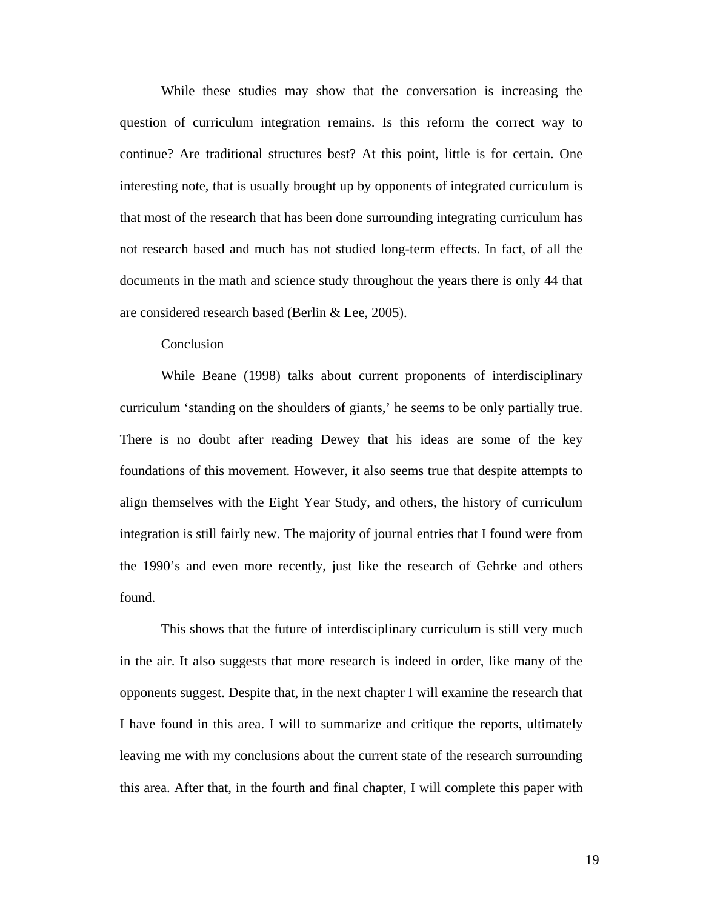While these studies may show that the conversation is increasing the question of curriculum integration remains. Is this reform the correct way to continue? Are traditional structures best? At this point, little is for certain. One interesting note, that is usually brought up by opponents of integrated curriculum is that most of the research that has been done surrounding integrating curriculum has not research based and much has not studied long-term effects. In fact, of all the documents in the math and science study throughout the years there is only 44 that are considered research based (Berlin & Lee, 2005).

## Conclusion

While Beane (1998) talks about current proponents of interdisciplinary curriculum 'standing on the shoulders of giants,' he seems to be only partially true. There is no doubt after reading Dewey that his ideas are some of the key foundations of this movement. However, it also seems true that despite attempts to align themselves with the Eight Year Study, and others, the history of curriculum integration is still fairly new. The majority of journal entries that I found were from the 1990's and even more recently, just like the research of Gehrke and others found.

This shows that the future of interdisciplinary curriculum is still very much in the air. It also suggests that more research is indeed in order, like many of the opponents suggest. Despite that, in the next chapter I will examine the research that I have found in this area. I will to summarize and critique the reports, ultimately leaving me with my conclusions about the current state of the research surrounding this area. After that, in the fourth and final chapter, I will complete this paper with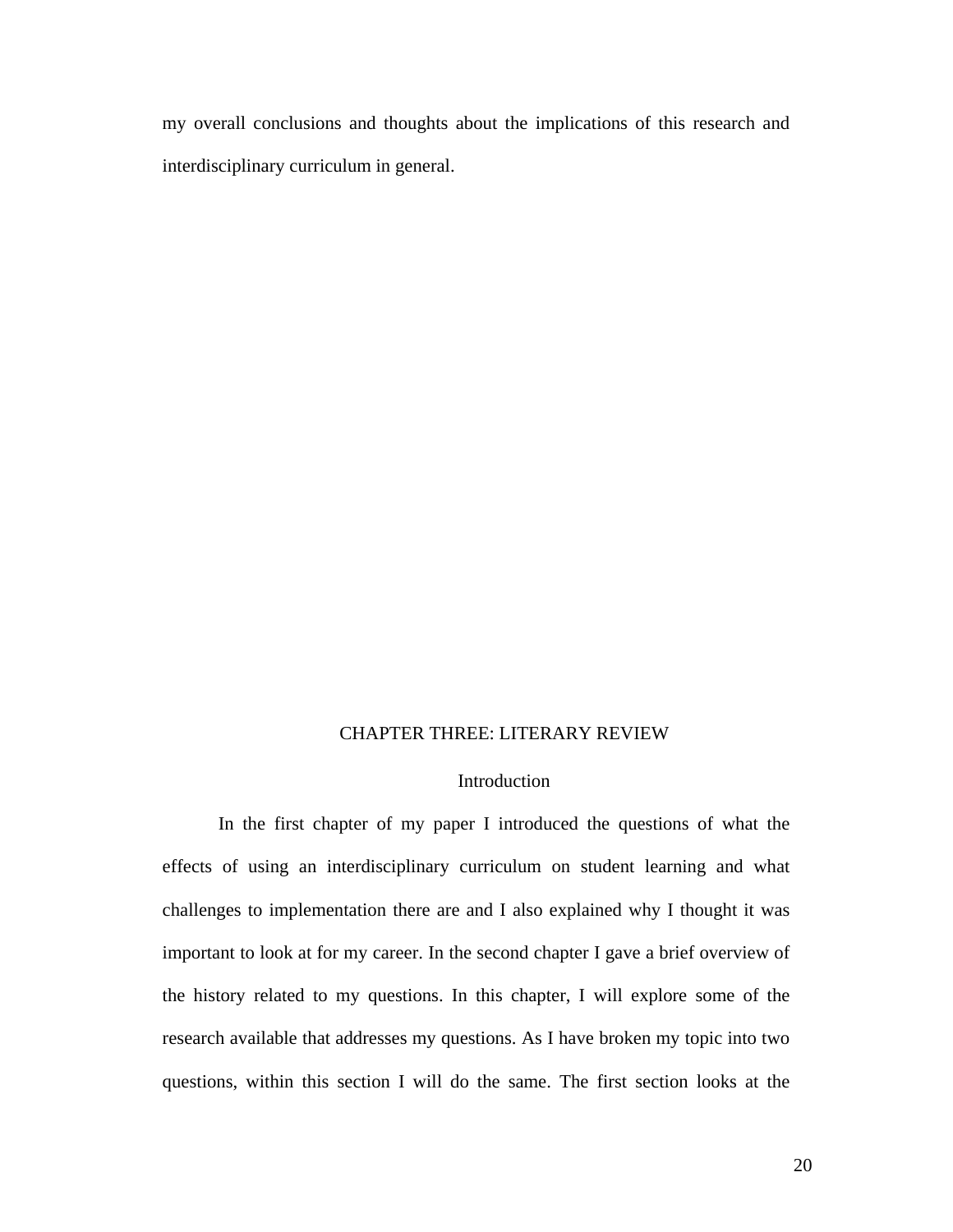my overall conclusions and thoughts about the implications of this research and interdisciplinary curriculum in general.

# CHAPTER THREE: LITERARY REVIEW

## Introduction

In the first chapter of my paper I introduced the questions of what the effects of using an interdisciplinary curriculum on student learning and what challenges to implementation there are and I also explained why I thought it was important to look at for my career. In the second chapter I gave a brief overview of the history related to my questions. In this chapter, I will explore some of the research available that addresses my questions. As I have broken my topic into two questions, within this section I will do the same. The first section looks at the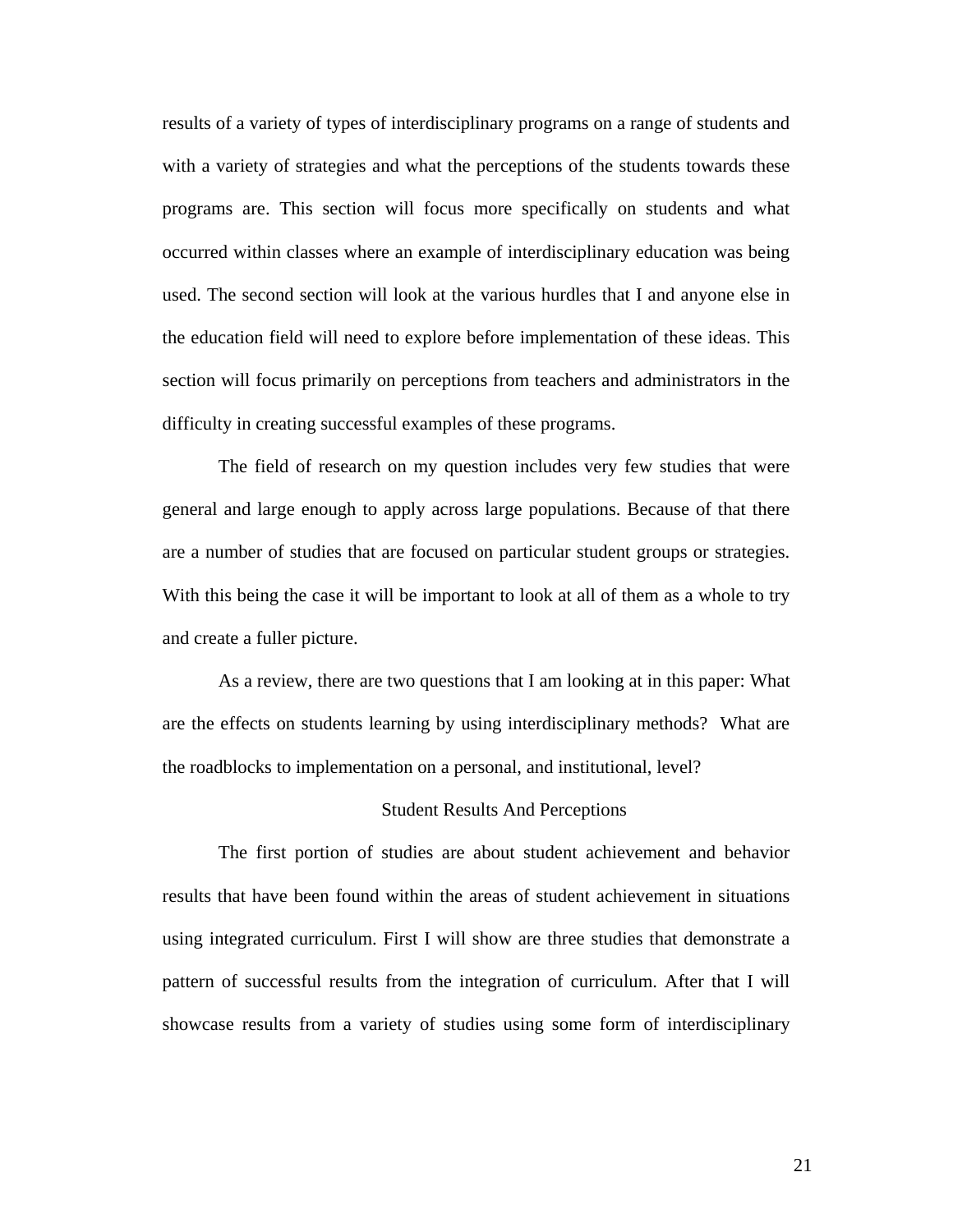results of a variety of types of interdisciplinary programs on a range of students and with a variety of strategies and what the perceptions of the students towards these programs are. This section will focus more specifically on students and what occurred within classes where an example of interdisciplinary education was being used. The second section will look at the various hurdles that I and anyone else in the education field will need to explore before implementation of these ideas. This section will focus primarily on perceptions from teachers and administrators in the difficulty in creating successful examples of these programs.

The field of research on my question includes very few studies that were general and large enough to apply across large populations. Because of that there are a number of studies that are focused on particular student groups or strategies. With this being the case it will be important to look at all of them as a whole to try and create a fuller picture.

As a review, there are two questions that I am looking at in this paper: What are the effects on students learning by using interdisciplinary methods? What are the roadblocks to implementation on a personal, and institutional, level?

## Student Results And Perceptions

The first portion of studies are about student achievement and behavior results that have been found within the areas of student achievement in situations using integrated curriculum. First I will show are three studies that demonstrate a pattern of successful results from the integration of curriculum. After that I will showcase results from a variety of studies using some form of interdisciplinary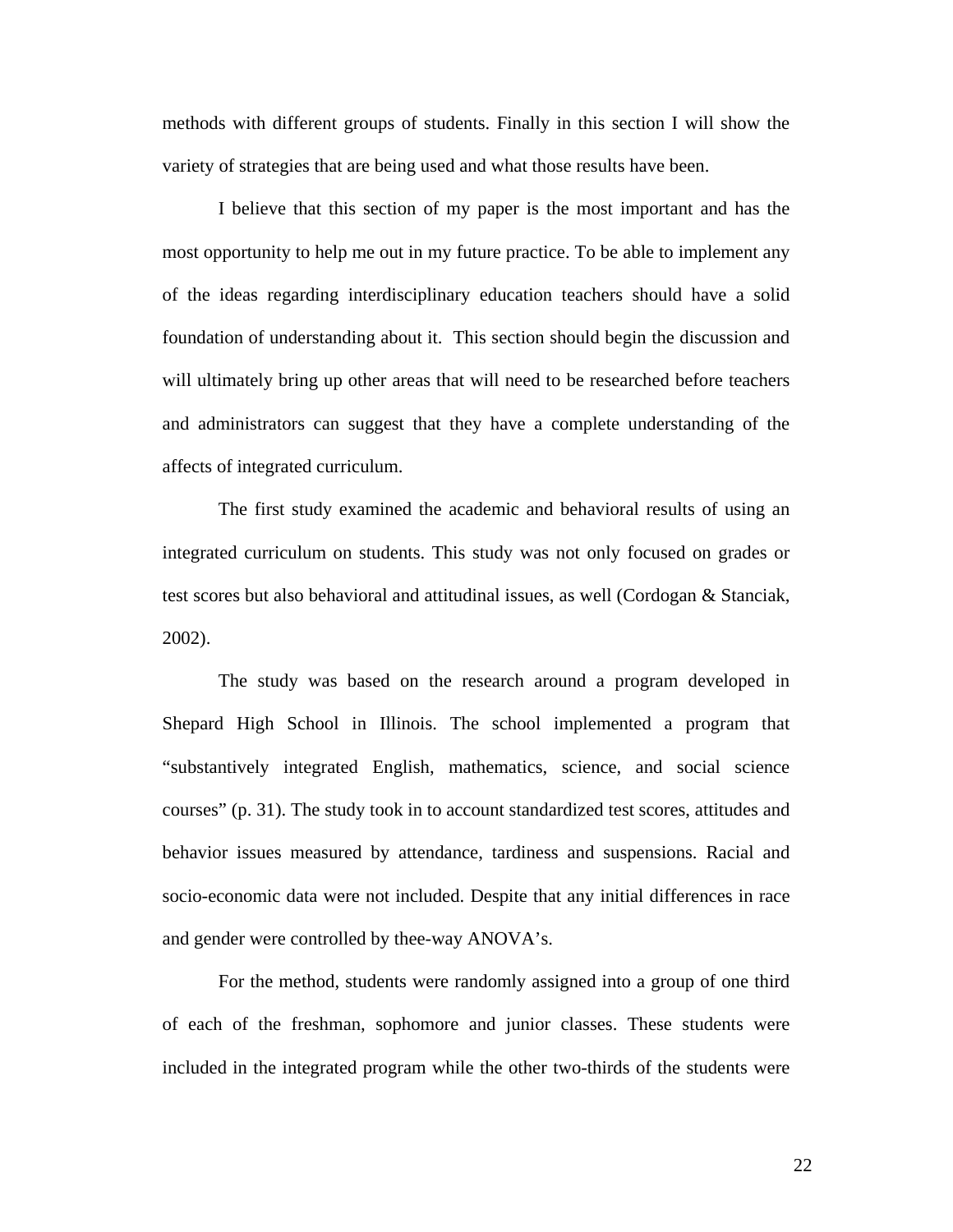methods with different groups of students. Finally in this section I will show the variety of strategies that are being used and what those results have been.

I believe that this section of my paper is the most important and has the most opportunity to help me out in my future practice. To be able to implement any of the ideas regarding interdisciplinary education teachers should have a solid foundation of understanding about it. This section should begin the discussion and will ultimately bring up other areas that will need to be researched before teachers and administrators can suggest that they have a complete understanding of the affects of integrated curriculum.

The first study examined the academic and behavioral results of using an integrated curriculum on students. This study was not only focused on grades or test scores but also behavioral and attitudinal issues, as well (Cordogan & Stanciak, 2002).

The study was based on the research around a program developed in Shepard High School in Illinois. The school implemented a program that "substantively integrated English, mathematics, science, and social science courses" (p. 31). The study took in to account standardized test scores, attitudes and behavior issues measured by attendance, tardiness and suspensions. Racial and socio-economic data were not included. Despite that any initial differences in race and gender were controlled by thee-way ANOVA's.

For the method, students were randomly assigned into a group of one third of each of the freshman, sophomore and junior classes. These students were included in the integrated program while the other two-thirds of the students were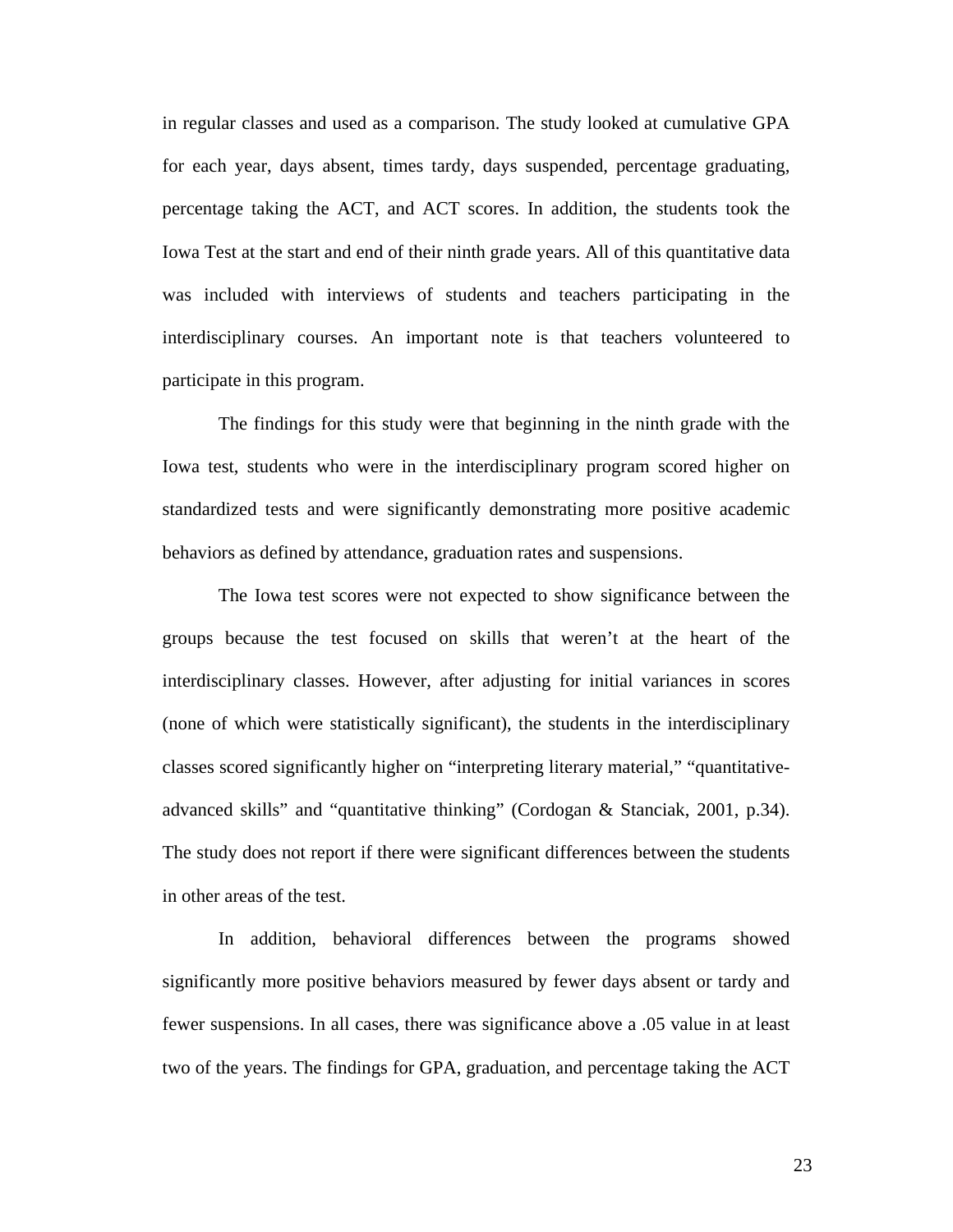in regular classes and used as a comparison. The study looked at cumulative GPA for each year, days absent, times tardy, days suspended, percentage graduating, percentage taking the ACT, and ACT scores. In addition, the students took the Iowa Test at the start and end of their ninth grade years. All of this quantitative data was included with interviews of students and teachers participating in the interdisciplinary courses. An important note is that teachers volunteered to participate in this program.

The findings for this study were that beginning in the ninth grade with the Iowa test, students who were in the interdisciplinary program scored higher on standardized tests and were significantly demonstrating more positive academic behaviors as defined by attendance, graduation rates and suspensions.

The Iowa test scores were not expected to show significance between the groups because the test focused on skills that weren't at the heart of the interdisciplinary classes. However, after adjusting for initial variances in scores (none of which were statistically significant), the students in the interdisciplinary classes scored significantly higher on "interpreting literary material," "quantitative-advanced skills" and "quantitative thinking" (Cordogan & Stanciak, 2001, p.34). The study does not report if there were significant differences between the students in other areas of the test.

In addition, behavioral differences between the programs showed significantly more positive behaviors measured by fewer days absent or tardy and fewer suspensions. In all cases, there was significance above a .05 value in at least two of the years. The findings for GPA, graduation, and percentage taking the ACT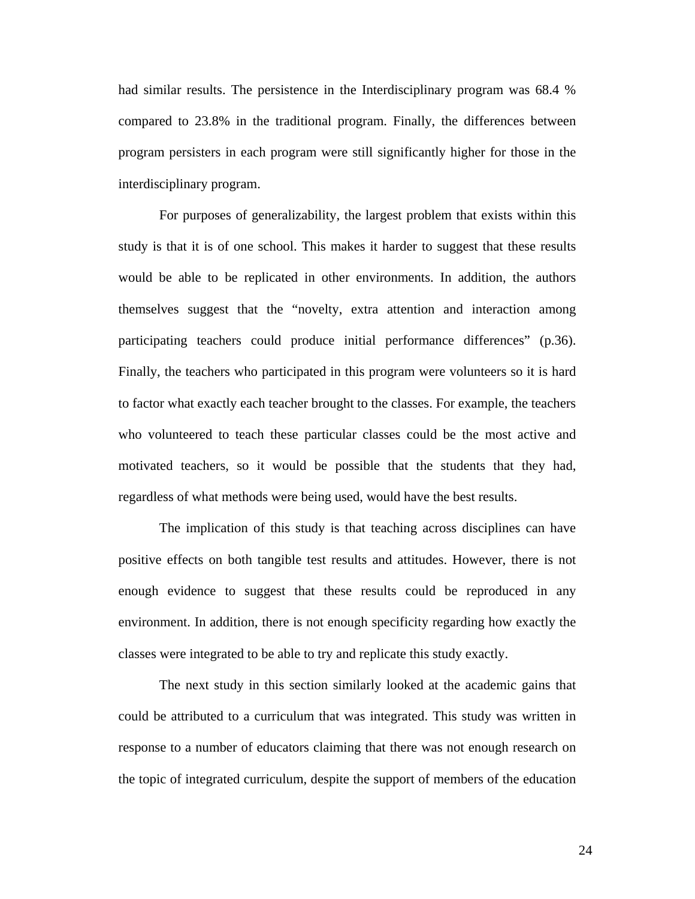had similar results. The persistence in the Interdisciplinary program was 68.4 % compared to 23.8% in the traditional program. Finally, the differences between program persisters in each program were still significantly higher for those in the interdisciplinary program.

For purposes of generalizability, the largest problem that exists within this study is that it is of one school. This makes it harder to suggest that these results would be able to be replicated in other environments. In addition, the authors themselves suggest that the "novelty, extra attention and interaction among participating teachers could produce initial performance differences" (p.36). Finally, the teachers who participated in this program were volunteers so it is hard to factor what exactly each teacher brought to the classes. For example, the teachers who volunteered to teach these particular classes could be the most active and motivated teachers, so it would be possible that the students that they had, regardless of what methods were being used, would have the best results.

The implication of this study is that teaching across disciplines can have positive effects on both tangible test results and attitudes. However, there is not enough evidence to suggest that these results could be reproduced in any environment. In addition, there is not enough specificity regarding how exactly the classes were integrated to be able to try and replicate this study exactly.

The next study in this section similarly looked at the academic gains that could be attributed to a curriculum that was integrated. This study was written in response to a number of educators claiming that there was not enough research on the topic of integrated curriculum, despite the support of members of the education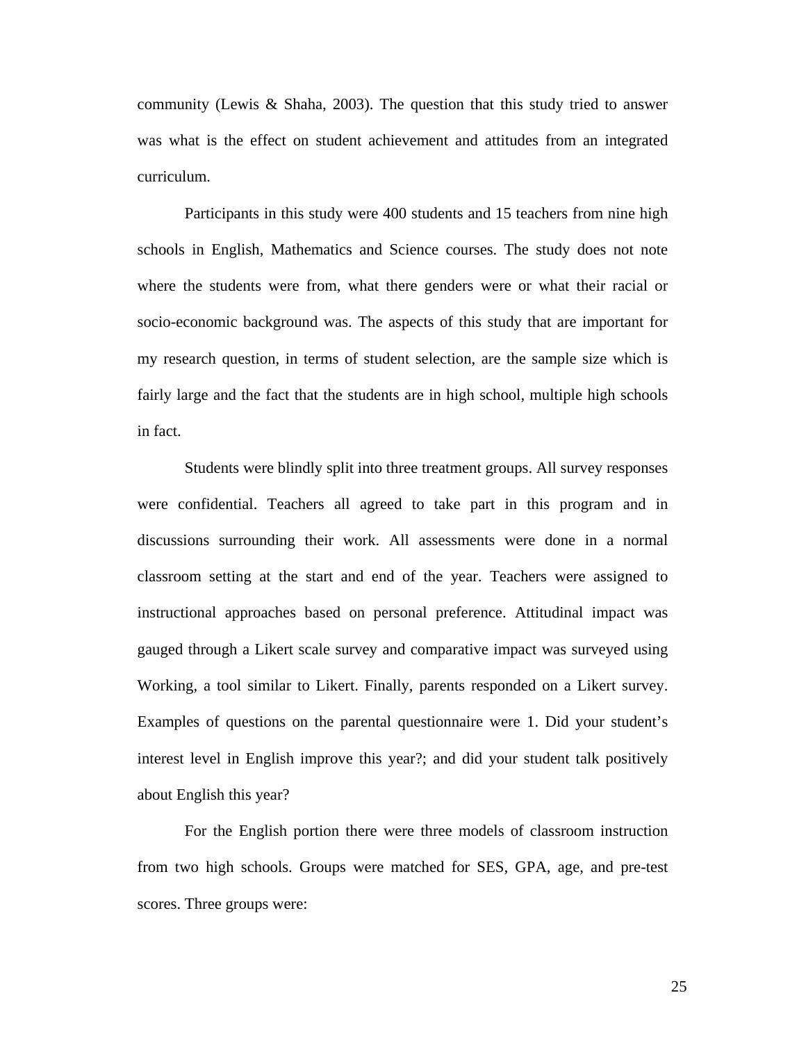community (Lewis & Shaha, 2003). The question that this study tried to answer was what is the effect on student achievement and attitudes from an integrated curriculum.

Participants in this study were 400 students and 15 teachers from nine high schools in English, Mathematics and Science courses. The study does not note where the students were from, what there genders were or what their racial or socio-economic background was. The aspects of this study that are important for my research question, in terms of student selection, are the sample size which is fairly large and the fact that the students are in high school, multiple high schools in fact.

Students were blindly split into three treatment groups. All survey responses were confidential. Teachers all agreed to take part in this program and in discussions surrounding their work. All assessments were done in a normal classroom setting at the start and end of the year. Teachers were assigned to instructional approaches based on personal preference. Attitudinal impact was gauged through a Likert scale survey and comparative impact was surveyed using Working, a tool similar to Likert. Finally, parents responded on a Likert survey. Examples of questions on the parental questionnaire were 1. Did your student's interest level in English improve this year?; and did your student talk positively about English this year?

For the English portion there were three models of classroom instruction from two high schools. Groups were matched for SES, GPA, age, and pre-test scores. Three groups were: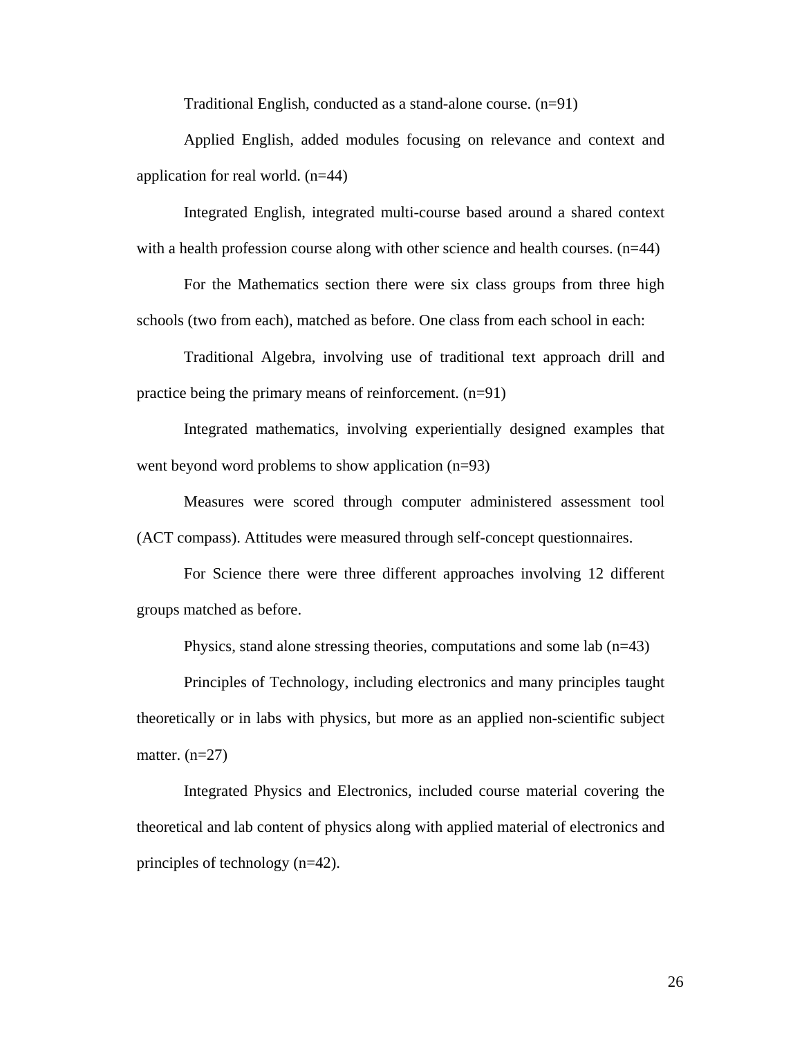Traditional English, conducted as a stand-alone course. (n=91)

Applied English, added modules focusing on relevance and context and application for real world. (n=44)

Integrated English, integrated multi-course based around a shared context with a health profession course along with other science and health courses. (n=44)

For the Mathematics section there were six class groups from three high schools (two from each), matched as before. One class from each school in each:

Traditional Algebra, involving use of traditional text approach drill and practice being the primary means of reinforcement. (n=91)

Integrated mathematics, involving experientially designed examples that went beyond word problems to show application (n=93)

Measures were scored through computer administered assessment tool (ACT compass). Attitudes were measured through self-concept questionnaires.

For Science there were three different approaches involving 12 different groups matched as before.

Physics, stand alone stressing theories, computations and some lab (n=43)

Principles of Technology, including electronics and many principles taught theoretically or in labs with physics, but more as an applied non-scientific subject matter. (n=27)

Integrated Physics and Electronics, included course material covering the theoretical and lab content of physics along with applied material of electronics and principles of technology (n=42).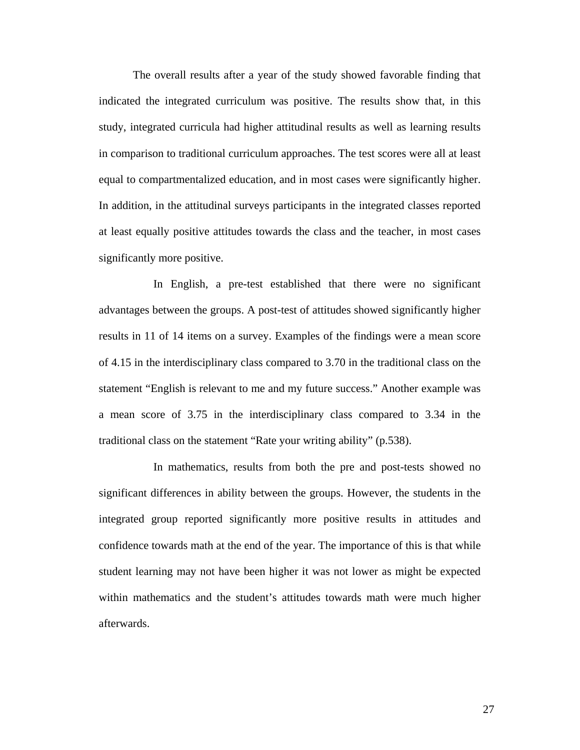The overall results after a year of the study showed favorable finding that indicated the integrated curriculum was positive. The results show that, in this study, integrated curricula had higher attitudinal results as well as learning results in comparison to traditional curriculum approaches. The test scores were all at least equal to compartmentalized education, and in most cases were significantly higher. In addition, in the attitudinal surveys participants in the integrated classes reported at least equally positive attitudes towards the class and the teacher, in most cases significantly more positive.

In English, a pre-test established that there were no significant advantages between the groups. A post-test of attitudes showed significantly higher results in 11 of 14 items on a survey. Examples of the findings were a mean score of 4.15 in the interdisciplinary class compared to 3.70 in the traditional class on the statement "English is relevant to me and my future success." Another example was a mean score of 3.75 in the interdisciplinary class compared to 3.34 in the traditional class on the statement "Rate your writing ability" (p.538).

In mathematics, results from both the pre and post-tests showed no significant differences in ability between the groups. However, the students in the integrated group reported significantly more positive results in attitudes and confidence towards math at the end of the year. The importance of this is that while student learning may not have been higher it was not lower as might be expected within mathematics and the student's attitudes towards math were much higher afterwards.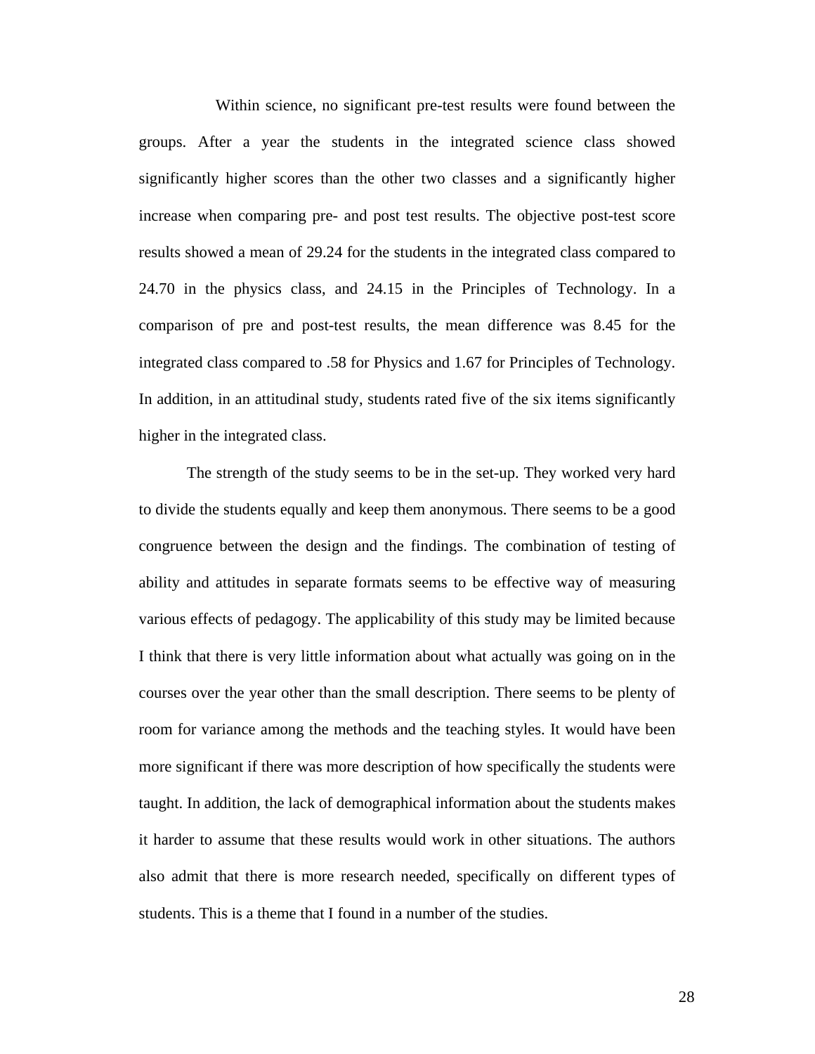Within science, no significant pre-test results were found between the groups. After a year the students in the integrated science class showed significantly higher scores than the other two classes and a significantly higher increase when comparing pre- and post test results. The objective post-test score results showed a mean of 29.24 for the students in the integrated class compared to 24.70 in the physics class, and 24.15 in the Principles of Technology. In a comparison of pre and post-test results, the mean difference was 8.45 for the integrated class compared to .58 for Physics and 1.67 for Principles of Technology. In addition, in an attitudinal study, students rated five of the six items significantly higher in the integrated class.

The strength of the study seems to be in the set-up. They worked very hard to divide the students equally and keep them anonymous. There seems to be a good congruence between the design and the findings. The combination of testing of ability and attitudes in separate formats seems to be effective way of measuring various effects of pedagogy. The applicability of this study may be limited because I think that there is very little information about what actually was going on in the courses over the year other than the small description. There seems to be plenty of room for variance among the methods and the teaching styles. It would have been more significant if there was more description of how specifically the students were taught. In addition, the lack of demographical information about the students makes it harder to assume that these results would work in other situations. The authors also admit that there is more research needed, specifically on different types of students. This is a theme that I found in a number of the studies.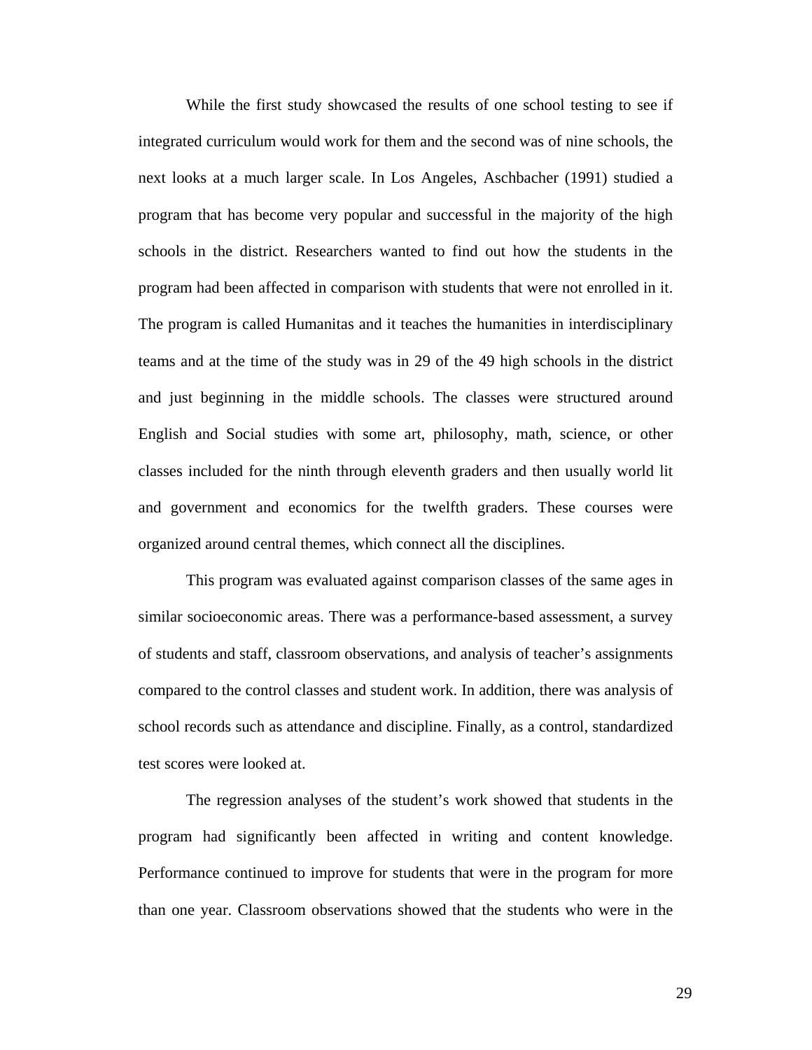While the first study showcased the results of one school testing to see if integrated curriculum would work for them and the second was of nine schools, the next looks at a much larger scale. In Los Angeles, Aschbacher (1991) studied a program that has become very popular and successful in the majority of the high schools in the district. Researchers wanted to find out how the students in the program had been affected in comparison with students that were not enrolled in it. The program is called Humanitas and it teaches the humanities in interdisciplinary teams and at the time of the study was in 29 of the 49 high schools in the district and just beginning in the middle schools. The classes were structured around English and Social studies with some art, philosophy, math, science, or other classes included for the ninth through eleventh graders and then usually world lit and government and economics for the twelfth graders. These courses were organized around central themes, which connect all the disciplines.

This program was evaluated against comparison classes of the same ages in similar socioeconomic areas. There was a performance-based assessment, a survey of students and staff, classroom observations, and analysis of teacher's assignments compared to the control classes and student work. In addition, there was analysis of school records such as attendance and discipline. Finally, as a control, standardized test scores were looked at.

The regression analyses of the student's work showed that students in the program had significantly been affected in writing and content knowledge. Performance continued to improve for students that were in the program for more than one year. Classroom observations showed that the students who were in the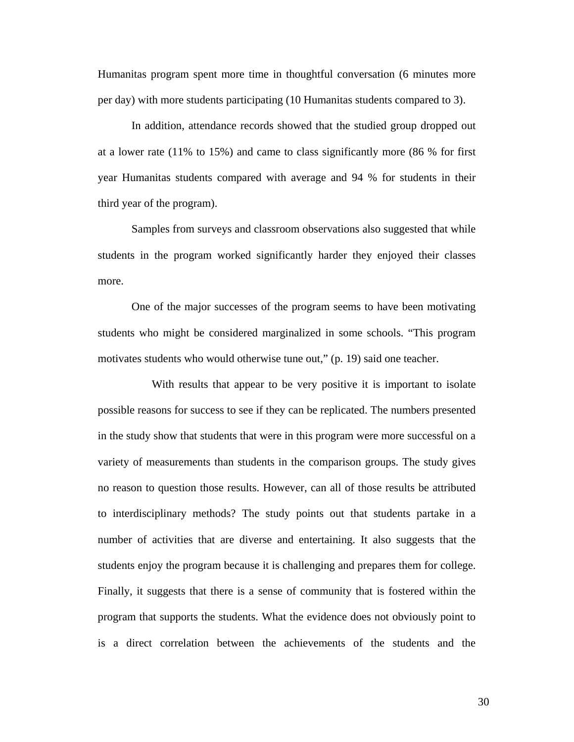Humanitas program spent more time in thoughtful conversation (6 minutes more per day) with more students participating (10 Humanitas students compared to 3).

In addition, attendance records showed that the studied group dropped out at a lower rate (11% to 15%) and came to class significantly more (86 % for first year Humanitas students compared with average and 94 % for students in their third year of the program).

Samples from surveys and classroom observations also suggested that while students in the program worked significantly harder they enjoyed their classes more.

One of the major successes of the program seems to have been motivating students who might be considered marginalized in some schools. “This program motivates students who would otherwise tune out,” (p. 19) said one teacher.

With results that appear to be very positive it is important to isolate possible reasons for success to see if they can be replicated. The numbers presented in the study show that students that were in this program were more successful on a variety of measurements than students in the comparison groups. The study gives no reason to question those results. However, can all of those results be attributed to interdisciplinary methods? The study points out that students partake in a number of activities that are diverse and entertaining. It also suggests that the students enjoy the program because it is challenging and prepares them for college. Finally, it suggests that there is a sense of community that is fostered within the program that supports the students. What the evidence does not obviously point to is a direct correlation between the achievements of the students and the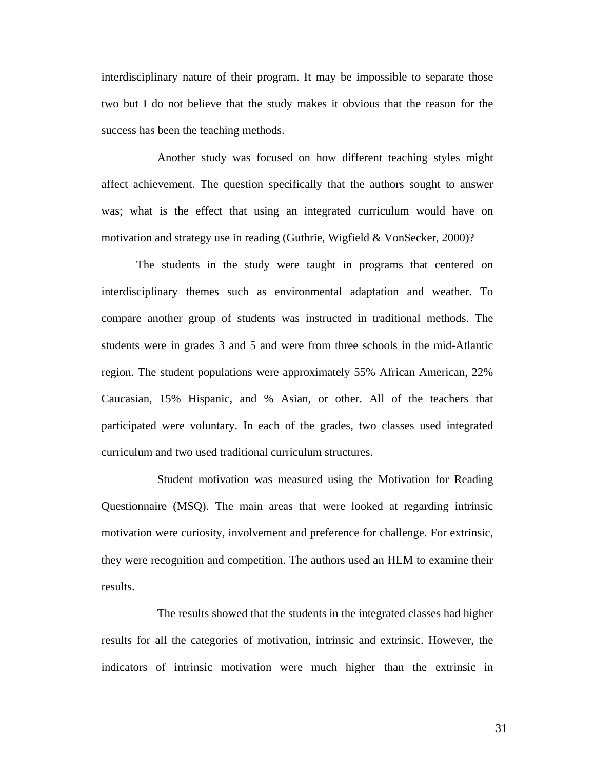interdisciplinary nature of their program. It may be impossible to separate those two but I do not believe that the study makes it obvious that the reason for the success has been the teaching methods.

Another study was focused on how different teaching styles might affect achievement. The question specifically that the authors sought to answer was; what is the effect that using an integrated curriculum would have on motivation and strategy use in reading (Guthrie, Wigfield & VonSecker, 2000)?

The students in the study were taught in programs that centered on interdisciplinary themes such as environmental adaptation and weather. To compare another group of students was instructed in traditional methods. The students were in grades 3 and 5 and were from three schools in the mid-Atlantic region. The student populations were approximately 55% African American, 22% Caucasian, 15% Hispanic, and % Asian, or other. All of the teachers that participated were voluntary. In each of the grades, two classes used integrated curriculum and two used traditional curriculum structures.

Student motivation was measured using the Motivation for Reading Questionnaire (MSQ). The main areas that were looked at regarding intrinsic motivation were curiosity, involvement and preference for challenge. For extrinsic, they were recognition and competition. The authors used an HLM to examine their results.

The results showed that the students in the integrated classes had higher results for all the categories of motivation, intrinsic and extrinsic. However, the indicators of intrinsic motivation were much higher than the extrinsic in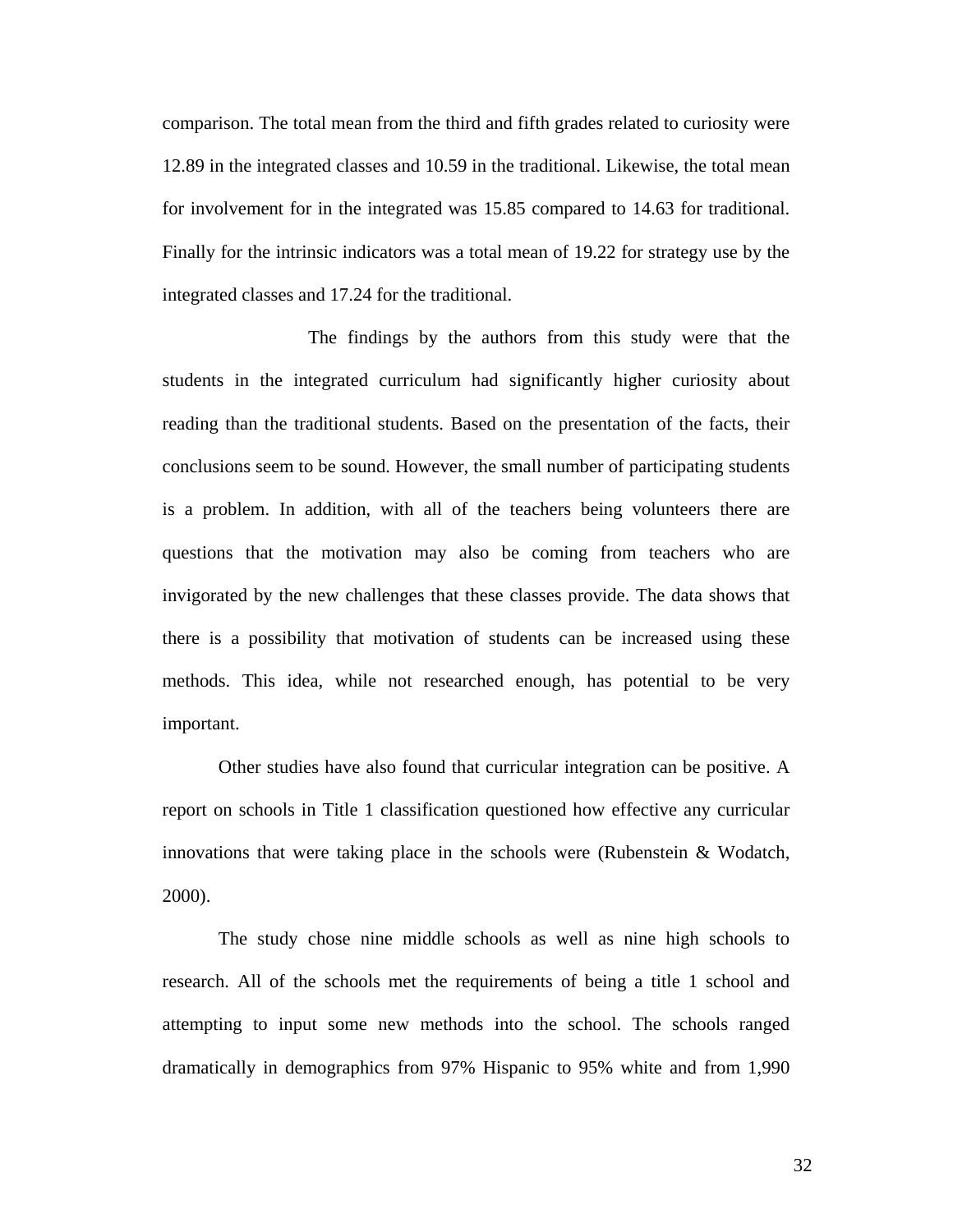comparison. The total mean from the third and fifth grades related to curiosity were 12.89 in the integrated classes and 10.59 in the traditional. Likewise, the total mean for involvement for in the integrated was 15.85 compared to 14.63 for traditional. Finally for the intrinsic indicators was a total mean of 19.22 for strategy use by the integrated classes and 17.24 for the traditional.

The findings by the authors from this study were that the students in the integrated curriculum had significantly higher curiosity about reading than the traditional students. Based on the presentation of the facts, their conclusions seem to be sound. However, the small number of participating students is a problem. In addition, with all of the teachers being volunteers there are questions that the motivation may also be coming from teachers who are invigorated by the new challenges that these classes provide. The data shows that there is a possibility that motivation of students can be increased using these methods. This idea, while not researched enough, has potential to be very important.

Other studies have also found that curricular integration can be positive. A report on schools in Title 1 classification questioned how effective any curricular innovations that were taking place in the schools were (Rubenstein & Wodatch, 2000).

The study chose nine middle schools as well as nine high schools to research. All of the schools met the requirements of being a title 1 school and attempting to input some new methods into the school. The schools ranged dramatically in demographics from 97% Hispanic to 95% white and from 1,990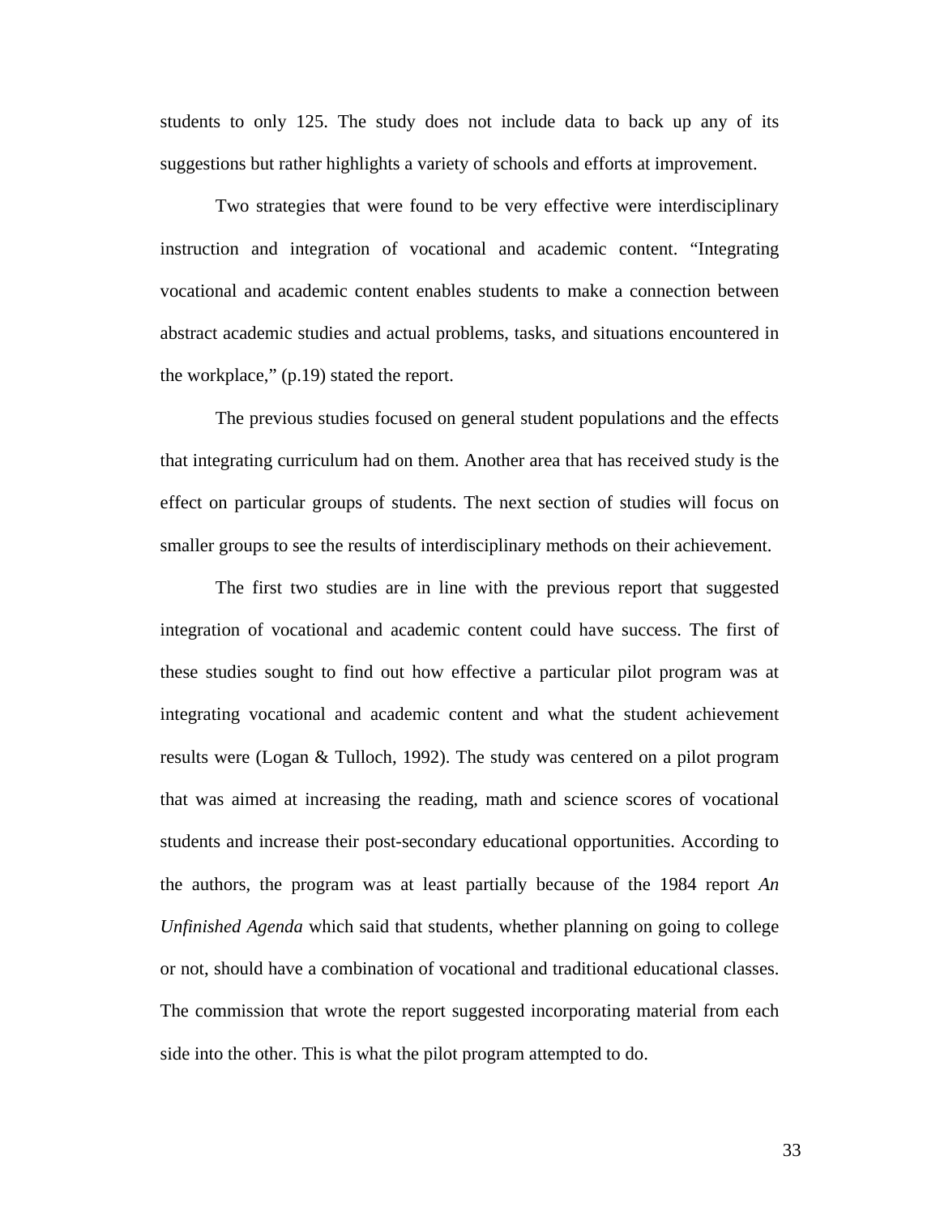students to only 125. The study does not include data to back up any of its suggestions but rather highlights a variety of schools and efforts at improvement.

Two strategies that were found to be very effective were interdisciplinary instruction and integration of vocational and academic content. "Integrating vocational and academic content enables students to make a connection between abstract academic studies and actual problems, tasks, and situations encountered in the workplace," (p.19) stated the report.

The previous studies focused on general student populations and the effects that integrating curriculum had on them. Another area that has received study is the effect on particular groups of students. The next section of studies will focus on smaller groups to see the results of interdisciplinary methods on their achievement.

The first two studies are in line with the previous report that suggested integration of vocational and academic content could have success. The first of these studies sought to find out how effective a particular pilot program was at integrating vocational and academic content and what the student achievement results were (Logan & Tulloch, 1992). The study was centered on a pilot program that was aimed at increasing the reading, math and science scores of vocational students and increase their post-secondary educational opportunities. According to the authors, the program was at least partially because of the 1984 report *An Unfinished Agenda* which said that students, whether planning on going to college or not, should have a combination of vocational and traditional educational classes. The commission that wrote the report suggested incorporating material from each side into the other. This is what the pilot program attempted to do.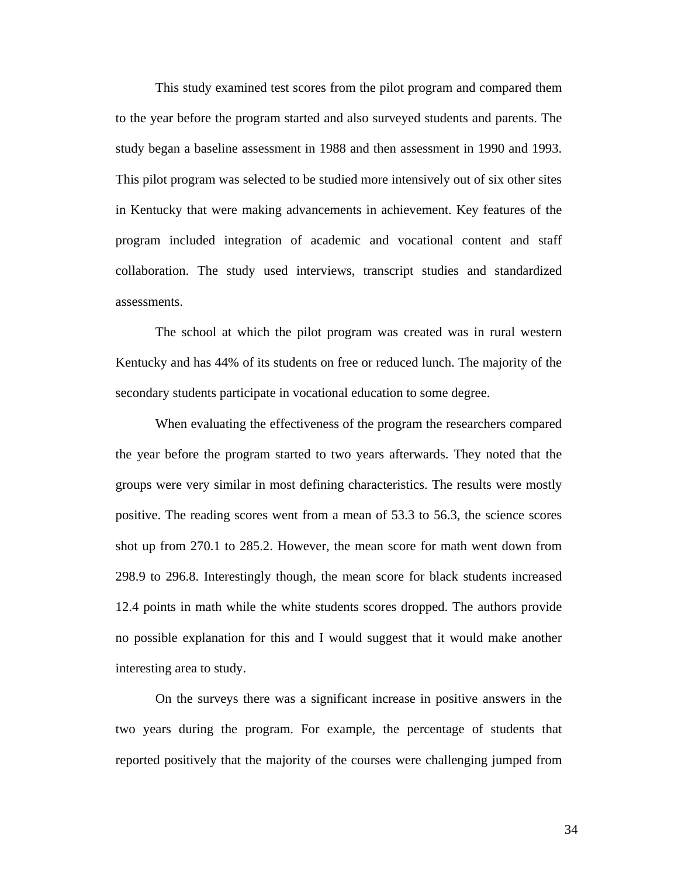This study examined test scores from the pilot program and compared them to the year before the program started and also surveyed students and parents. The study began a baseline assessment in 1988 and then assessment in 1990 and 1993. This pilot program was selected to be studied more intensively out of six other sites in Kentucky that were making advancements in achievement. Key features of the program included integration of academic and vocational content and staff collaboration. The study used interviews, transcript studies and standardized assessments.

The school at which the pilot program was created was in rural western Kentucky and has 44% of its students on free or reduced lunch. The majority of the secondary students participate in vocational education to some degree.

When evaluating the effectiveness of the program the researchers compared the year before the program started to two years afterwards. They noted that the groups were very similar in most defining characteristics. The results were mostly positive. The reading scores went from a mean of 53.3 to 56.3, the science scores shot up from 270.1 to 285.2. However, the mean score for math went down from 298.9 to 296.8. Interestingly though, the mean score for black students increased 12.4 points in math while the white students scores dropped. The authors provide no possible explanation for this and I would suggest that it would make another interesting area to study.

On the surveys there was a significant increase in positive answers in the two years during the program. For example, the percentage of students that reported positively that the majority of the courses were challenging jumped from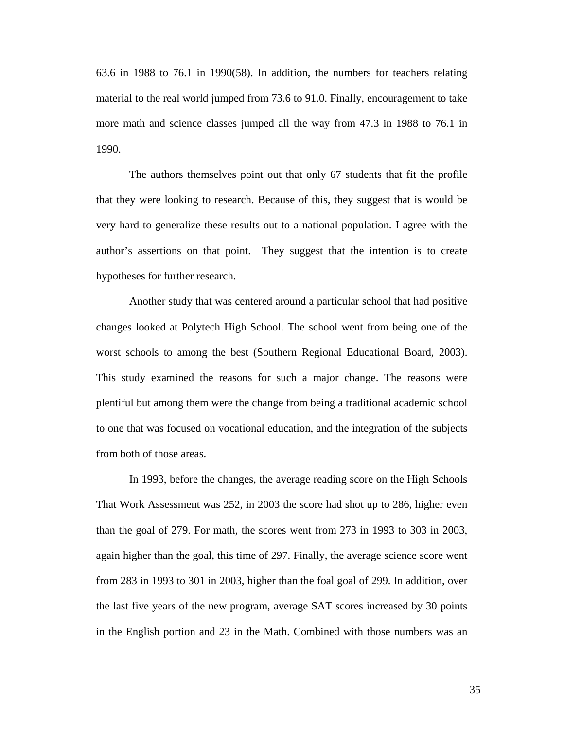63.6 in 1988 to 76.1 in 1990(58). In addition, the numbers for teachers relating material to the real world jumped from 73.6 to 91.0. Finally, encouragement to take more math and science classes jumped all the way from 47.3 in 1988 to 76.1 in 1990.

The authors themselves point out that only 67 students that fit the profile that they were looking to research. Because of this, they suggest that is would be very hard to generalize these results out to a national population. I agree with the author's assertions on that point. They suggest that the intention is to create hypotheses for further research.

Another study that was centered around a particular school that had positive changes looked at Polytech High School. The school went from being one of the worst schools to among the best (Southern Regional Educational Board, 2003). This study examined the reasons for such a major change. The reasons were plentiful but among them were the change from being a traditional academic school to one that was focused on vocational education, and the integration of the subjects from both of those areas.

In 1993, before the changes, the average reading score on the High Schools That Work Assessment was 252, in 2003 the score had shot up to 286, higher even than the goal of 279. For math, the scores went from 273 in 1993 to 303 in 2003, again higher than the goal, this time of 297. Finally, the average science score went from 283 in 1993 to 301 in 2003, higher than the foal goal of 299. In addition, over the last five years of the new program, average SAT scores increased by 30 points in the English portion and 23 in the Math. Combined with those numbers was an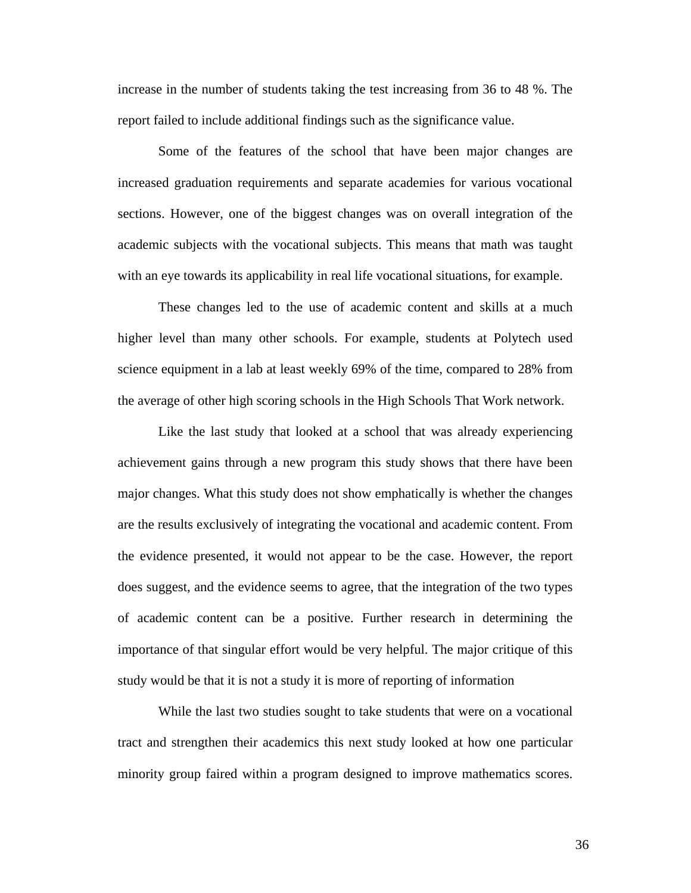increase in the number of students taking the test increasing from 36 to 48 %. The report failed to include additional findings such as the significance value.

Some of the features of the school that have been major changes are increased graduation requirements and separate academies for various vocational sections. However, one of the biggest changes was on overall integration of the academic subjects with the vocational subjects. This means that math was taught with an eye towards its applicability in real life vocational situations, for example.

These changes led to the use of academic content and skills at a much higher level than many other schools. For example, students at Polytech used science equipment in a lab at least weekly 69% of the time, compared to 28% from the average of other high scoring schools in the High Schools That Work network.

Like the last study that looked at a school that was already experiencing achievement gains through a new program this study shows that there have been major changes. What this study does not show emphatically is whether the changes are the results exclusively of integrating the vocational and academic content. From the evidence presented, it would not appear to be the case. However, the report does suggest, and the evidence seems to agree, that the integration of the two types of academic content can be a positive. Further research in determining the importance of that singular effort would be very helpful. The major critique of this study would be that it is not a study it is more of reporting of information

While the last two studies sought to take students that were on a vocational tract and strengthen their academics this next study looked at how one particular minority group faired within a program designed to improve mathematics scores.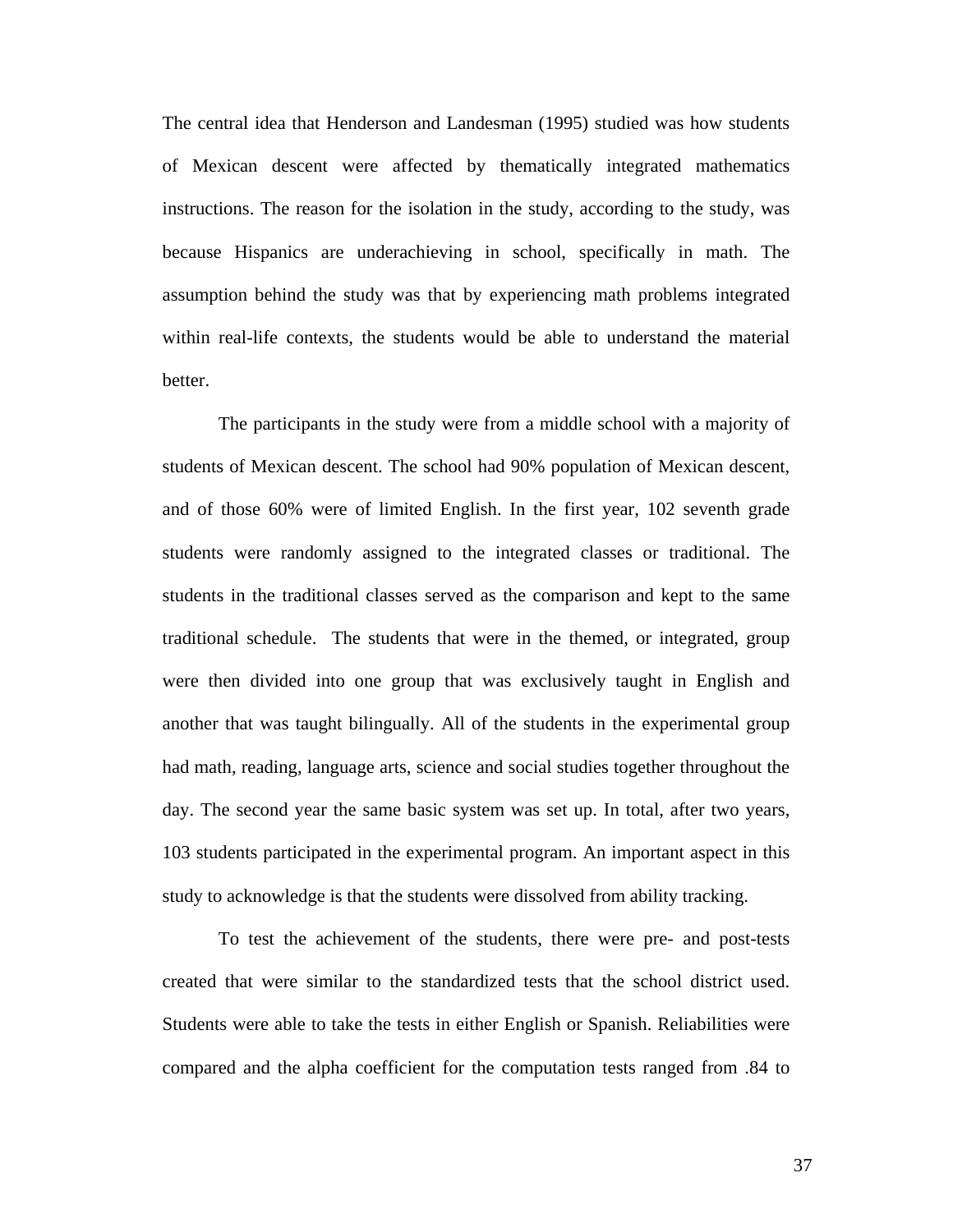The central idea that Henderson and Landesman (1995) studied was how students of Mexican descent were affected by thematically integrated mathematics instructions. The reason for the isolation in the study, according to the study, was because Hispanics are underachieving in school, specifically in math. The assumption behind the study was that by experiencing math problems integrated within real-life contexts, the students would be able to understand the material better.

The participants in the study were from a middle school with a majority of students of Mexican descent. The school had 90% population of Mexican descent, and of those 60% were of limited English. In the first year, 102 seventh grade students were randomly assigned to the integrated classes or traditional. The students in the traditional classes served as the comparison and kept to the same traditional schedule. The students that were in the themed, or integrated, group were then divided into one group that was exclusively taught in English and another that was taught bilingually. All of the students in the experimental group had math, reading, language arts, science and social studies together throughout the day. The second year the same basic system was set up. In total, after two years, 103 students participated in the experimental program. An important aspect in this study to acknowledge is that the students were dissolved from ability tracking.

To test the achievement of the students, there were pre- and post-tests created that were similar to the standardized tests that the school district used. Students were able to take the tests in either English or Spanish. Reliabilities were compared and the alpha coefficient for the computation tests ranged from .84 to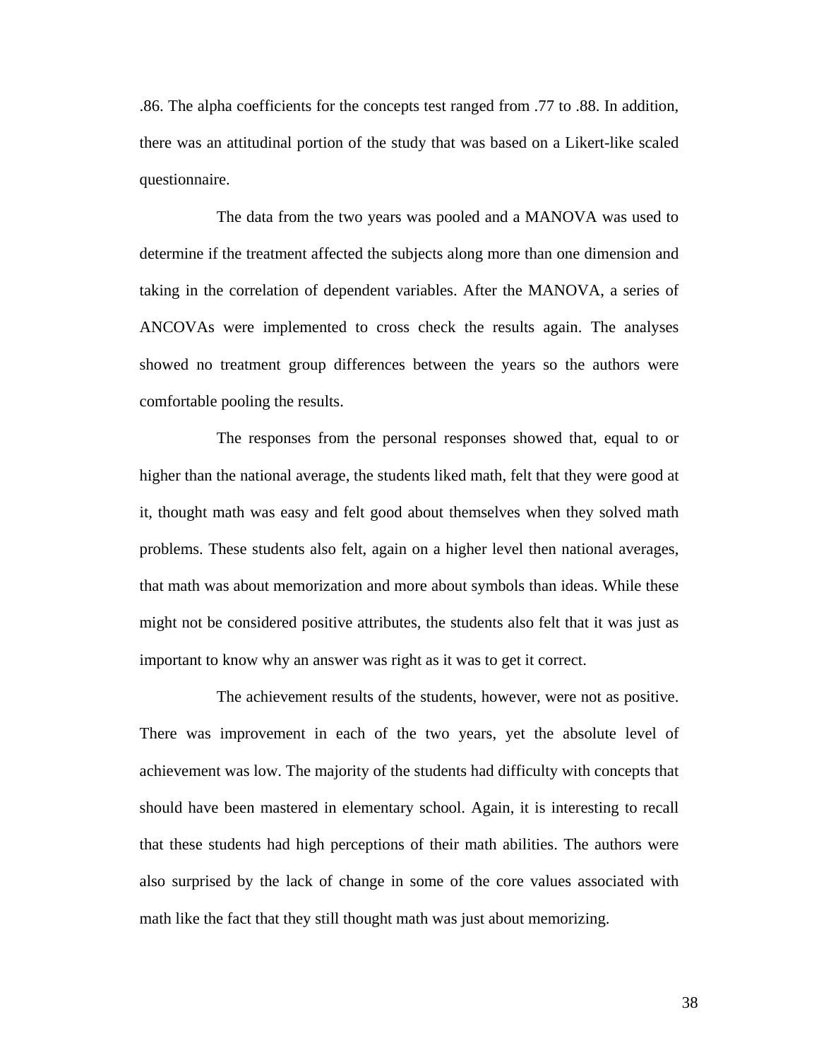.86. The alpha coefficients for the concepts test ranged from .77 to .88. In addition, there was an attitudinal portion of the study that was based on a Likert-like scaled questionnaire.

The data from the two years was pooled and a MANOVA was used to determine if the treatment affected the subjects along more than one dimension and taking in the correlation of dependent variables. After the MANOVA, a series of ANCOVAs were implemented to cross check the results again. The analyses showed no treatment group differences between the years so the authors were comfortable pooling the results.

The responses from the personal responses showed that, equal to or higher than the national average, the students liked math, felt that they were good at it, thought math was easy and felt good about themselves when they solved math problems. These students also felt, again on a higher level then national averages, that math was about memorization and more about symbols than ideas. While these might not be considered positive attributes, the students also felt that it was just as important to know why an answer was right as it was to get it correct.

The achievement results of the students, however, were not as positive. There was improvement in each of the two years, yet the absolute level of achievement was low. The majority of the students had difficulty with concepts that should have been mastered in elementary school. Again, it is interesting to recall that these students had high perceptions of their math abilities. The authors were also surprised by the lack of change in some of the core values associated with math like the fact that they still thought math was just about memorizing.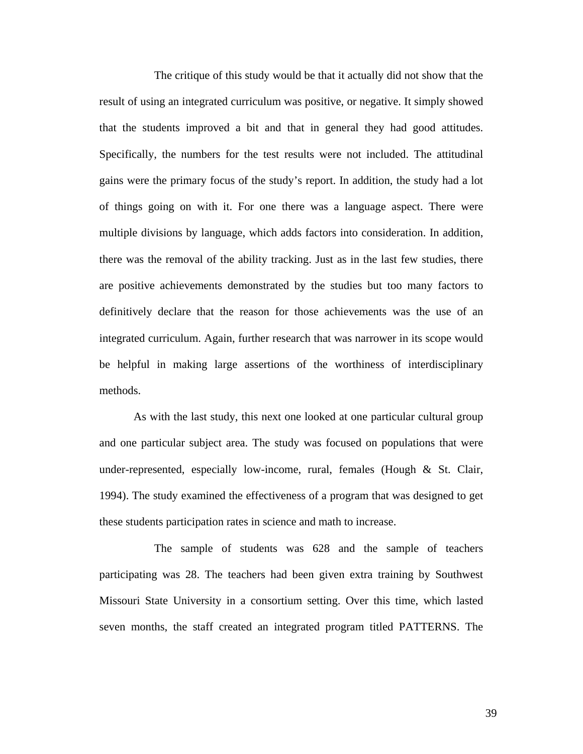The critique of this study would be that it actually did not show that the result of using an integrated curriculum was positive, or negative. It simply showed that the students improved a bit and that in general they had good attitudes. Specifically, the numbers for the test results were not included. The attitudinal gains were the primary focus of the study's report. In addition, the study had a lot of things going on with it. For one there was a language aspect. There were multiple divisions by language, which adds factors into consideration. In addition, there was the removal of the ability tracking. Just as in the last few studies, there are positive achievements demonstrated by the studies but too many factors to definitively declare that the reason for those achievements was the use of an integrated curriculum. Again, further research that was narrower in its scope would be helpful in making large assertions of the worthiness of interdisciplinary methods.

As with the last study, this next one looked at one particular cultural group and one particular subject area. The study was focused on populations that were under-represented, especially low-income, rural, females (Hough & St. Clair, 1994). The study examined the effectiveness of a program that was designed to get these students participation rates in science and math to increase.

The sample of students was 628 and the sample of teachers participating was 28. The teachers had been given extra training by Southwest Missouri State University in a consortium setting. Over this time, which lasted seven months, the staff created an integrated program titled PATTERNS. The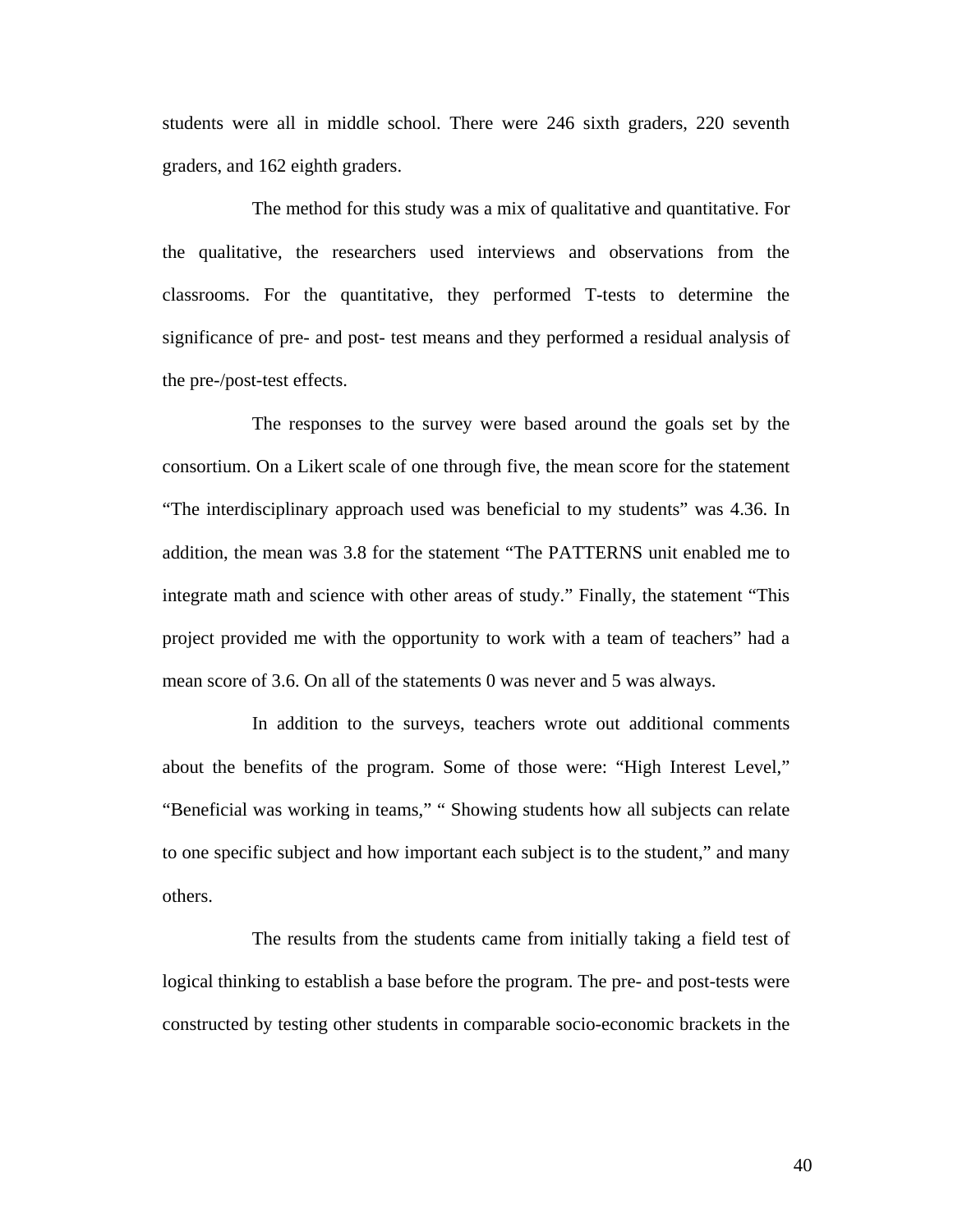students were all in middle school. There were 246 sixth graders, 220 seventh graders, and 162 eighth graders.

The method for this study was a mix of qualitative and quantitative. For the qualitative, the researchers used interviews and observations from the classrooms. For the quantitative, they performed T-tests to determine the significance of pre- and post- test means and they performed a residual analysis of the pre-/post-test effects.

The responses to the survey were based around the goals set by the consortium. On a Likert scale of one through five, the mean score for the statement "The interdisciplinary approach used was beneficial to my students" was 4.36. In addition, the mean was 3.8 for the statement "The PATTERNS unit enabled me to integrate math and science with other areas of study." Finally, the statement "This project provided me with the opportunity to work with a team of teachers" had a mean score of 3.6. On all of the statements 0 was never and 5 was always.

In addition to the surveys, teachers wrote out additional comments about the benefits of the program. Some of those were: "High Interest Level," "Beneficial was working in teams," " Showing students how all subjects can relate to one specific subject and how important each subject is to the student," and many others.

The results from the students came from initially taking a field test of logical thinking to establish a base before the program. The pre- and post-tests were constructed by testing other students in comparable socio-economic brackets in the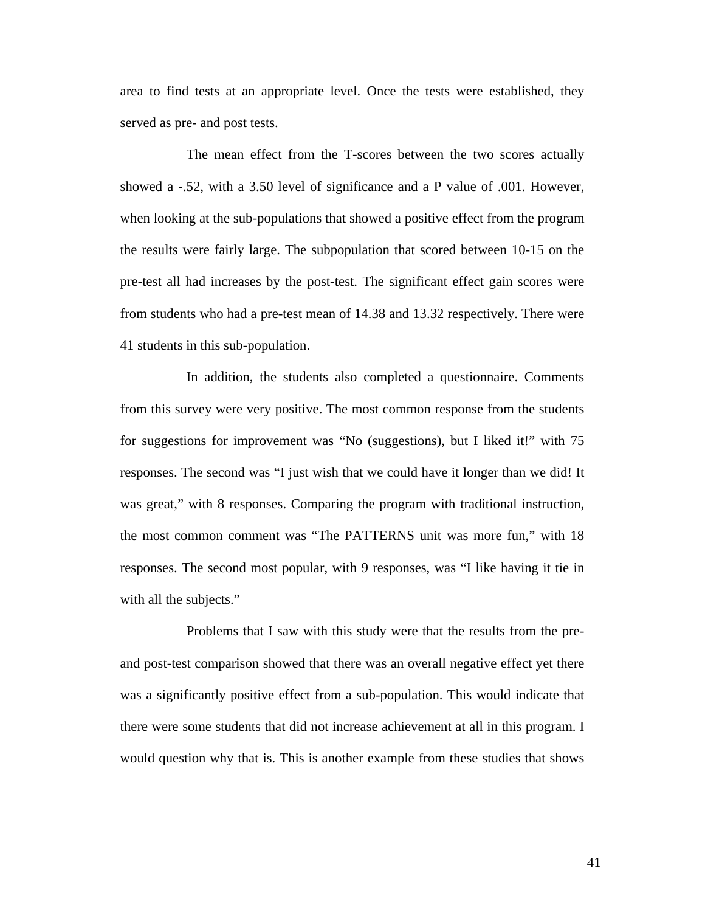area to find tests at an appropriate level. Once the tests were established, they served as pre- and post tests.

The mean effect from the T-scores between the two scores actually showed a -.52, with a 3.50 level of significance and a P value of .001. However, when looking at the sub-populations that showed a positive effect from the program the results were fairly large. The subpopulation that scored between 10-15 on the pre-test all had increases by the post-test. The significant effect gain scores were from students who had a pre-test mean of 14.38 and 13.32 respectively. There were 41 students in this sub-population.

In addition, the students also completed a questionnaire. Comments from this survey were very positive. The most common response from the students for suggestions for improvement was “No (suggestions), but I liked it!” with 75 responses. The second was “I just wish that we could have it longer than we did! It was great,” with 8 responses. Comparing the program with traditional instruction, the most common comment was “The PATTERNS unit was more fun,” with 18 responses. The second most popular, with 9 responses, was “I like having it tie in with all the subjects.”

Problems that I saw with this study were that the results from the pre- and post-test comparison showed that there was an overall negative effect yet there was a significantly positive effect from a sub-population. This would indicate that there were some students that did not increase achievement at all in this program. I would question why that is. This is another example from these studies that shows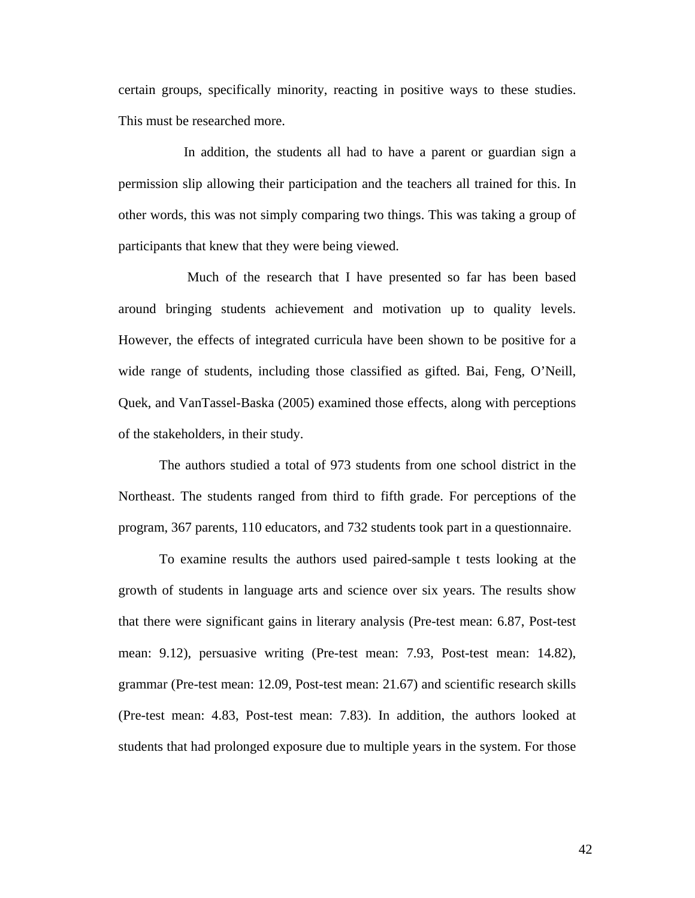certain groups, specifically minority, reacting in positive ways to these studies. This must be researched more.

In addition, the students all had to have a parent or guardian sign a permission slip allowing their participation and the teachers all trained for this. In other words, this was not simply comparing two things. This was taking a group of participants that knew that they were being viewed.

Much of the research that I have presented so far has been based around bringing students achievement and motivation up to quality levels. However, the effects of integrated curricula have been shown to be positive for a wide range of students, including those classified as gifted. Bai, Feng, O'Neill, Quek, and VanTassel-Baska (2005) examined those effects, along with perceptions of the stakeholders, in their study.

The authors studied a total of 973 students from one school district in the Northeast. The students ranged from third to fifth grade. For perceptions of the program, 367 parents, 110 educators, and 732 students took part in a questionnaire.

To examine results the authors used paired-sample t tests looking at the growth of students in language arts and science over six years. The results show that there were significant gains in literary analysis (Pre-test mean: 6.87, Post-test mean: 9.12), persuasive writing (Pre-test mean: 7.93, Post-test mean: 14.82), grammar (Pre-test mean: 12.09, Post-test mean: 21.67) and scientific research skills (Pre-test mean: 4.83, Post-test mean: 7.83). In addition, the authors looked at students that had prolonged exposure due to multiple years in the system. For those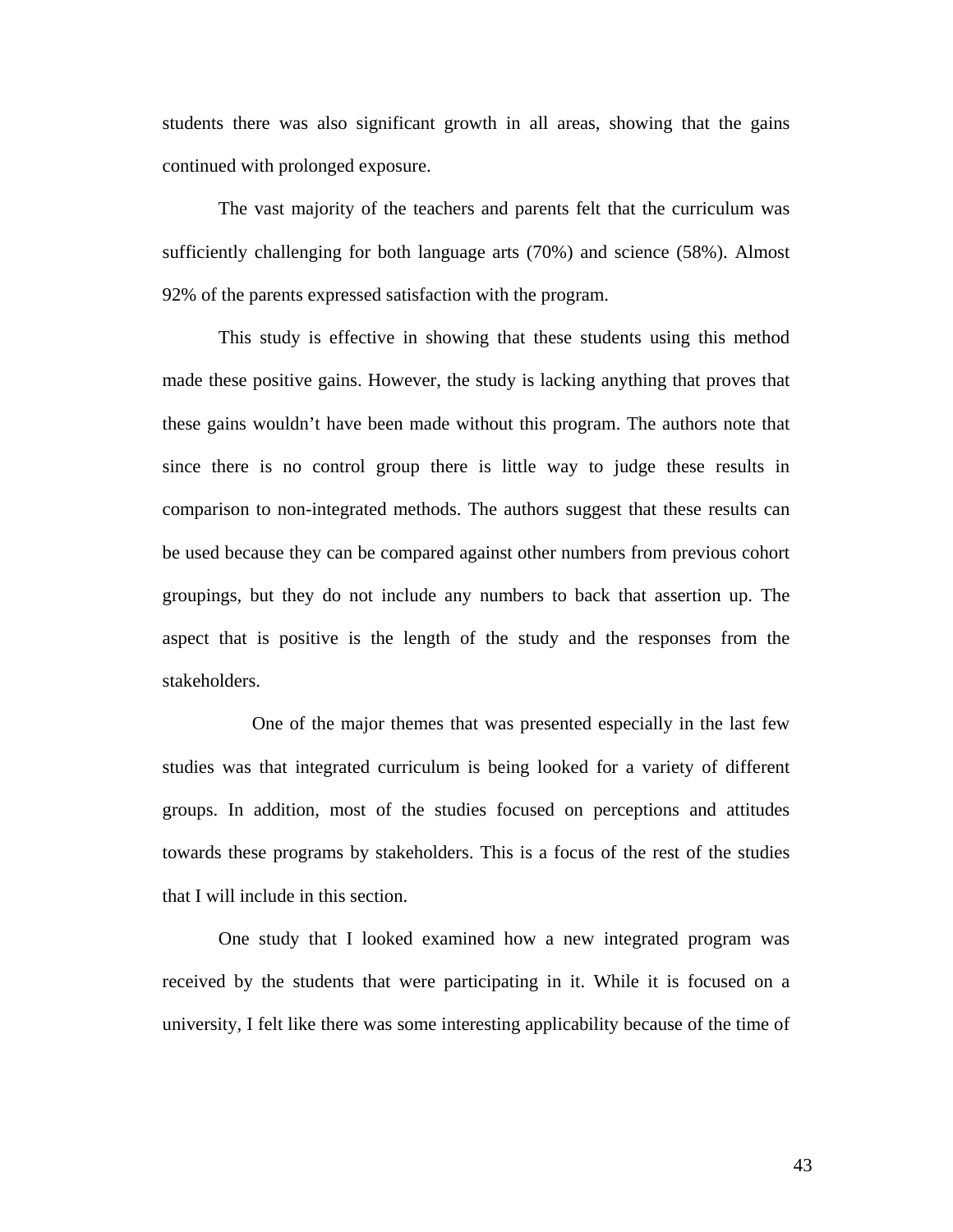students there was also significant growth in all areas, showing that the gains continued with prolonged exposure.

The vast majority of the teachers and parents felt that the curriculum was sufficiently challenging for both language arts (70%) and science (58%). Almost 92% of the parents expressed satisfaction with the program.

This study is effective in showing that these students using this method made these positive gains. However, the study is lacking anything that proves that these gains wouldn't have been made without this program. The authors note that since there is no control group there is little way to judge these results in comparison to non-integrated methods. The authors suggest that these results can be used because they can be compared against other numbers from previous cohort groupings, but they do not include any numbers to back that assertion up. The aspect that is positive is the length of the study and the responses from the stakeholders.

One of the major themes that was presented especially in the last few studies was that integrated curriculum is being looked for a variety of different groups. In addition, most of the studies focused on perceptions and attitudes towards these programs by stakeholders. This is a focus of the rest of the studies that I will include in this section.

One study that I looked examined how a new integrated program was received by the students that were participating in it. While it is focused on a university, I felt like there was some interesting applicability because of the time of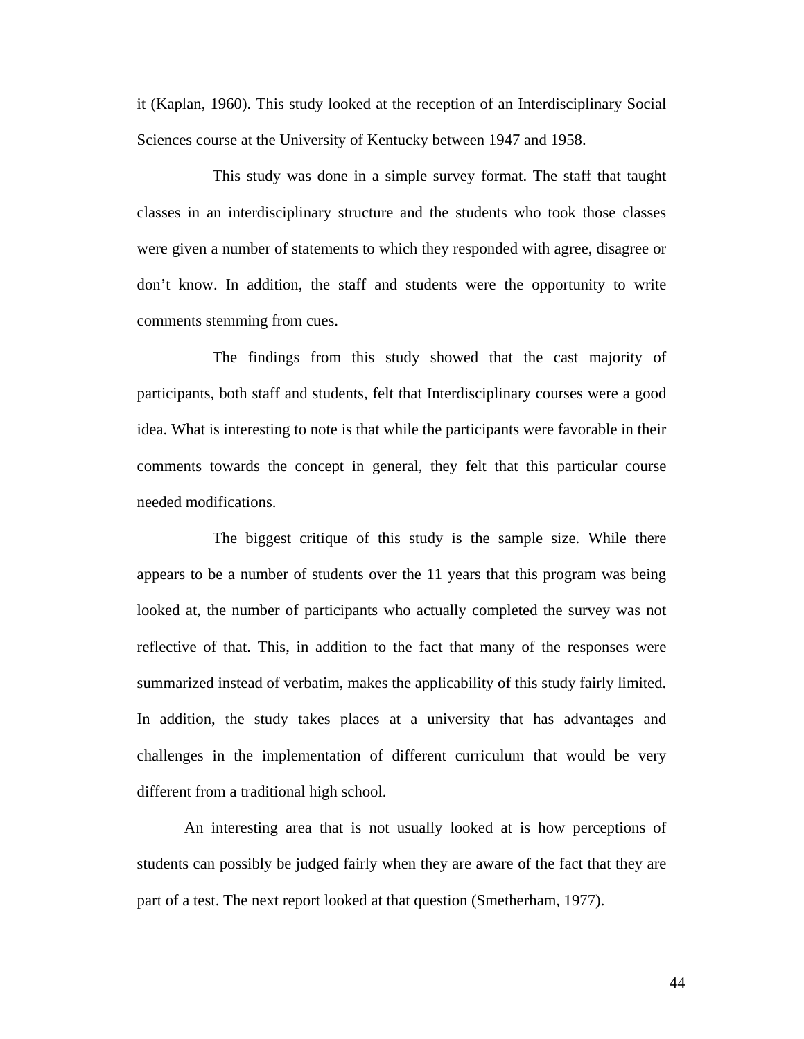it (Kaplan, 1960). This study looked at the reception of an Interdisciplinary Social Sciences course at the University of Kentucky between 1947 and 1958.

This study was done in a simple survey format. The staff that taught classes in an interdisciplinary structure and the students who took those classes were given a number of statements to which they responded with agree, disagree or don't know. In addition, the staff and students were the opportunity to write comments stemming from cues.

The findings from this study showed that the cast majority of participants, both staff and students, felt that Interdisciplinary courses were a good idea. What is interesting to note is that while the participants were favorable in their comments towards the concept in general, they felt that this particular course needed modifications.

The biggest critique of this study is the sample size. While there appears to be a number of students over the 11 years that this program was being looked at, the number of participants who actually completed the survey was not reflective of that. This, in addition to the fact that many of the responses were summarized instead of verbatim, makes the applicability of this study fairly limited. In addition, the study takes places at a university that has advantages and challenges in the implementation of different curriculum that would be very different from a traditional high school.

An interesting area that is not usually looked at is how perceptions of students can possibly be judged fairly when they are aware of the fact that they are part of a test. The next report looked at that question (Smetherham, 1977).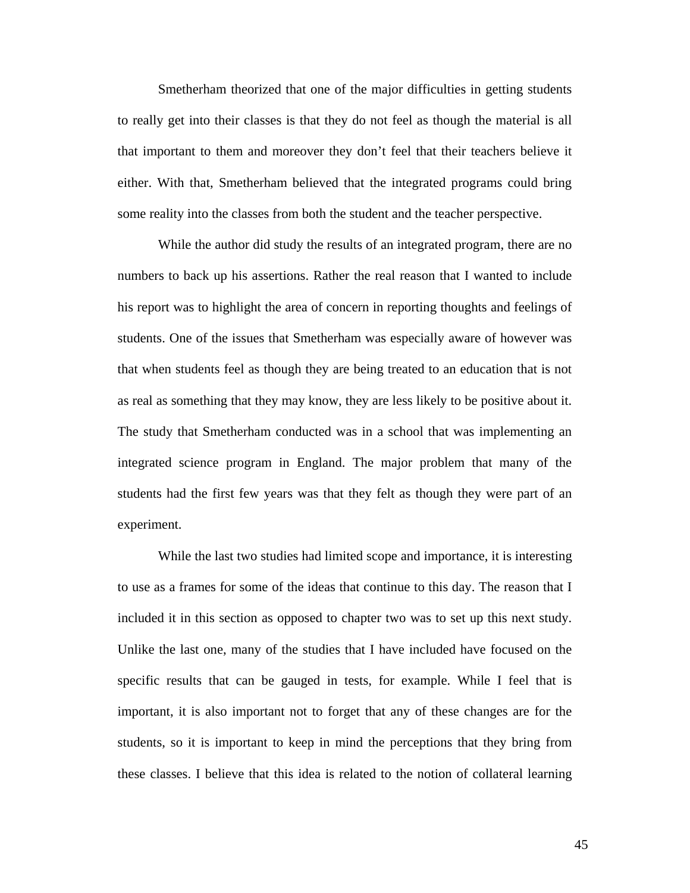Smetherham theorized that one of the major difficulties in getting students to really get into their classes is that they do not feel as though the material is all that important to them and moreover they don't feel that their teachers believe it either. With that, Smetherham believed that the integrated programs could bring some reality into the classes from both the student and the teacher perspective.

While the author did study the results of an integrated program, there are no numbers to back up his assertions. Rather the real reason that I wanted to include his report was to highlight the area of concern in reporting thoughts and feelings of students. One of the issues that Smetherham was especially aware of however was that when students feel as though they are being treated to an education that is not as real as something that they may know, they are less likely to be positive about it. The study that Smetherham conducted was in a school that was implementing an integrated science program in England. The major problem that many of the students had the first few years was that they felt as though they were part of an experiment.

While the last two studies had limited scope and importance, it is interesting to use as a frames for some of the ideas that continue to this day. The reason that I included it in this section as opposed to chapter two was to set up this next study. Unlike the last one, many of the studies that I have included have focused on the specific results that can be gauged in tests, for example. While I feel that is important, it is also important not to forget that any of these changes are for the students, so it is important to keep in mind the perceptions that they bring from these classes. I believe that this idea is related to the notion of collateral learning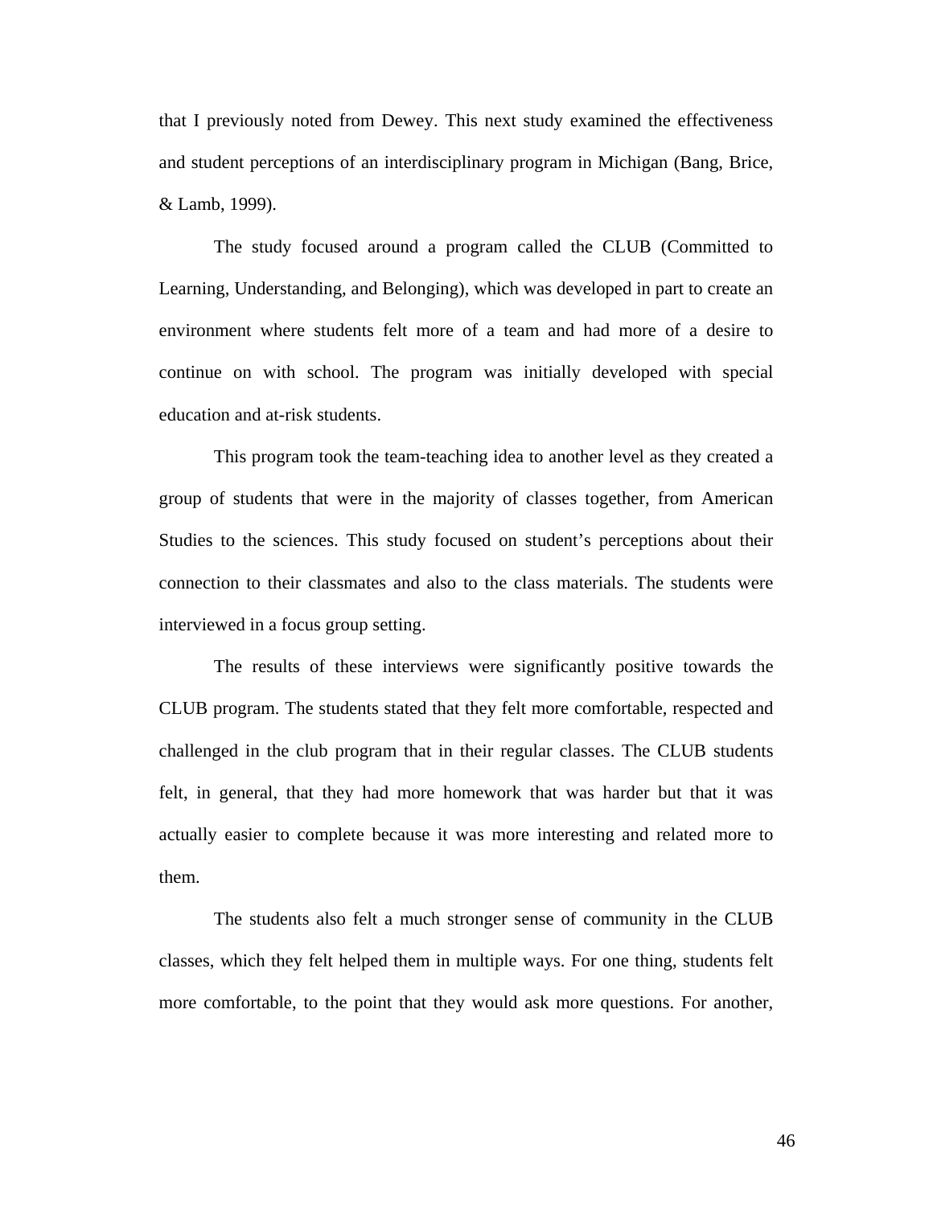that I previously noted from Dewey. This next study examined the effectiveness and student perceptions of an interdisciplinary program in Michigan (Bang, Brice, & Lamb, 1999).

The study focused around a program called the CLUB (Committed to Learning, Understanding, and Belonging), which was developed in part to create an environment where students felt more of a team and had more of a desire to continue on with school. The program was initially developed with special education and at-risk students.

This program took the team-teaching idea to another level as they created a group of students that were in the majority of classes together, from American Studies to the sciences. This study focused on student's perceptions about their connection to their classmates and also to the class materials. The students were interviewed in a focus group setting.

The results of these interviews were significantly positive towards the CLUB program. The students stated that they felt more comfortable, respected and challenged in the club program that in their regular classes. The CLUB students felt, in general, that they had more homework that was harder but that it was actually easier to complete because it was more interesting and related more to them.

The students also felt a much stronger sense of community in the CLUB classes, which they felt helped them in multiple ways. For one thing, students felt more comfortable, to the point that they would ask more questions. For another,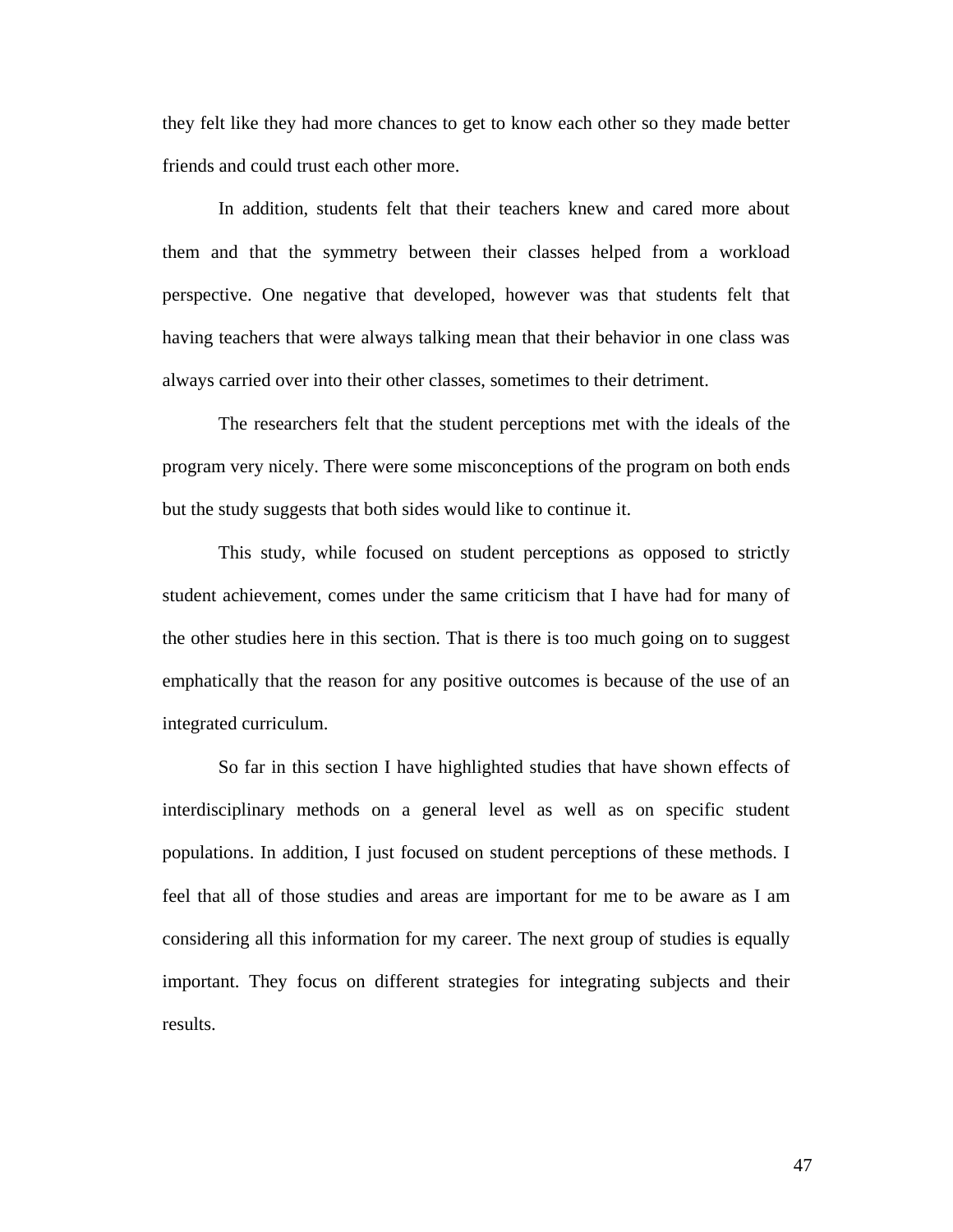they felt like they had more chances to get to know each other so they made better friends and could trust each other more.

In addition, students felt that their teachers knew and cared more about them and that the symmetry between their classes helped from a workload perspective. One negative that developed, however was that students felt that having teachers that were always talking mean that their behavior in one class was always carried over into their other classes, sometimes to their detriment.

The researchers felt that the student perceptions met with the ideals of the program very nicely. There were some misconceptions of the program on both ends but the study suggests that both sides would like to continue it.

This study, while focused on student perceptions as opposed to strictly student achievement, comes under the same criticism that I have had for many of the other studies here in this section. That is there is too much going on to suggest emphatically that the reason for any positive outcomes is because of the use of an integrated curriculum.

So far in this section I have highlighted studies that have shown effects of interdisciplinary methods on a general level as well as on specific student populations. In addition, I just focused on student perceptions of these methods. I feel that all of those studies and areas are important for me to be aware as I am considering all this information for my career. The next group of studies is equally important. They focus on different strategies for integrating subjects and their results.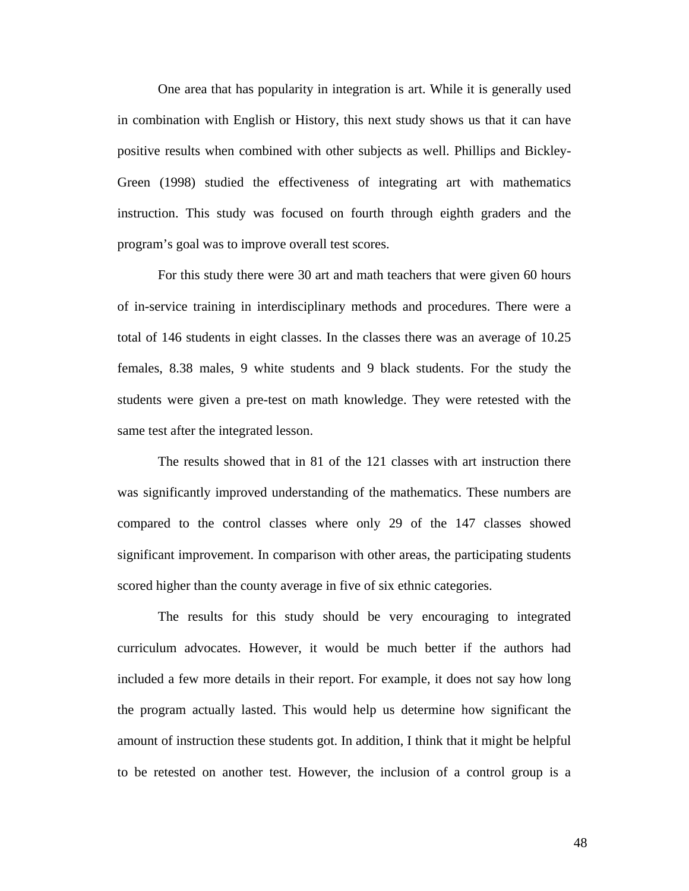One area that has popularity in integration is art. While it is generally used in combination with English or History, this next study shows us that it can have positive results when combined with other subjects as well. Phillips and Bickley-Green (1998) studied the effectiveness of integrating art with mathematics instruction. This study was focused on fourth through eighth graders and the program's goal was to improve overall test scores.

For this study there were 30 art and math teachers that were given 60 hours of in-service training in interdisciplinary methods and procedures. There were a total of 146 students in eight classes. In the classes there was an average of 10.25 females, 8.38 males, 9 white students and 9 black students. For the study the students were given a pre-test on math knowledge. They were retested with the same test after the integrated lesson.

The results showed that in 81 of the 121 classes with art instruction there was significantly improved understanding of the mathematics. These numbers are compared to the control classes where only 29 of the 147 classes showed significant improvement. In comparison with other areas, the participating students scored higher than the county average in five of six ethnic categories.

The results for this study should be very encouraging to integrated curriculum advocates. However, it would be much better if the authors had included a few more details in their report. For example, it does not say how long the program actually lasted. This would help us determine how significant the amount of instruction these students got. In addition, I think that it might be helpful to be retested on another test. However, the inclusion of a control group is a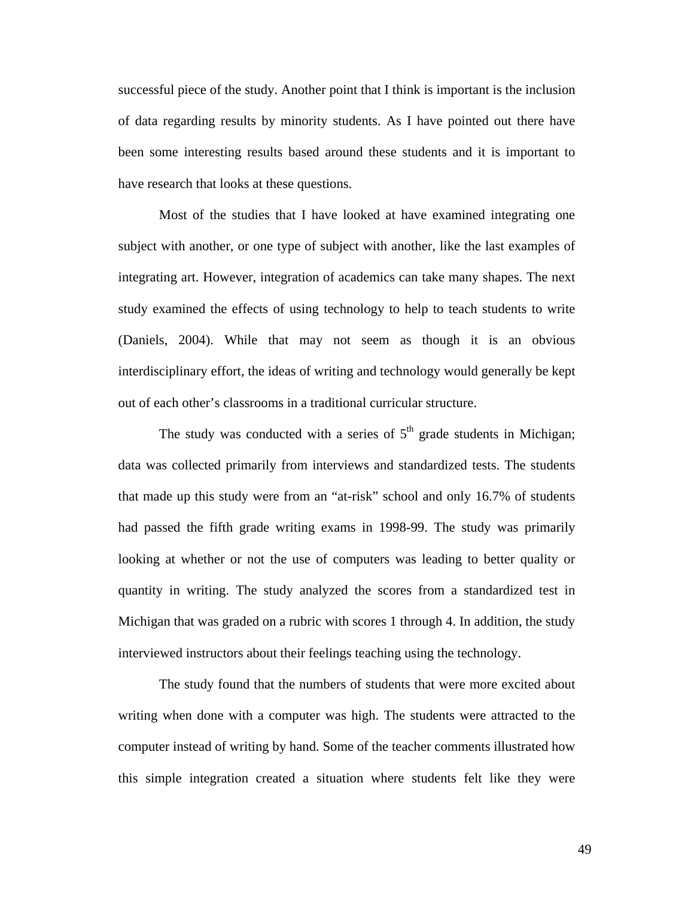successful piece of the study. Another point that I think is important is the inclusion of data regarding results by minority students. As I have pointed out there have been some interesting results based around these students and it is important to have research that looks at these questions.

Most of the studies that I have looked at have examined integrating one subject with another, or one type of subject with another, like the last examples of integrating art. However, integration of academics can take many shapes. The next study examined the effects of using technology to help to teach students to write (Daniels, 2004). While that may not seem as though it is an obvious interdisciplinary effort, the ideas of writing and technology would generally be kept out of each other's classrooms in a traditional curricular structure.

The study was conducted with a series of 5th grade students in Michigan; data was collected primarily from interviews and standardized tests. The students that made up this study were from an "at-risk" school and only 16.7% of students had passed the fifth grade writing exams in 1998-99. The study was primarily looking at whether or not the use of computers was leading to better quality or quantity in writing. The study analyzed the scores from a standardized test in Michigan that was graded on a rubric with scores 1 through 4. In addition, the study interviewed instructors about their feelings teaching using the technology.

The study found that the numbers of students that were more excited about writing when done with a computer was high. The students were attracted to the computer instead of writing by hand. Some of the teacher comments illustrated how this simple integration created a situation where students felt like they were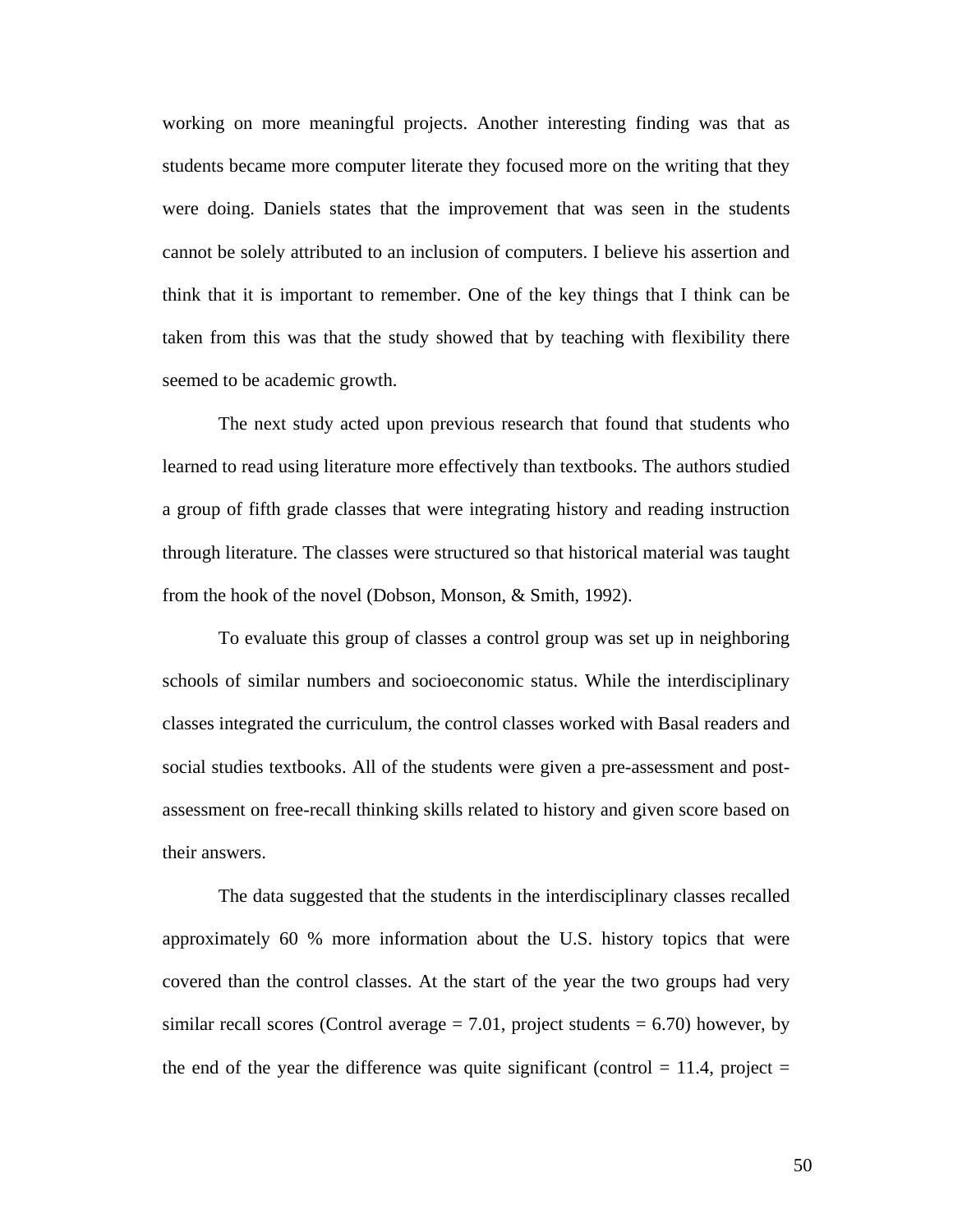working on more meaningful projects. Another interesting finding was that as students became more computer literate they focused more on the writing that they were doing. Daniels states that the improvement that was seen in the students cannot be solely attributed to an inclusion of computers. I believe his assertion and think that it is important to remember. One of the key things that I think can be taken from this was that the study showed that by teaching with flexibility there seemed to be academic growth.

The next study acted upon previous research that found that students who learned to read using literature more effectively than textbooks. The authors studied a group of fifth grade classes that were integrating history and reading instruction through literature. The classes were structured so that historical material was taught from the hook of the novel (Dobson, Monson, & Smith, 1992).

To evaluate this group of classes a control group was set up in neighboring schools of similar numbers and socioeconomic status. While the interdisciplinary classes integrated the curriculum, the control classes worked with Basal readers and social studies textbooks. All of the students were given a pre-assessment and post-assessment on free-recall thinking skills related to history and given score based on their answers.

The data suggested that the students in the interdisciplinary classes recalled approximately 60 % more information about the U.S. history topics that were covered than the control classes. At the start of the year the two groups had very similar recall scores (Control average = 7.01, project students = 6.70) however, by the end of the year the difference was quite significant (control = 11.4, project =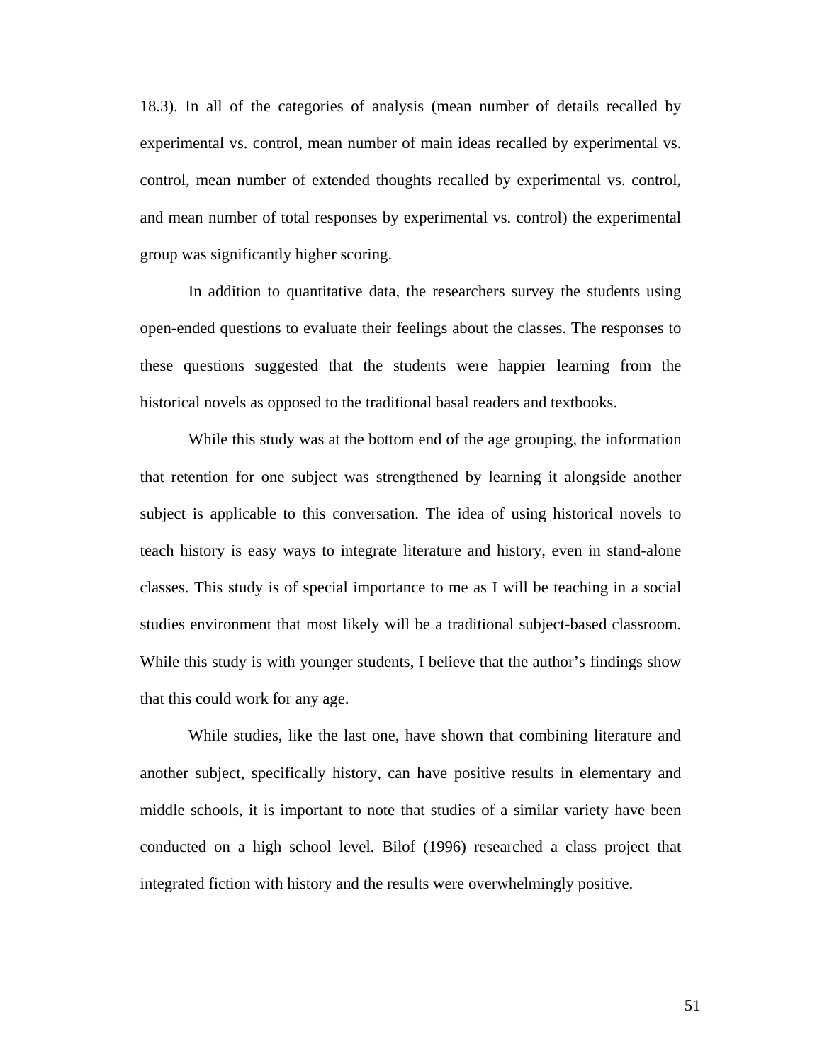18.3). In all of the categories of analysis (mean number of details recalled by experimental vs. control, mean number of main ideas recalled by experimental vs. control, mean number of extended thoughts recalled by experimental vs. control, and mean number of total responses by experimental vs. control) the experimental group was significantly higher scoring.

In addition to quantitative data, the researchers survey the students using open-ended questions to evaluate their feelings about the classes. The responses to these questions suggested that the students were happier learning from the historical novels as opposed to the traditional basal readers and textbooks.

While this study was at the bottom end of the age grouping, the information that retention for one subject was strengthened by learning it alongside another subject is applicable to this conversation. The idea of using historical novels to teach history is easy ways to integrate literature and history, even in stand-alone classes. This study is of special importance to me as I will be teaching in a social studies environment that most likely will be a traditional subject-based classroom. While this study is with younger students, I believe that the author's findings show that this could work for any age.

While studies, like the last one, have shown that combining literature and another subject, specifically history, can have positive results in elementary and middle schools, it is important to note that studies of a similar variety have been conducted on a high school level. Bilof (1996) researched a class project that integrated fiction with history and the results were overwhelmingly positive.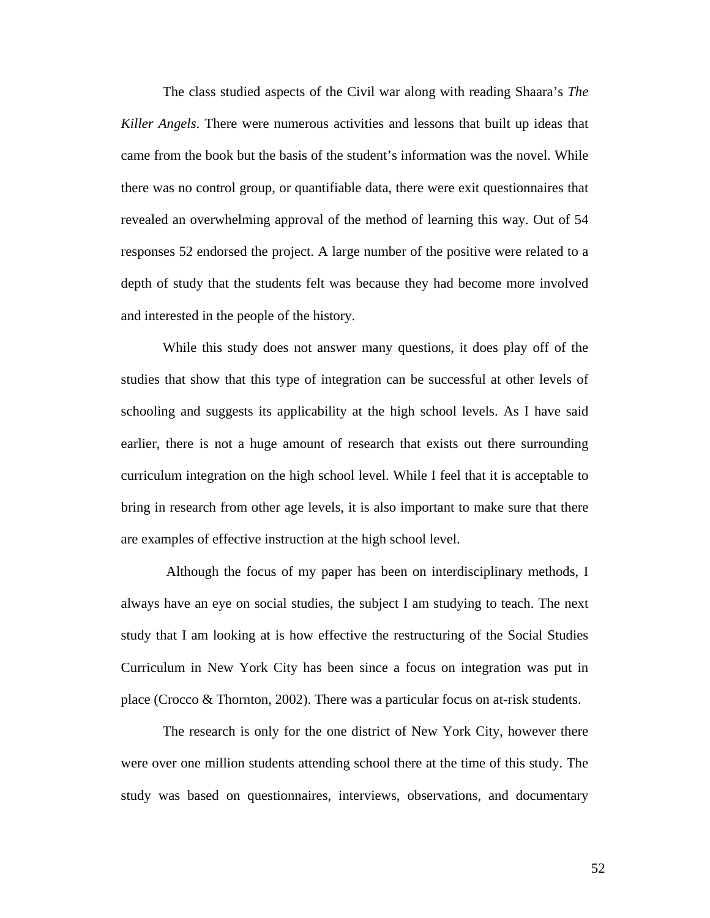The class studied aspects of the Civil war along with reading Shaara's *The Killer Angels*. There were numerous activities and lessons that built up ideas that came from the book but the basis of the student's information was the novel. While there was no control group, or quantifiable data, there were exit questionnaires that revealed an overwhelming approval of the method of learning this way. Out of 54 responses 52 endorsed the project. A large number of the positive were related to a depth of study that the students felt was because they had become more involved and interested in the people of the history.

While this study does not answer many questions, it does play off of the studies that show that this type of integration can be successful at other levels of schooling and suggests its applicability at the high school levels. As I have said earlier, there is not a huge amount of research that exists out there surrounding curriculum integration on the high school level. While I feel that it is acceptable to bring in research from other age levels, it is also important to make sure that there are examples of effective instruction at the high school level.

Although the focus of my paper has been on interdisciplinary methods, I always have an eye on social studies, the subject I am studying to teach. The next study that I am looking at is how effective the restructuring of the Social Studies Curriculum in New York City has been since a focus on integration was put in place (Crocco & Thornton, 2002). There was a particular focus on at-risk students.

The research is only for the one district of New York City, however there were over one million students attending school there at the time of this study. The study was based on questionnaires, interviews, observations, and documentary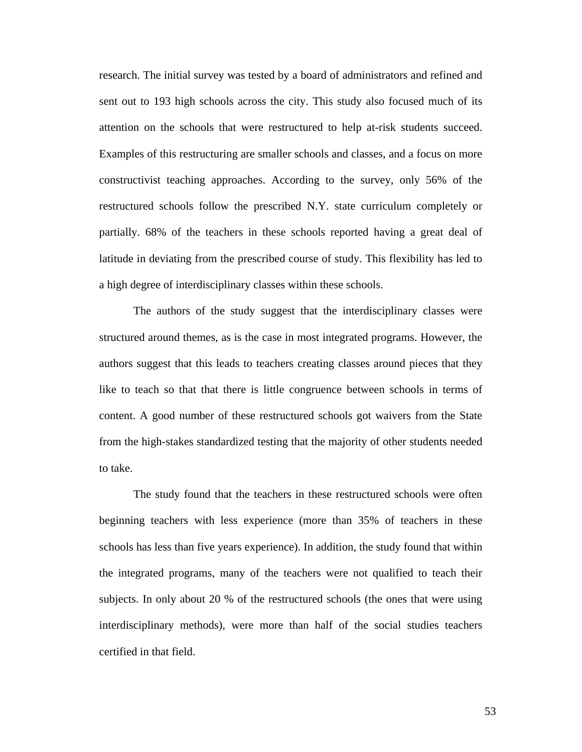research. The initial survey was tested by a board of administrators and refined and sent out to 193 high schools across the city. This study also focused much of its attention on the schools that were restructured to help at-risk students succeed. Examples of this restructuring are smaller schools and classes, and a focus on more constructivist teaching approaches. According to the survey, only 56% of the restructured schools follow the prescribed N.Y. state curriculum completely or partially. 68% of the teachers in these schools reported having a great deal of latitude in deviating from the prescribed course of study. This flexibility has led to a high degree of interdisciplinary classes within these schools.

The authors of the study suggest that the interdisciplinary classes were structured around themes, as is the case in most integrated programs. However, the authors suggest that this leads to teachers creating classes around pieces that they like to teach so that that there is little congruence between schools in terms of content. A good number of these restructured schools got waivers from the State from the high-stakes standardized testing that the majority of other students needed to take.

The study found that the teachers in these restructured schools were often beginning teachers with less experience (more than 35% of teachers in these schools has less than five years experience). In addition, the study found that within the integrated programs, many of the teachers were not qualified to teach their subjects. In only about 20 % of the restructured schools (the ones that were using interdisciplinary methods), were more than half of the social studies teachers certified in that field.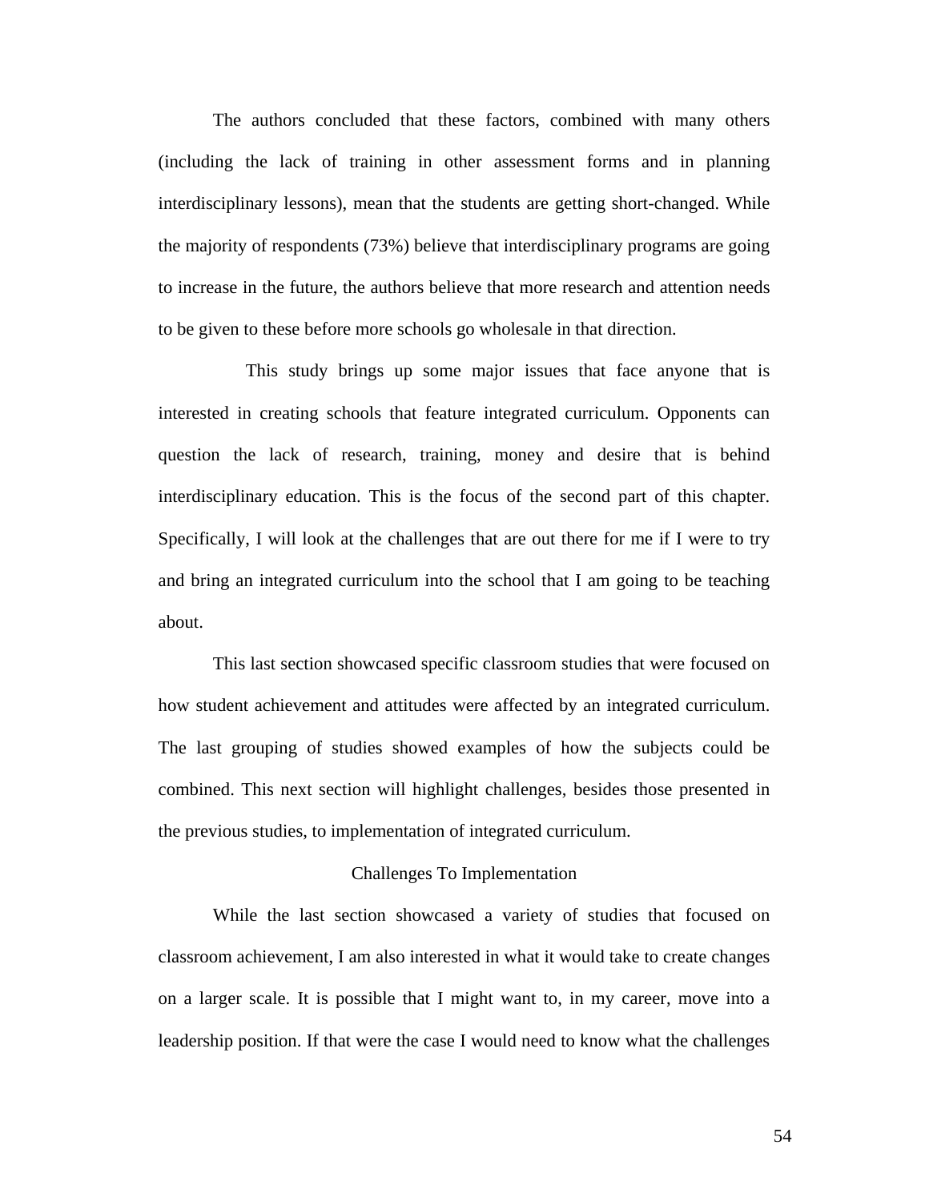The authors concluded that these factors, combined with many others (including the lack of training in other assessment forms and in planning interdisciplinary lessons), mean that the students are getting short-changed. While the majority of respondents (73%) believe that interdisciplinary programs are going to increase in the future, the authors believe that more research and attention needs to be given to these before more schools go wholesale in that direction.

This study brings up some major issues that face anyone that is interested in creating schools that feature integrated curriculum. Opponents can question the lack of research, training, money and desire that is behind interdisciplinary education. This is the focus of the second part of this chapter. Specifically, I will look at the challenges that are out there for me if I were to try and bring an integrated curriculum into the school that I am going to be teaching about.

This last section showcased specific classroom studies that were focused on how student achievement and attitudes were affected by an integrated curriculum. The last grouping of studies showed examples of how the subjects could be combined. This next section will highlight challenges, besides those presented in the previous studies, to implementation of integrated curriculum.

## Challenges To Implementation

While the last section showcased a variety of studies that focused on classroom achievement, I am also interested in what it would take to create changes on a larger scale. It is possible that I might want to, in my career, move into a leadership position. If that were the case I would need to know what the challenges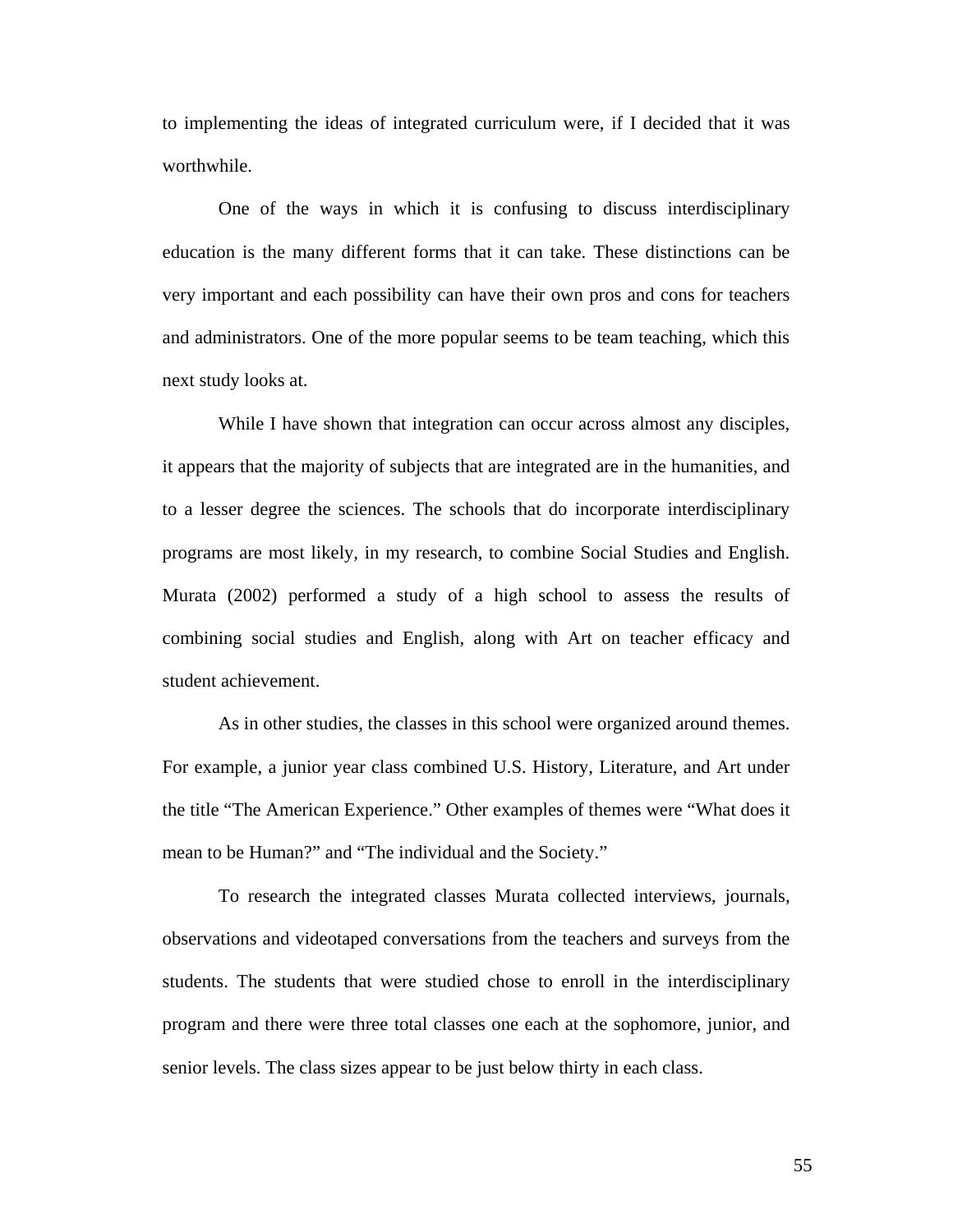to implementing the ideas of integrated curriculum were, if I decided that it was worthwhile.

One of the ways in which it is confusing to discuss interdisciplinary education is the many different forms that it can take. These distinctions can be very important and each possibility can have their own pros and cons for teachers and administrators. One of the more popular seems to be team teaching, which this next study looks at.

While I have shown that integration can occur across almost any disciples, it appears that the majority of subjects that are integrated are in the humanities, and to a lesser degree the sciences. The schools that do incorporate interdisciplinary programs are most likely, in my research, to combine Social Studies and English. Murata (2002) performed a study of a high school to assess the results of combining social studies and English, along with Art on teacher efficacy and student achievement.

As in other studies, the classes in this school were organized around themes. For example, a junior year class combined U.S. History, Literature, and Art under the title "The American Experience." Other examples of themes were "What does it mean to be Human?" and "The individual and the Society."

To research the integrated classes Murata collected interviews, journals, observations and videotaped conversations from the teachers and surveys from the students. The students that were studied chose to enroll in the interdisciplinary program and there were three total classes one each at the sophomore, junior, and senior levels. The class sizes appear to be just below thirty in each class.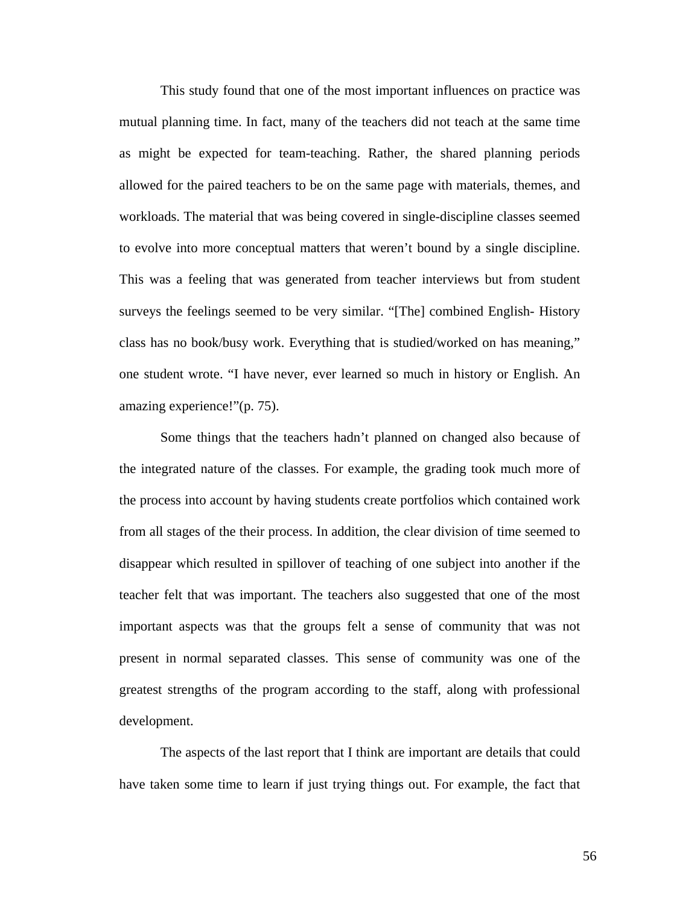This study found that one of the most important influences on practice was mutual planning time. In fact, many of the teachers did not teach at the same time as might be expected for team-teaching. Rather, the shared planning periods allowed for the paired teachers to be on the same page with materials, themes, and workloads. The material that was being covered in single-discipline classes seemed to evolve into more conceptual matters that weren't bound by a single discipline. This was a feeling that was generated from teacher interviews but from student surveys the feelings seemed to be very similar. "[The] combined English- History class has no book/busy work. Everything that is studied/worked on has meaning," one student wrote. "I have never, ever learned so much in history or English. An amazing experience!"(p. 75).

Some things that the teachers hadn't planned on changed also because of the integrated nature of the classes. For example, the grading took much more of the process into account by having students create portfolios which contained work from all stages of the their process. In addition, the clear division of time seemed to disappear which resulted in spillover of teaching of one subject into another if the teacher felt that was important. The teachers also suggested that one of the most important aspects was that the groups felt a sense of community that was not present in normal separated classes. This sense of community was one of the greatest strengths of the program according to the staff, along with professional development.

The aspects of the last report that I think are important are details that could have taken some time to learn if just trying things out. For example, the fact that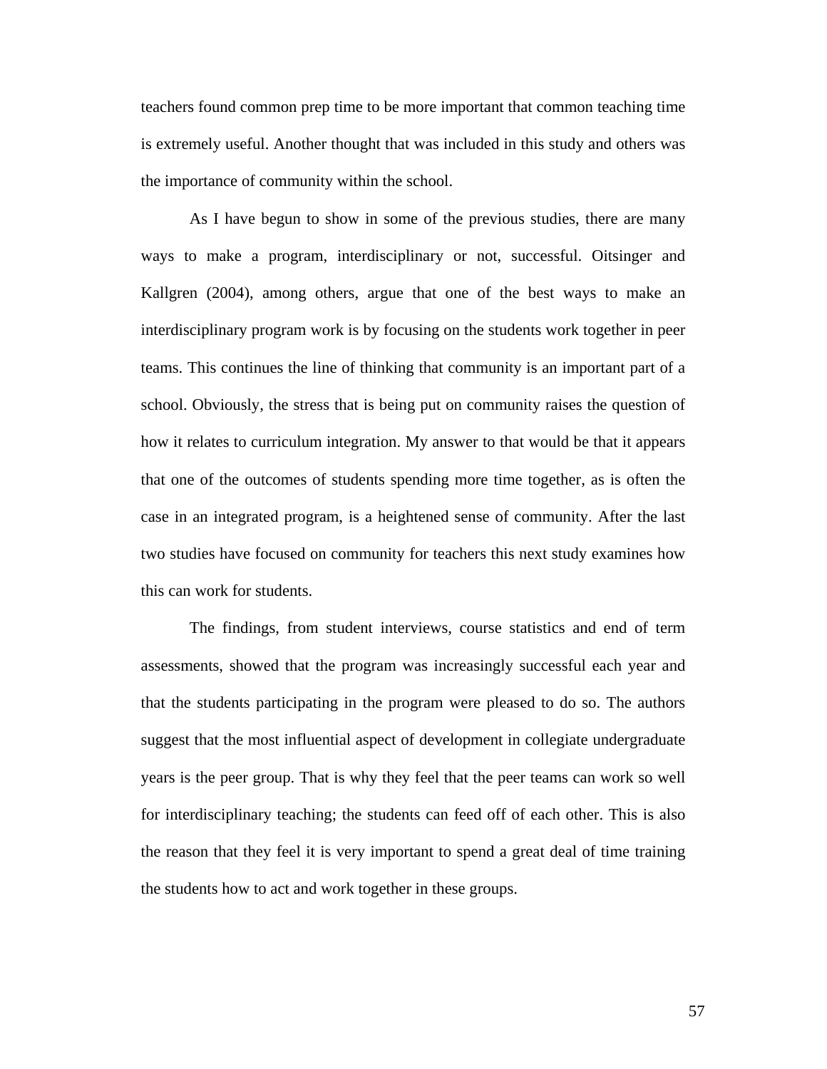teachers found common prep time to be more important that common teaching time is extremely useful. Another thought that was included in this study and others was the importance of community within the school.

As I have begun to show in some of the previous studies, there are many ways to make a program, interdisciplinary or not, successful. Oitsinger and Kallgren (2004), among others, argue that one of the best ways to make an interdisciplinary program work is by focusing on the students work together in peer teams. This continues the line of thinking that community is an important part of a school. Obviously, the stress that is being put on community raises the question of how it relates to curriculum integration. My answer to that would be that it appears that one of the outcomes of students spending more time together, as is often the case in an integrated program, is a heightened sense of community. After the last two studies have focused on community for teachers this next study examines how this can work for students.

The findings, from student interviews, course statistics and end of term assessments, showed that the program was increasingly successful each year and that the students participating in the program were pleased to do so. The authors suggest that the most influential aspect of development in collegiate undergraduate years is the peer group. That is why they feel that the peer teams can work so well for interdisciplinary teaching; the students can feed off of each other. This is also the reason that they feel it is very important to spend a great deal of time training the students how to act and work together in these groups.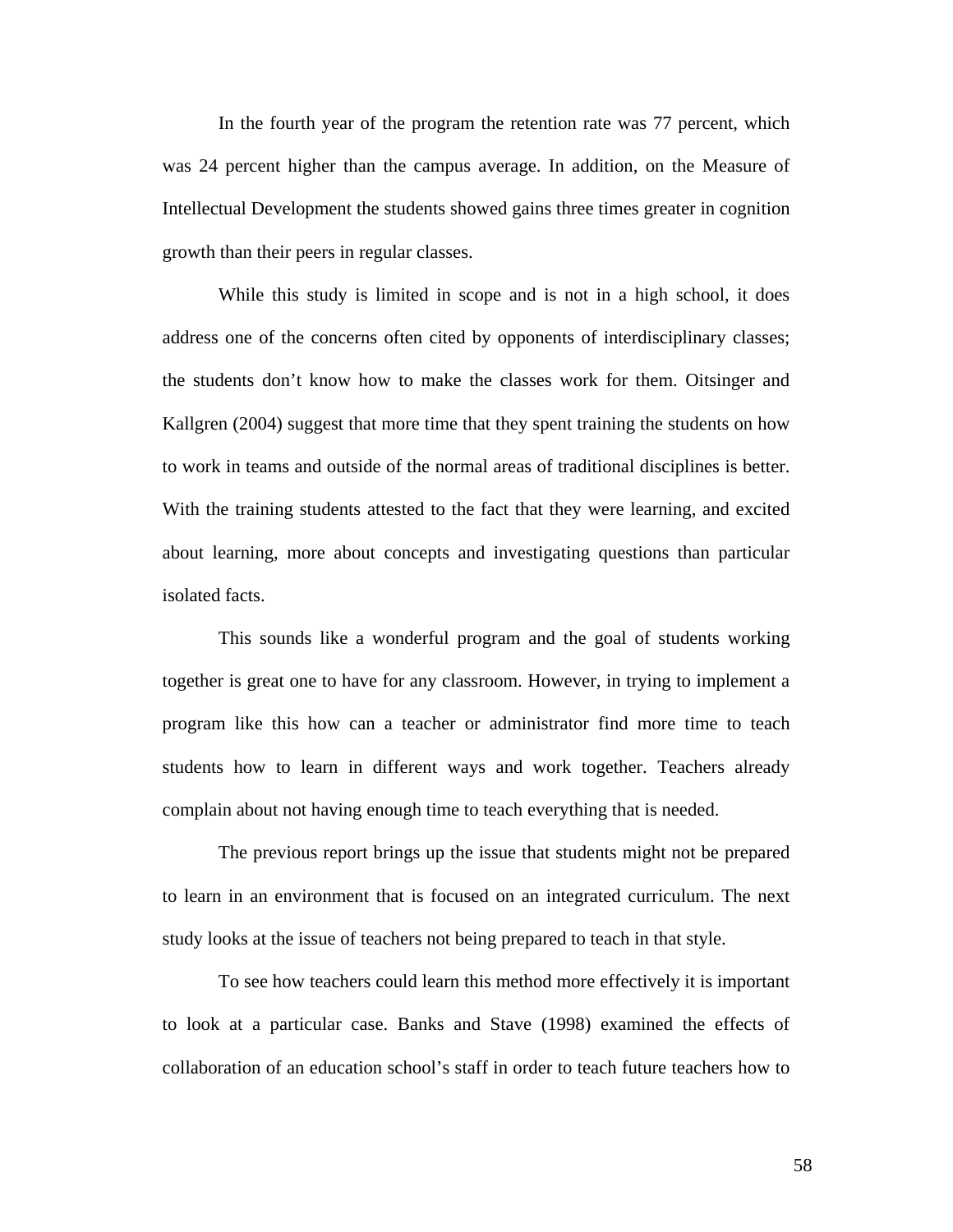In the fourth year of the program the retention rate was 77 percent, which was 24 percent higher than the campus average. In addition, on the Measure of Intellectual Development the students showed gains three times greater in cognition growth than their peers in regular classes.

While this study is limited in scope and is not in a high school, it does address one of the concerns often cited by opponents of interdisciplinary classes; the students don’t know how to make the classes work for them. Oitsinger and Kallgren (2004) suggest that more time that they spent training the students on how to work in teams and outside of the normal areas of traditional disciplines is better. With the training students attested to the fact that they were learning, and excited about learning, more about concepts and investigating questions than particular isolated facts.

This sounds like a wonderful program and the goal of students working together is great one to have for any classroom. However, in trying to implement a program like this how can a teacher or administrator find more time to teach students how to learn in different ways and work together. Teachers already complain about not having enough time to teach everything that is needed.

The previous report brings up the issue that students might not be prepared to learn in an environment that is focused on an integrated curriculum. The next study looks at the issue of teachers not being prepared to teach in that style.

To see how teachers could learn this method more effectively it is important to look at a particular case. Banks and Stave (1998) examined the effects of collaboration of an education school’s staff in order to teach future teachers how to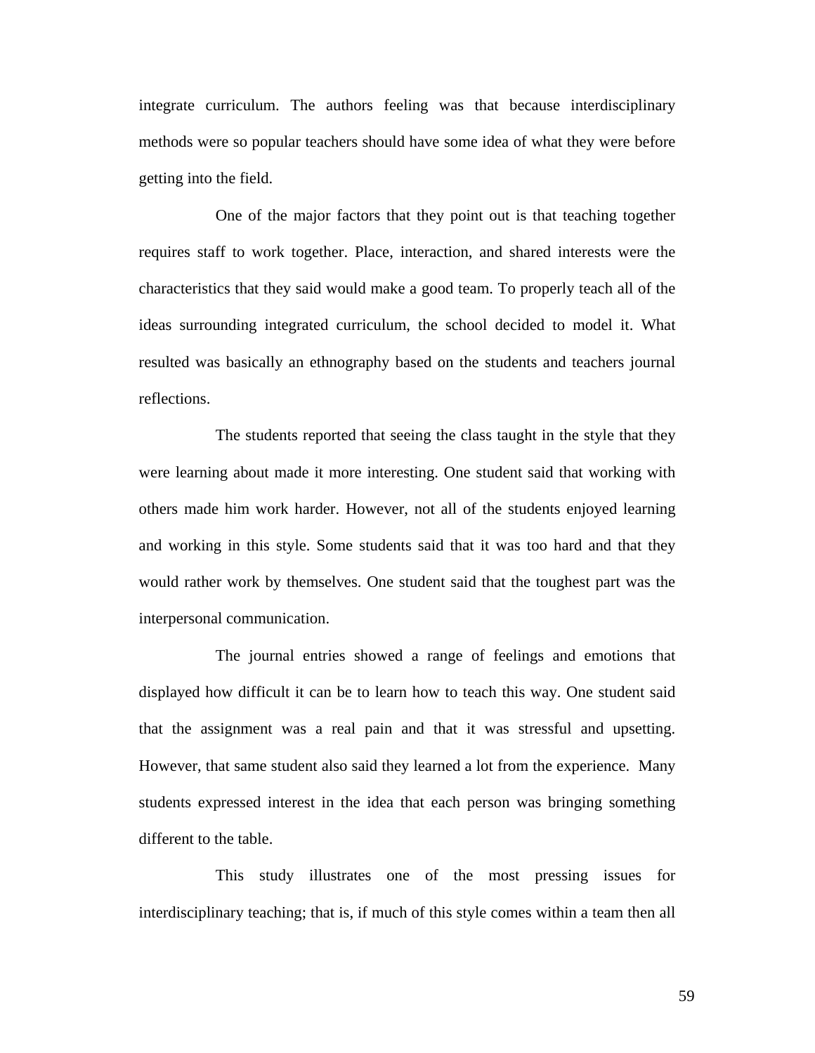integrate curriculum. The authors feeling was that because interdisciplinary methods were so popular teachers should have some idea of what they were before getting into the field.

One of the major factors that they point out is that teaching together requires staff to work together. Place, interaction, and shared interests were the characteristics that they said would make a good team. To properly teach all of the ideas surrounding integrated curriculum, the school decided to model it. What resulted was basically an ethnography based on the students and teachers journal reflections.

The students reported that seeing the class taught in the style that they were learning about made it more interesting. One student said that working with others made him work harder. However, not all of the students enjoyed learning and working in this style. Some students said that it was too hard and that they would rather work by themselves. One student said that the toughest part was the interpersonal communication.

The journal entries showed a range of feelings and emotions that displayed how difficult it can be to learn how to teach this way. One student said that the assignment was a real pain and that it was stressful and upsetting. However, that same student also said they learned a lot from the experience. Many students expressed interest in the idea that each person was bringing something different to the table.

This study illustrates one of the most pressing issues for interdisciplinary teaching; that is, if much of this style comes within a team then all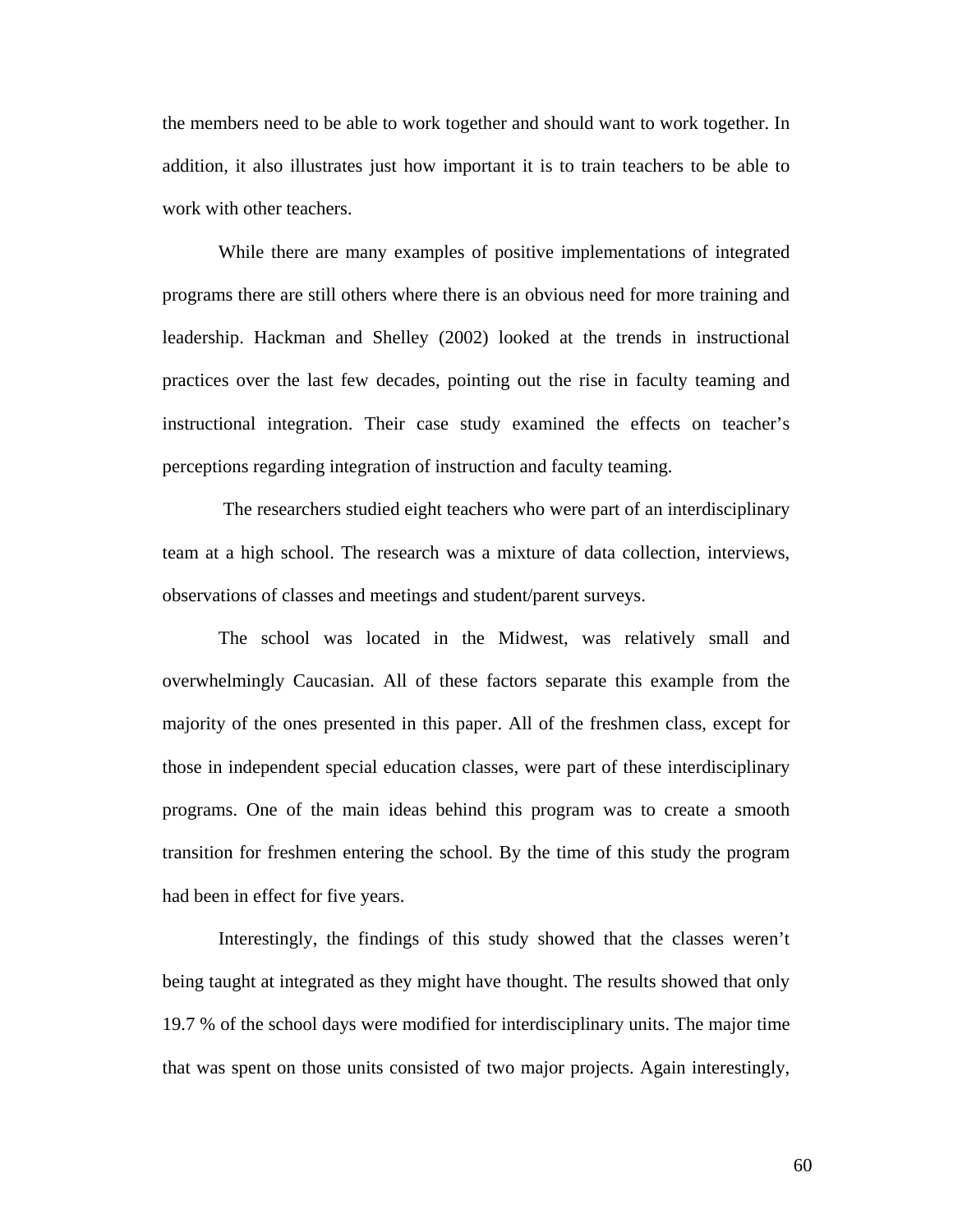the members need to be able to work together and should want to work together. In addition, it also illustrates just how important it is to train teachers to be able to work with other teachers.

While there are many examples of positive implementations of integrated programs there are still others where there is an obvious need for more training and leadership. Hackman and Shelley (2002) looked at the trends in instructional practices over the last few decades, pointing out the rise in faculty teaming and instructional integration. Their case study examined the effects on teacher's perceptions regarding integration of instruction and faculty teaming.

The researchers studied eight teachers who were part of an interdisciplinary team at a high school. The research was a mixture of data collection, interviews, observations of classes and meetings and student/parent surveys.

The school was located in the Midwest, was relatively small and overwhelmingly Caucasian. All of these factors separate this example from the majority of the ones presented in this paper. All of the freshmen class, except for those in independent special education classes, were part of these interdisciplinary programs. One of the main ideas behind this program was to create a smooth transition for freshmen entering the school. By the time of this study the program had been in effect for five years.

Interestingly, the findings of this study showed that the classes weren't being taught at integrated as they might have thought. The results showed that only 19.7 % of the school days were modified for interdisciplinary units. The major time that was spent on those units consisted of two major projects. Again interestingly,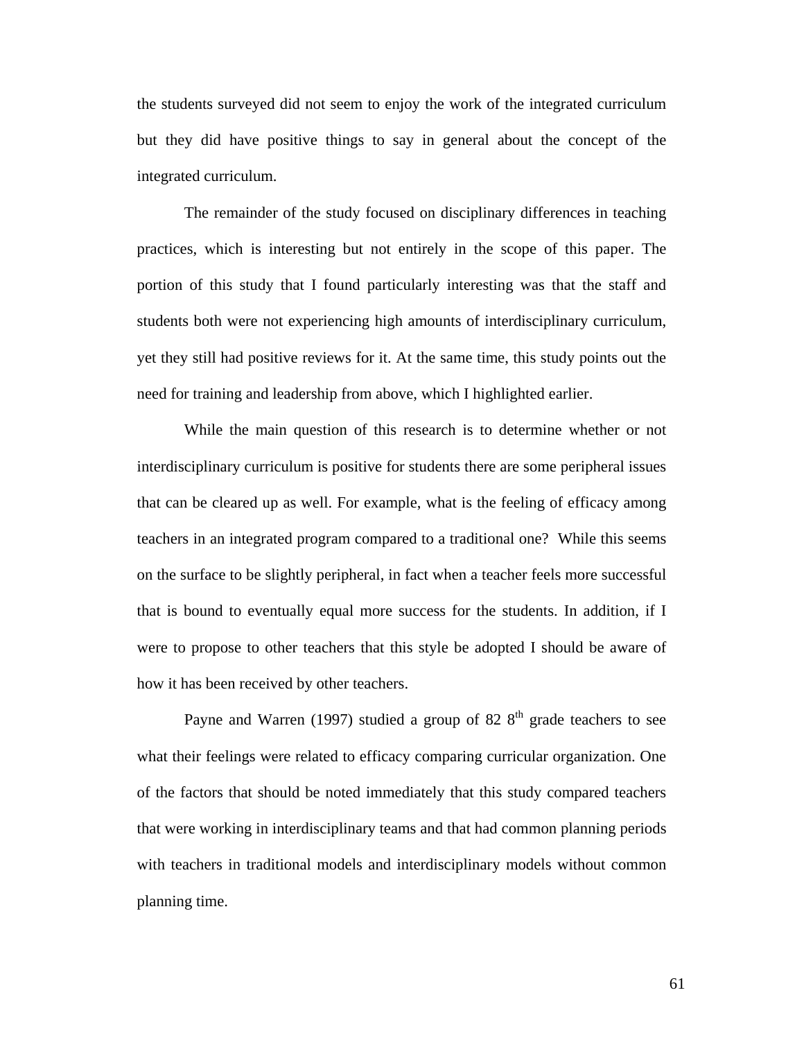the students surveyed did not seem to enjoy the work of the integrated curriculum but they did have positive things to say in general about the concept of the integrated curriculum.

The remainder of the study focused on disciplinary differences in teaching practices, which is interesting but not entirely in the scope of this paper. The portion of this study that I found particularly interesting was that the staff and students both were not experiencing high amounts of interdisciplinary curriculum, yet they still had positive reviews for it. At the same time, this study points out the need for training and leadership from above, which I highlighted earlier.

While the main question of this research is to determine whether or not interdisciplinary curriculum is positive for students there are some peripheral issues that can be cleared up as well. For example, what is the feeling of efficacy among teachers in an integrated program compared to a traditional one? While this seems on the surface to be slightly peripheral, in fact when a teacher feels more successful that is bound to eventually equal more success for the students. In addition, if I were to propose to other teachers that this style be adopted I should be aware of how it has been received by other teachers.

Payne and Warren (1997) studied a group of 82 8th grade teachers to see what their feelings were related to efficacy comparing curricular organization. One of the factors that should be noted immediately that this study compared teachers that were working in interdisciplinary teams and that had common planning periods with teachers in traditional models and interdisciplinary models without common planning time.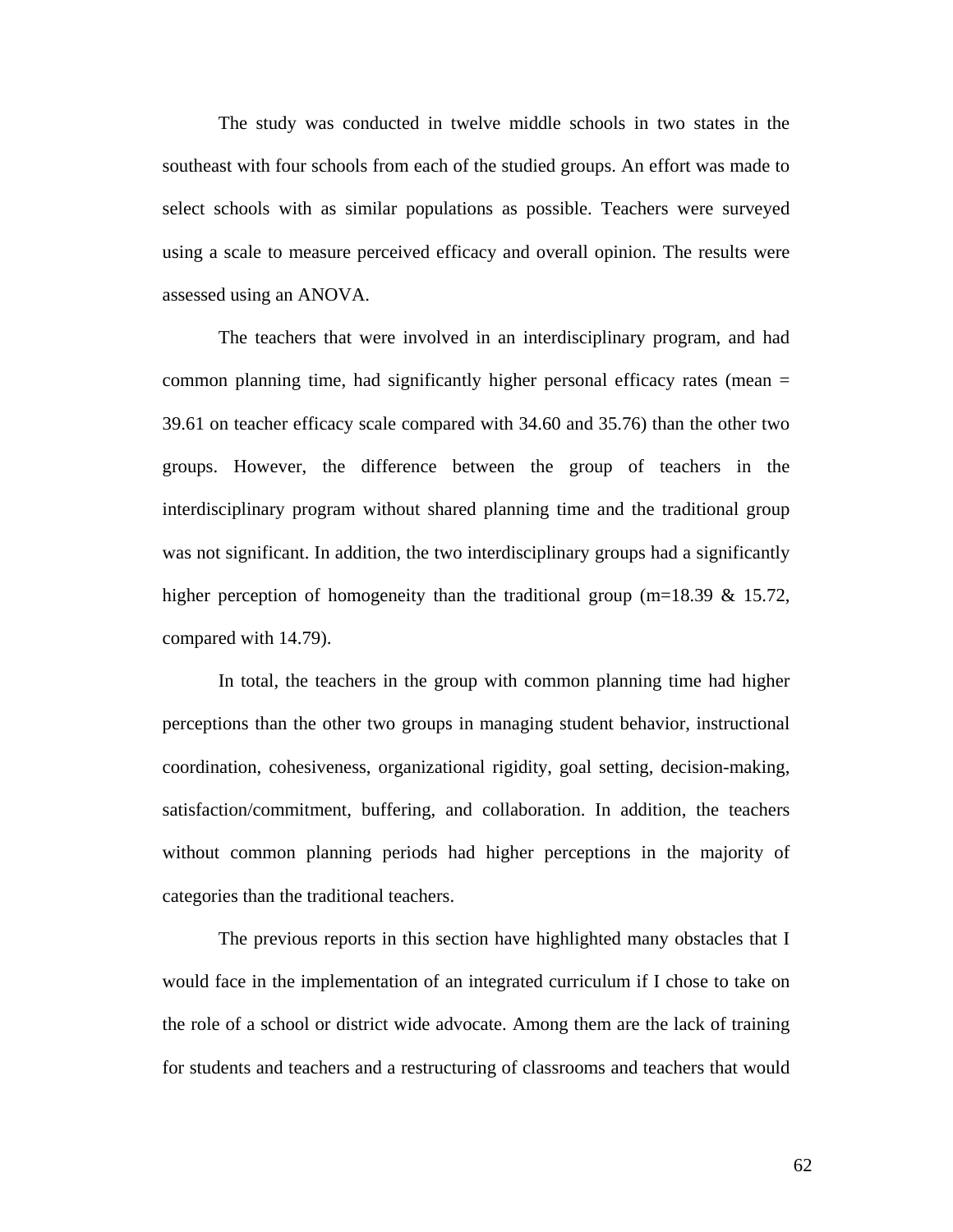The study was conducted in twelve middle schools in two states in the southeast with four schools from each of the studied groups. An effort was made to select schools with as similar populations as possible. Teachers were surveyed using a scale to measure perceived efficacy and overall opinion. The results were assessed using an ANOVA.

The teachers that were involved in an interdisciplinary program, and had common planning time, had significantly higher personal efficacy rates (mean = 39.61 on teacher efficacy scale compared with 34.60 and 35.76) than the other two groups. However, the difference between the group of teachers in the interdisciplinary program without shared planning time and the traditional group was not significant. In addition, the two interdisciplinary groups had a significantly higher perception of homogeneity than the traditional group (m=18.39 & 15.72, compared with 14.79).

In total, the teachers in the group with common planning time had higher perceptions than the other two groups in managing student behavior, instructional coordination, cohesiveness, organizational rigidity, goal setting, decision-making, satisfaction/commitment, buffering, and collaboration. In addition, the teachers without common planning periods had higher perceptions in the majority of categories than the traditional teachers.

The previous reports in this section have highlighted many obstacles that I would face in the implementation of an integrated curriculum if I chose to take on the role of a school or district wide advocate. Among them are the lack of training for students and teachers and a restructuring of classrooms and teachers that would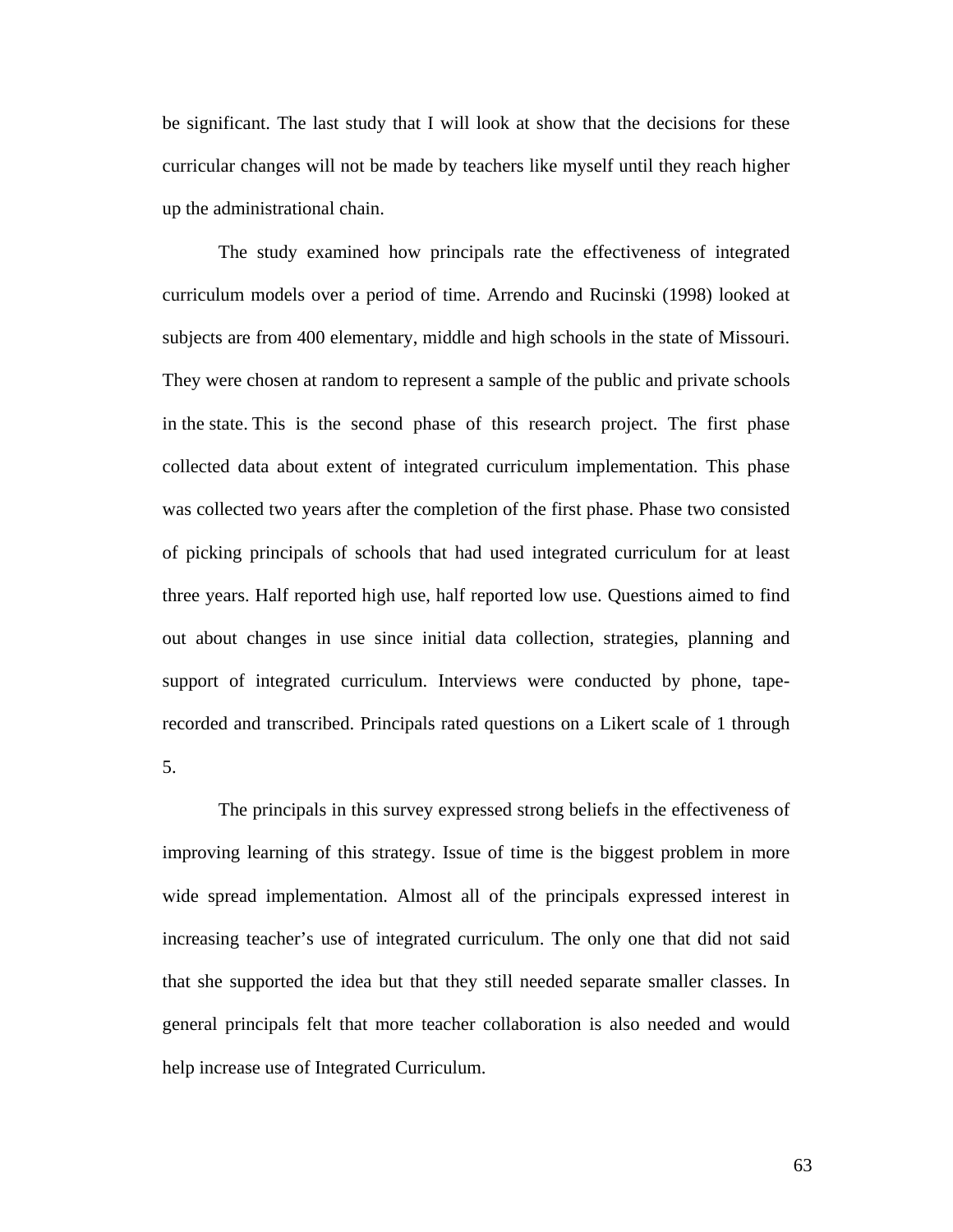be significant. The last study that I will look at show that the decisions for these curricular changes will not be made by teachers like myself until they reach higher up the administrational chain.

The study examined how principals rate the effectiveness of integrated curriculum models over a period of time. Arrendo and Rucinski (1998) looked at subjects are from 400 elementary, middle and high schools in the state of Missouri. They were chosen at random to represent a sample of the public and private schools in the state. This is the second phase of this research project. The first phase collected data about extent of integrated curriculum implementation. This phase was collected two years after the completion of the first phase. Phase two consisted of picking principals of schools that had used integrated curriculum for at least three years. Half reported high use, half reported low use. Questions aimed to find out about changes in use since initial data collection, strategies, planning and support of integrated curriculum. Interviews were conducted by phone, tape-recorded and transcribed. Principals rated questions on a Likert scale of 1 through 5.

The principals in this survey expressed strong beliefs in the effectiveness of improving learning of this strategy. Issue of time is the biggest problem in more wide spread implementation. Almost all of the principals expressed interest in increasing teacher's use of integrated curriculum. The only one that did not said that she supported the idea but that they still needed separate smaller classes. In general principals felt that more teacher collaboration is also needed and would help increase use of Integrated Curriculum.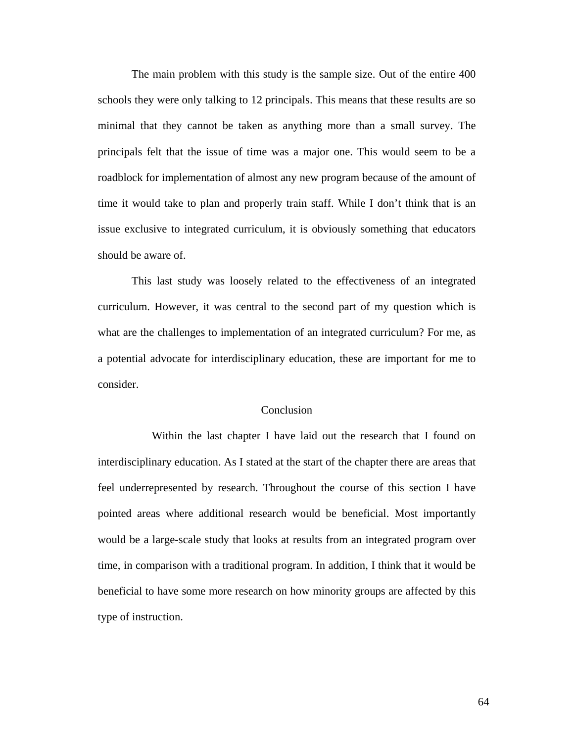The main problem with this study is the sample size. Out of the entire 400 schools they were only talking to 12 principals. This means that these results are so minimal that they cannot be taken as anything more than a small survey. The principals felt that the issue of time was a major one. This would seem to be a roadblock for implementation of almost any new program because of the amount of time it would take to plan and properly train staff. While I don't think that is an issue exclusive to integrated curriculum, it is obviously something that educators should be aware of.

This last study was loosely related to the effectiveness of an integrated curriculum. However, it was central to the second part of my question which is what are the challenges to implementation of an integrated curriculum? For me, as a potential advocate for interdisciplinary education, these are important for me to consider.

## Conclusion

Within the last chapter I have laid out the research that I found on interdisciplinary education. As I stated at the start of the chapter there are areas that feel underrepresented by research. Throughout the course of this section I have pointed areas where additional research would be beneficial. Most importantly would be a large-scale study that looks at results from an integrated program over time, in comparison with a traditional program. In addition, I think that it would be beneficial to have some more research on how minority groups are affected by this type of instruction.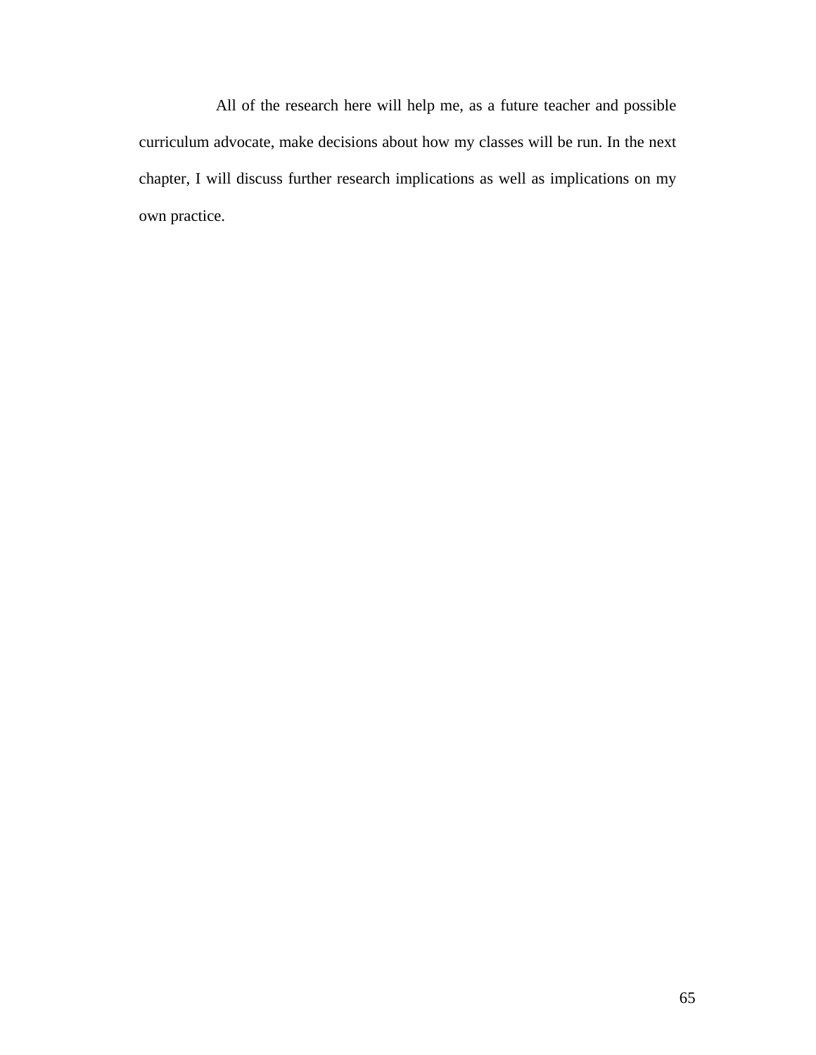All of the research here will help me, as a future teacher and possible curriculum advocate, make decisions about how my classes will be run. In the next chapter, I will discuss further research implications as well as implications on my own practice.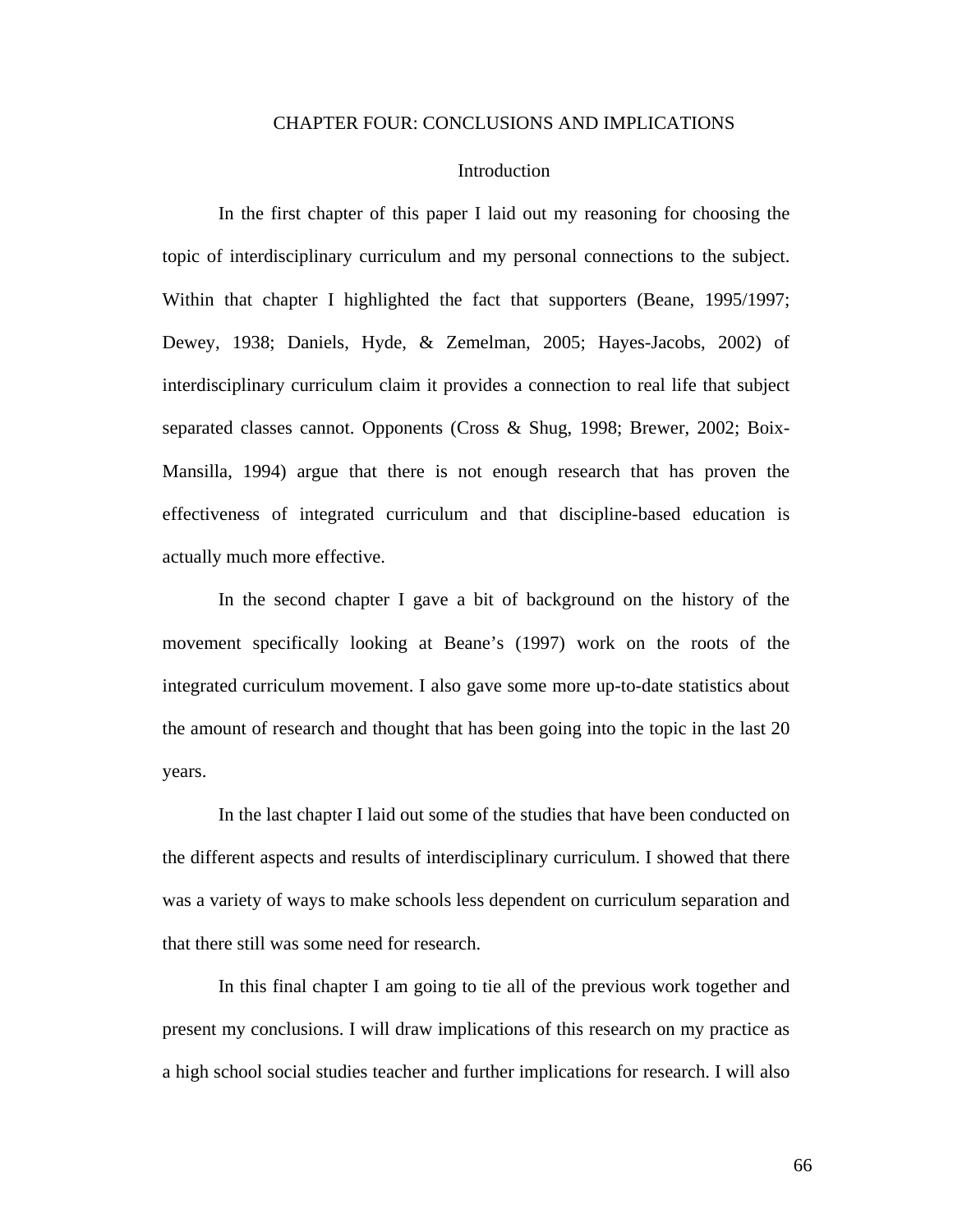# CHAPTER FOUR: CONCLUSIONS AND IMPLICATIONS

## Introduction

In the first chapter of this paper I laid out my reasoning for choosing the topic of interdisciplinary curriculum and my personal connections to the subject. Within that chapter I highlighted the fact that supporters (Beane, 1995/1997; Dewey, 1938; Daniels, Hyde, & Zemelman, 2005; Hayes-Jacobs, 2002) of interdisciplinary curriculum claim it provides a connection to real life that subject separated classes cannot. Opponents (Cross & Shug, 1998; Brewer, 2002; Boix-Mansilla, 1994) argue that there is not enough research that has proven the effectiveness of integrated curriculum and that discipline-based education is actually much more effective.

In the second chapter I gave a bit of background on the history of the movement specifically looking at Beane's (1997) work on the roots of the integrated curriculum movement. I also gave some more up-to-date statistics about the amount of research and thought that has been going into the topic in the last 20 years.

In the last chapter I laid out some of the studies that have been conducted on the different aspects and results of interdisciplinary curriculum. I showed that there was a variety of ways to make schools less dependent on curriculum separation and that there still was some need for research.

In this final chapter I am going to tie all of the previous work together and present my conclusions. I will draw implications of this research on my practice as a high school social studies teacher and further implications for research. I will also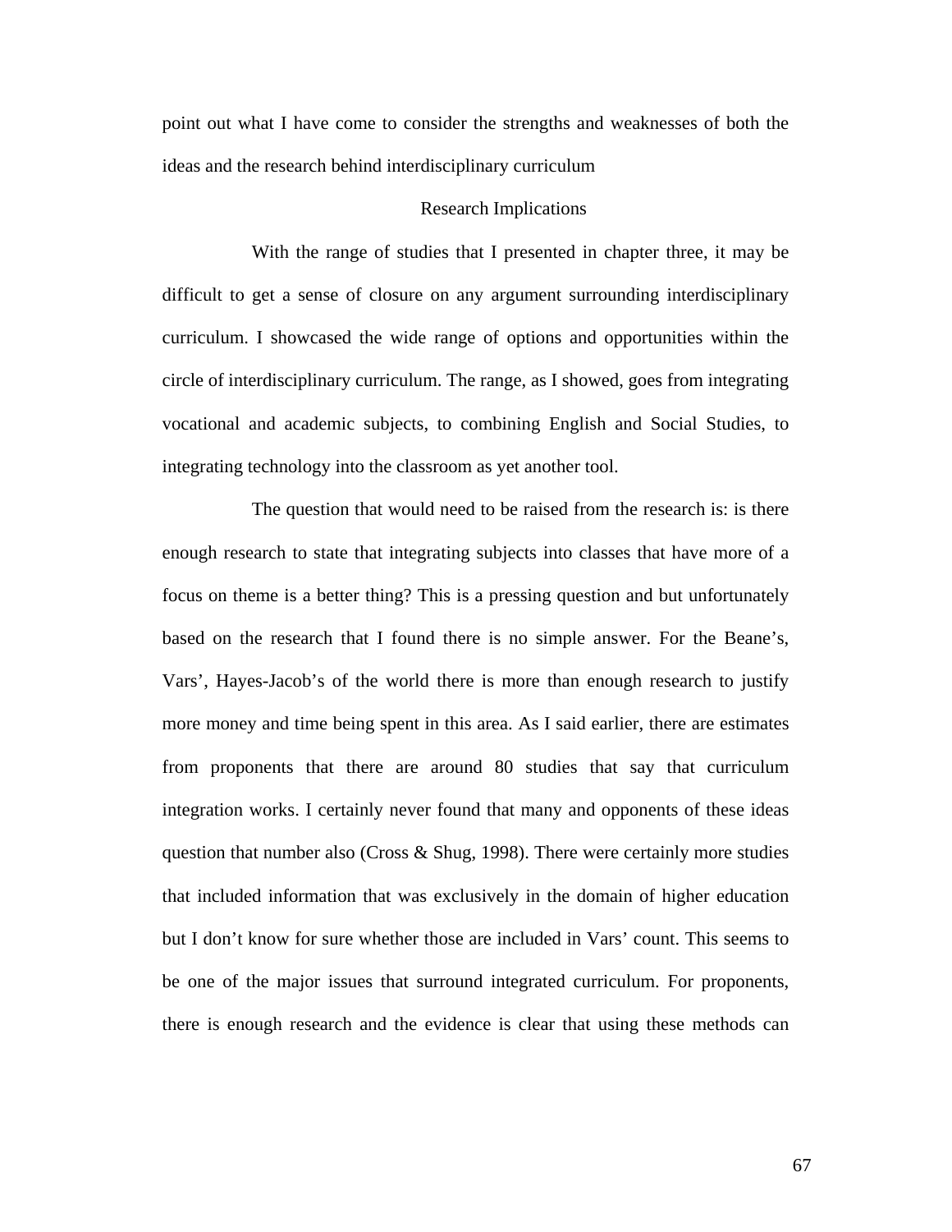point out what I have come to consider the strengths and weaknesses of both the ideas and the research behind interdisciplinary curriculum

## Research Implications

With the range of studies that I presented in chapter three, it may be difficult to get a sense of closure on any argument surrounding interdisciplinary curriculum. I showcased the wide range of options and opportunities within the circle of interdisciplinary curriculum. The range, as I showed, goes from integrating vocational and academic subjects, to combining English and Social Studies, to integrating technology into the classroom as yet another tool.

The question that would need to be raised from the research is: is there enough research to state that integrating subjects into classes that have more of a focus on theme is a better thing? This is a pressing question and but unfortunately based on the research that I found there is no simple answer. For the Beane's, Vars', Hayes-Jacob's of the world there is more than enough research to justify more money and time being spent in this area. As I said earlier, there are estimates from proponents that there are around 80 studies that say that curriculum integration works. I certainly never found that many and opponents of these ideas question that number also (Cross & Shug, 1998). There were certainly more studies that included information that was exclusively in the domain of higher education but I don't know for sure whether those are included in Vars' count. This seems to be one of the major issues that surround integrated curriculum. For proponents, there is enough research and the evidence is clear that using these methods can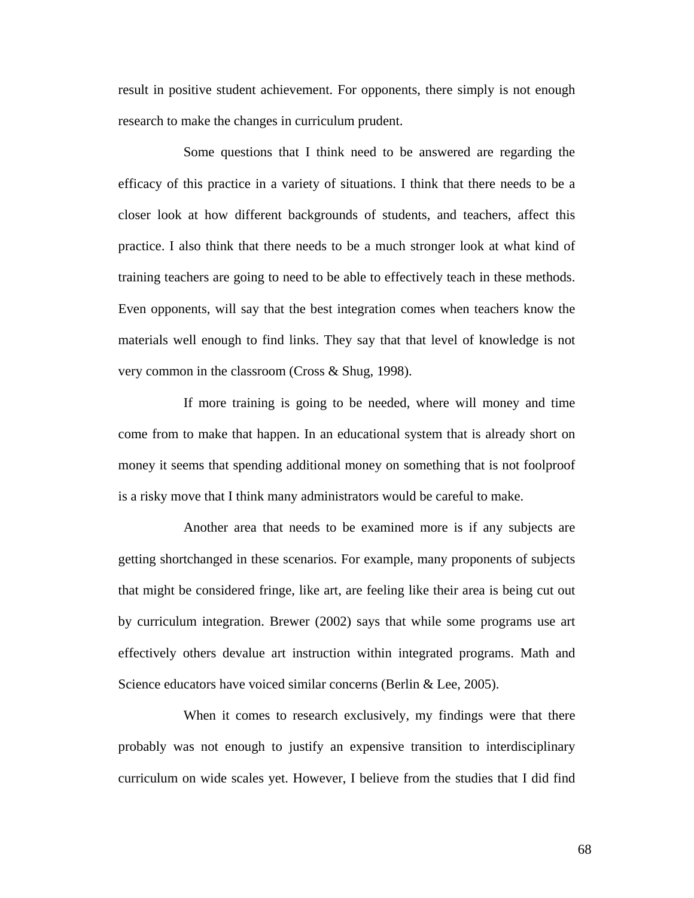result in positive student achievement. For opponents, there simply is not enough research to make the changes in curriculum prudent.

Some questions that I think need to be answered are regarding the efficacy of this practice in a variety of situations. I think that there needs to be a closer look at how different backgrounds of students, and teachers, affect this practice. I also think that there needs to be a much stronger look at what kind of training teachers are going to need to be able to effectively teach in these methods. Even opponents, will say that the best integration comes when teachers know the materials well enough to find links. They say that that level of knowledge is not very common in the classroom (Cross & Shug, 1998).

If more training is going to be needed, where will money and time come from to make that happen. In an educational system that is already short on money it seems that spending additional money on something that is not foolproof is a risky move that I think many administrators would be careful to make.

Another area that needs to be examined more is if any subjects are getting shortchanged in these scenarios. For example, many proponents of subjects that might be considered fringe, like art, are feeling like their area is being cut out by curriculum integration. Brewer (2002) says that while some programs use art effectively others devalue art instruction within integrated programs. Math and Science educators have voiced similar concerns (Berlin & Lee, 2005).

When it comes to research exclusively, my findings were that there probably was not enough to justify an expensive transition to interdisciplinary curriculum on wide scales yet. However, I believe from the studies that I did find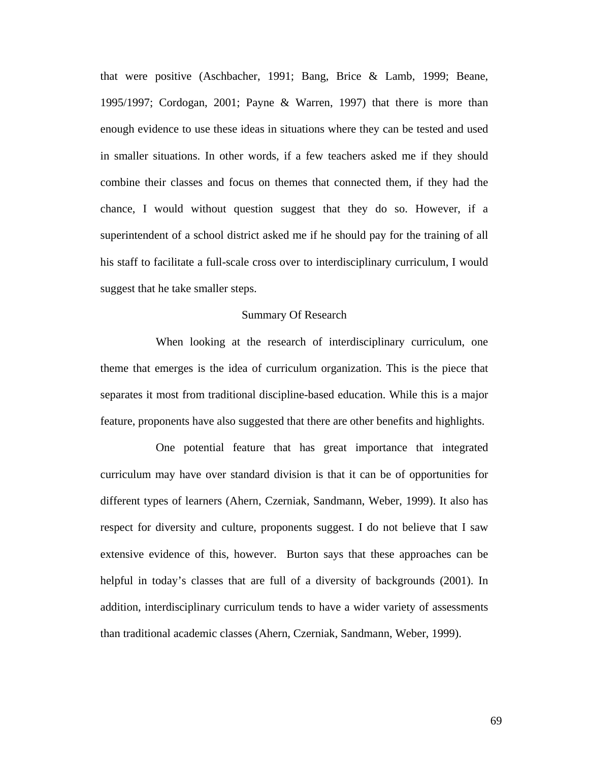that were positive (Aschbacher, 1991; Bang, Brice & Lamb, 1999; Beane, 1995/1997; Cordogan, 2001; Payne & Warren, 1997) that there is more than enough evidence to use these ideas in situations where they can be tested and used in smaller situations. In other words, if a few teachers asked me if they should combine their classes and focus on themes that connected them, if they had the chance, I would without question suggest that they do so. However, if a superintendent of a school district asked me if he should pay for the training of all his staff to facilitate a full-scale cross over to interdisciplinary curriculum, I would suggest that he take smaller steps.

## Summary Of Research

When looking at the research of interdisciplinary curriculum, one theme that emerges is the idea of curriculum organization. This is the piece that separates it most from traditional discipline-based education. While this is a major feature, proponents have also suggested that there are other benefits and highlights.

One potential feature that has great importance that integrated curriculum may have over standard division is that it can be of opportunities for different types of learners (Ahern, Czerniak, Sandmann, Weber, 1999). It also has respect for diversity and culture, proponents suggest. I do not believe that I saw extensive evidence of this, however. Burton says that these approaches can be helpful in today's classes that are full of a diversity of backgrounds (2001). In addition, interdisciplinary curriculum tends to have a wider variety of assessments than traditional academic classes (Ahern, Czerniak, Sandmann, Weber, 1999).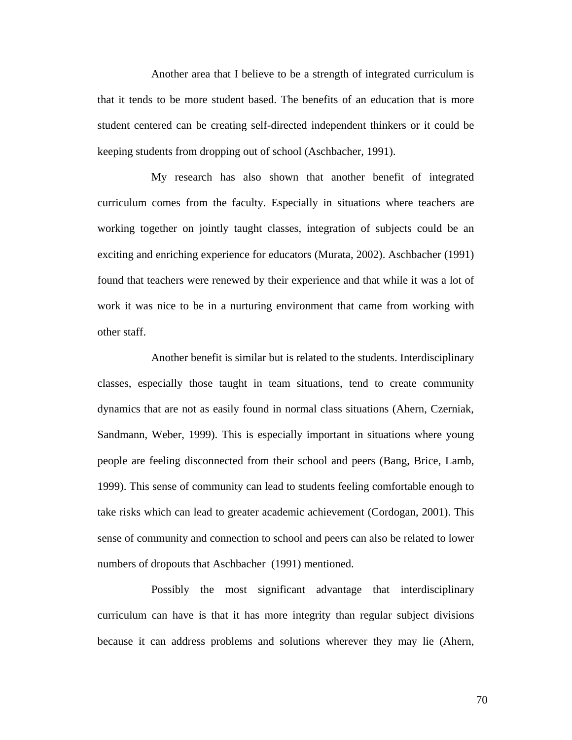Another area that I believe to be a strength of integrated curriculum is that it tends to be more student based. The benefits of an education that is more student centered can be creating self-directed independent thinkers or it could be keeping students from dropping out of school (Aschbacher, 1991).

My research has also shown that another benefit of integrated curriculum comes from the faculty. Especially in situations where teachers are working together on jointly taught classes, integration of subjects could be an exciting and enriching experience for educators (Murata, 2002). Aschbacher (1991) found that teachers were renewed by their experience and that while it was a lot of work it was nice to be in a nurturing environment that came from working with other staff.

Another benefit is similar but is related to the students. Interdisciplinary classes, especially those taught in team situations, tend to create community dynamics that are not as easily found in normal class situations (Ahern, Czerniak, Sandmann, Weber, 1999). This is especially important in situations where young people are feeling disconnected from their school and peers (Bang, Brice, Lamb, 1999). This sense of community can lead to students feeling comfortable enough to take risks which can lead to greater academic achievement (Cordogan, 2001). This sense of community and connection to school and peers can also be related to lower numbers of dropouts that Aschbacher (1991) mentioned.

Possibly the most significant advantage that interdisciplinary curriculum can have is that it has more integrity than regular subject divisions because it can address problems and solutions wherever they may lie (Ahern,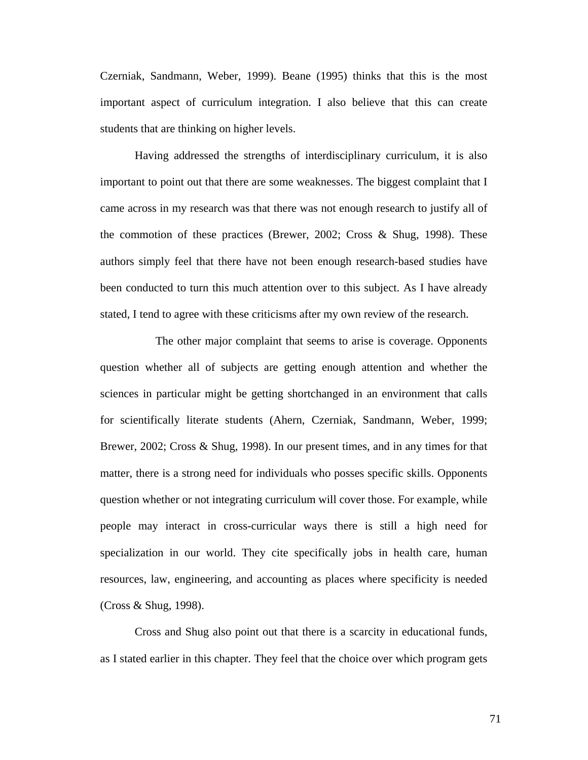Czerniak, Sandmann, Weber, 1999). Beane (1995) thinks that this is the most important aspect of curriculum integration. I also believe that this can create students that are thinking on higher levels.

Having addressed the strengths of interdisciplinary curriculum, it is also important to point out that there are some weaknesses. The biggest complaint that I came across in my research was that there was not enough research to justify all of the commotion of these practices (Brewer, 2002; Cross & Shug, 1998). These authors simply feel that there have not been enough research-based studies have been conducted to turn this much attention over to this subject. As I have already stated, I tend to agree with these criticisms after my own review of the research.

The other major complaint that seems to arise is coverage. Opponents question whether all of subjects are getting enough attention and whether the sciences in particular might be getting shortchanged in an environment that calls for scientifically literate students (Ahern, Czerniak, Sandmann, Weber, 1999; Brewer, 2002; Cross & Shug, 1998). In our present times, and in any times for that matter, there is a strong need for individuals who posses specific skills. Opponents question whether or not integrating curriculum will cover those. For example, while people may interact in cross-curricular ways there is still a high need for specialization in our world. They cite specifically jobs in health care, human resources, law, engineering, and accounting as places where specificity is needed (Cross & Shug, 1998).

Cross and Shug also point out that there is a scarcity in educational funds, as I stated earlier in this chapter. They feel that the choice over which program gets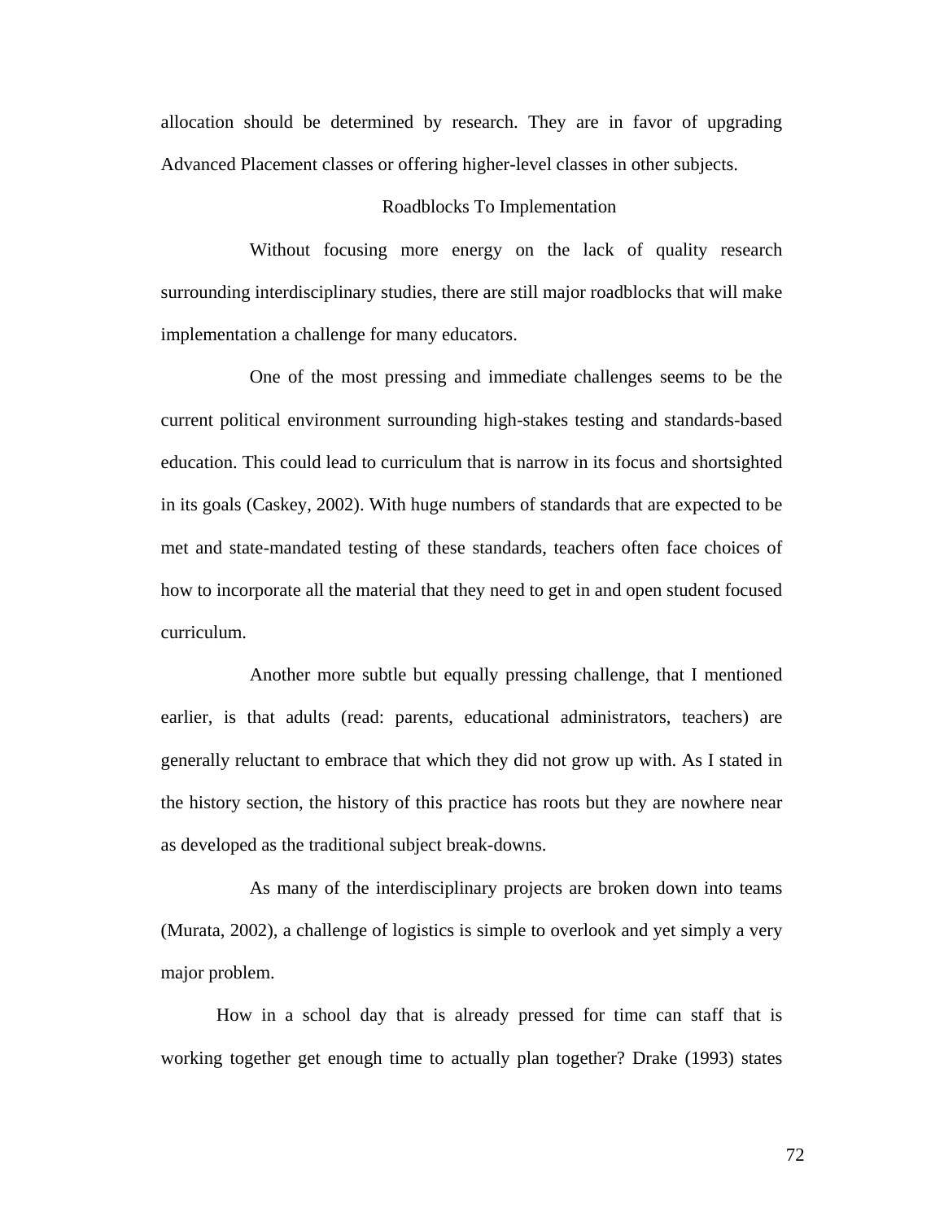allocation should be determined by research. They are in favor of upgrading Advanced Placement classes or offering higher-level classes in other subjects.

## Roadblocks To Implementation

Without focusing more energy on the lack of quality research surrounding interdisciplinary studies, there are still major roadblocks that will make implementation a challenge for many educators.

One of the most pressing and immediate challenges seems to be the current political environment surrounding high-stakes testing and standards-based education. This could lead to curriculum that is narrow in its focus and shortsighted in its goals (Caskey, 2002). With huge numbers of standards that are expected to be met and state-mandated testing of these standards, teachers often face choices of how to incorporate all the material that they need to get in and open student focused curriculum.

Another more subtle but equally pressing challenge, that I mentioned earlier, is that adults (read: parents, educational administrators, teachers) are generally reluctant to embrace that which they did not grow up with. As I stated in the history section, the history of this practice has roots but they are nowhere near as developed as the traditional subject break-downs.

As many of the interdisciplinary projects are broken down into teams (Murata, 2002), a challenge of logistics is simple to overlook and yet simply a very major problem.

How in a school day that is already pressed for time can staff that is working together get enough time to actually plan together? Drake (1993) states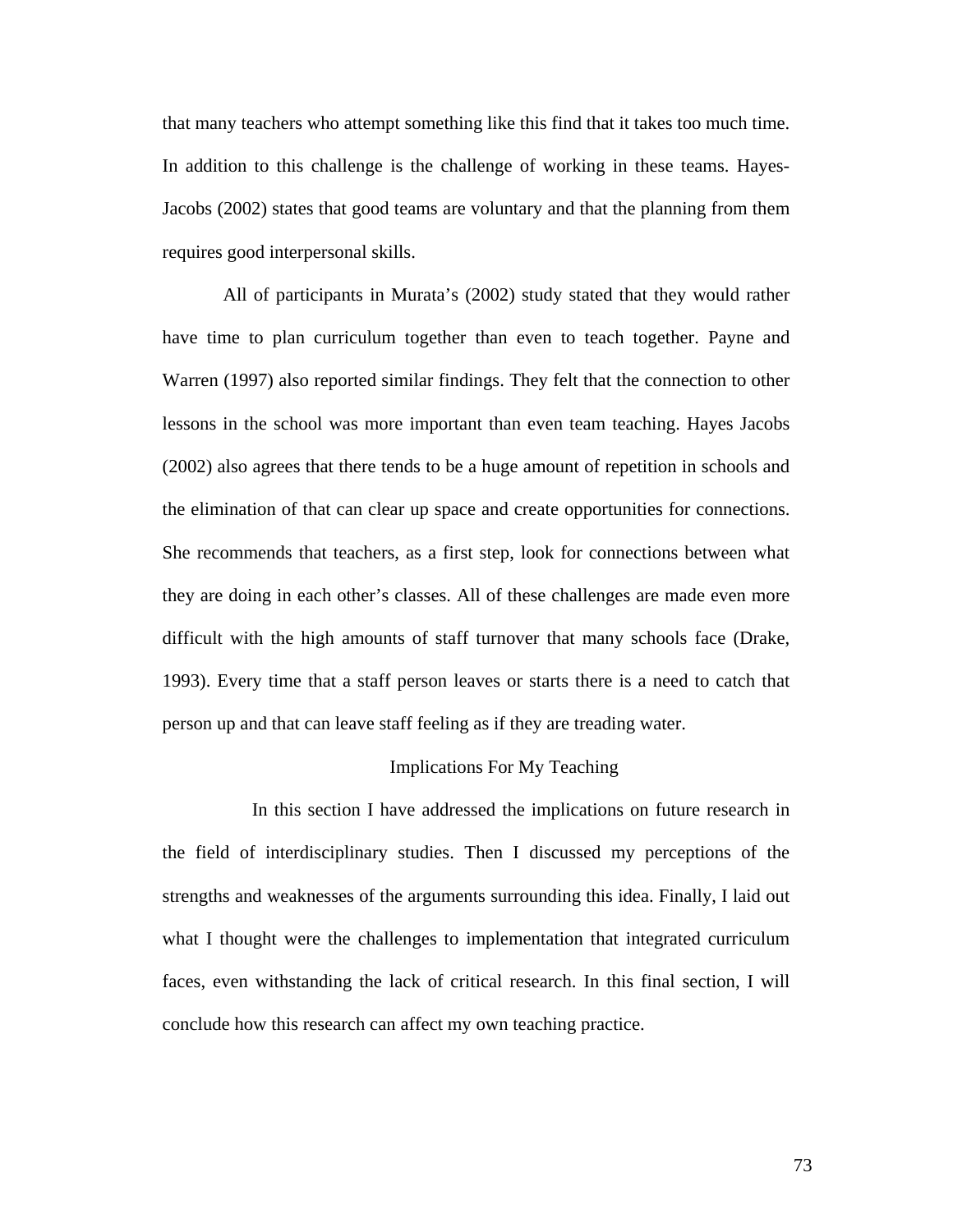that many teachers who attempt something like this find that it takes too much time. In addition to this challenge is the challenge of working in these teams. Hayes-Jacobs (2002) states that good teams are voluntary and that the planning from them requires good interpersonal skills.

All of participants in Murata's (2002) study stated that they would rather have time to plan curriculum together than even to teach together. Payne and Warren (1997) also reported similar findings. They felt that the connection to other lessons in the school was more important than even team teaching. Hayes Jacobs (2002) also agrees that there tends to be a huge amount of repetition in schools and the elimination of that can clear up space and create opportunities for connections. She recommends that teachers, as a first step, look for connections between what they are doing in each other's classes. All of these challenges are made even more difficult with the high amounts of staff turnover that many schools face (Drake, 1993). Every time that a staff person leaves or starts there is a need to catch that person up and that can leave staff feeling as if they are treading water.

## Implications For My Teaching

In this section I have addressed the implications on future research in the field of interdisciplinary studies. Then I discussed my perceptions of the strengths and weaknesses of the arguments surrounding this idea. Finally, I laid out what I thought were the challenges to implementation that integrated curriculum faces, even withstanding the lack of critical research. In this final section, I will conclude how this research can affect my own teaching practice.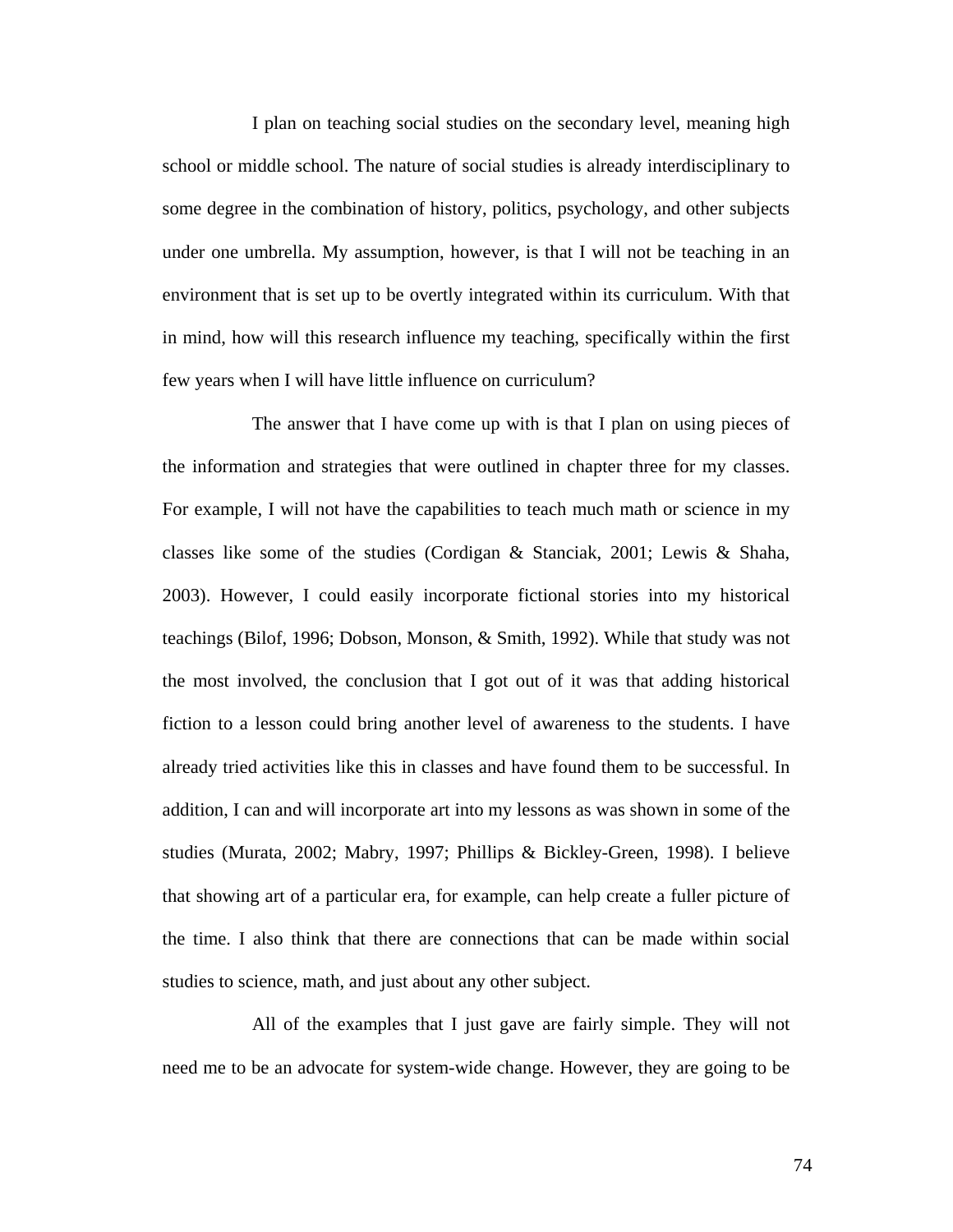I plan on teaching social studies on the secondary level, meaning high school or middle school. The nature of social studies is already interdisciplinary to some degree in the combination of history, politics, psychology, and other subjects under one umbrella. My assumption, however, is that I will not be teaching in an environment that is set up to be overtly integrated within its curriculum. With that in mind, how will this research influence my teaching, specifically within the first few years when I will have little influence on curriculum?

The answer that I have come up with is that I plan on using pieces of the information and strategies that were outlined in chapter three for my classes. For example, I will not have the capabilities to teach much math or science in my classes like some of the studies (Cordigan & Stanciak, 2001; Lewis & Shaha, 2003). However, I could easily incorporate fictional stories into my historical teachings (Bilof, 1996; Dobson, Monson, & Smith, 1992). While that study was not the most involved, the conclusion that I got out of it was that adding historical fiction to a lesson could bring another level of awareness to the students. I have already tried activities like this in classes and have found them to be successful. In addition, I can and will incorporate art into my lessons as was shown in some of the studies (Murata, 2002; Mabry, 1997; Phillips & Bickley-Green, 1998). I believe that showing art of a particular era, for example, can help create a fuller picture of the time. I also think that there are connections that can be made within social studies to science, math, and just about any other subject.

All of the examples that I just gave are fairly simple. They will not need me to be an advocate for system-wide change. However, they are going to be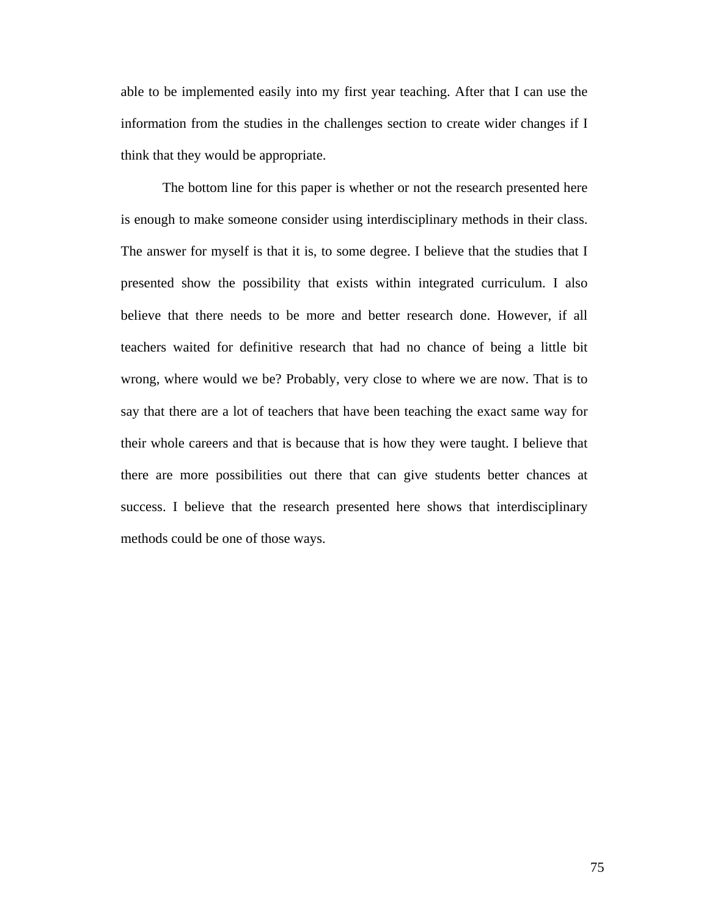able to be implemented easily into my first year teaching. After that I can use the information from the studies in the challenges section to create wider changes if I think that they would be appropriate.

The bottom line for this paper is whether or not the research presented here is enough to make someone consider using interdisciplinary methods in their class. The answer for myself is that it is, to some degree. I believe that the studies that I presented show the possibility that exists within integrated curriculum. I also believe that there needs to be more and better research done. However, if all teachers waited for definitive research that had no chance of being a little bit wrong, where would we be? Probably, very close to where we are now. That is to say that there are a lot of teachers that have been teaching the exact same way for their whole careers and that is because that is how they were taught. I believe that there are more possibilities out there that can give students better chances at success. I believe that the research presented here shows that interdisciplinary methods could be one of those ways.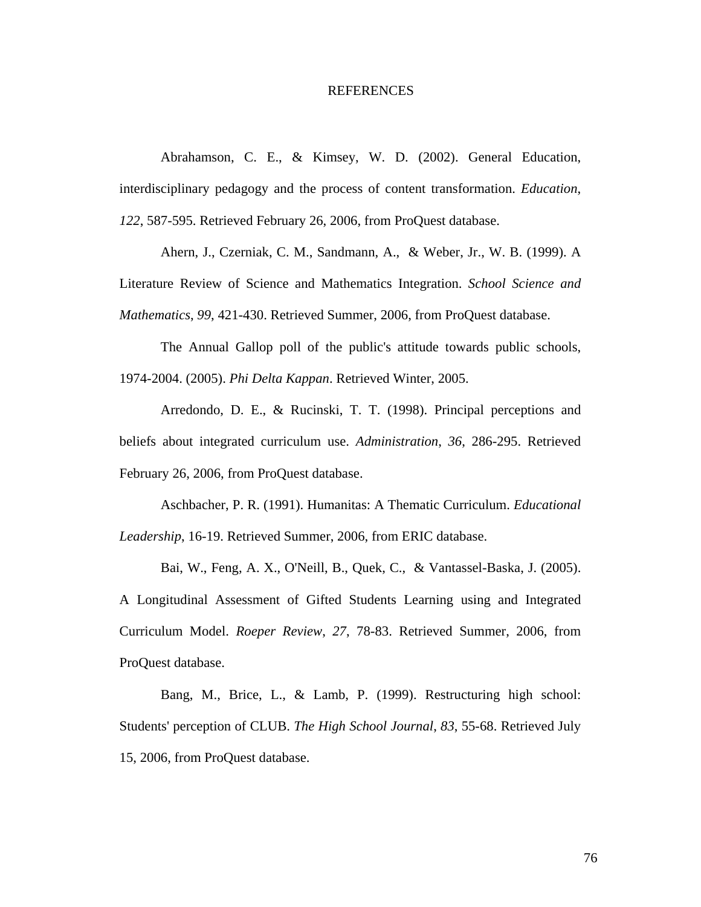# REFERENCES

Abrahamson, C. E., & Kimsey, W. D. (2002). General Education, interdisciplinary pedagogy and the process of content transformation. *Education*, *122*, 587-595. Retrieved February 26, 2006, from ProQuest database.

Ahern, J., Czerniak, C. M., Sandmann, A., & Weber, Jr., W. B. (1999). A Literature Review of Science and Mathematics Integration. *School Science and Mathematics*, *99*, 421-430. Retrieved Summer, 2006, from ProQuest database.

The Annual Gallop poll of the public's attitude towards public schools, 1974-2004. (2005). *Phi Delta Kappan*. Retrieved Winter, 2005.

Arredondo, D. E., & Rucinski, T. T. (1998). Principal perceptions and beliefs about integrated curriculum use. *Administration*, *36*, 286-295. Retrieved February 26, 2006, from ProQuest database.

Aschbacher, P. R. (1991). Humanitas: A Thematic Curriculum. *Educational Leadership*, 16-19. Retrieved Summer, 2006, from ERIC database.

Bai, W., Feng, A. X., O'Neill, B., Quek, C., & Vantassel-Baska, J. (2005). A Longitudinal Assessment of Gifted Students Learning using and Integrated Curriculum Model. *Roeper Review*, *27*, 78-83. Retrieved Summer, 2006, from ProQuest database.

Bang, M., Brice, L., & Lamb, P. (1999). Restructuring high school: Students' perception of CLUB. *The High School Journal*, *83*, 55-68. Retrieved July 15, 2006, from ProQuest database.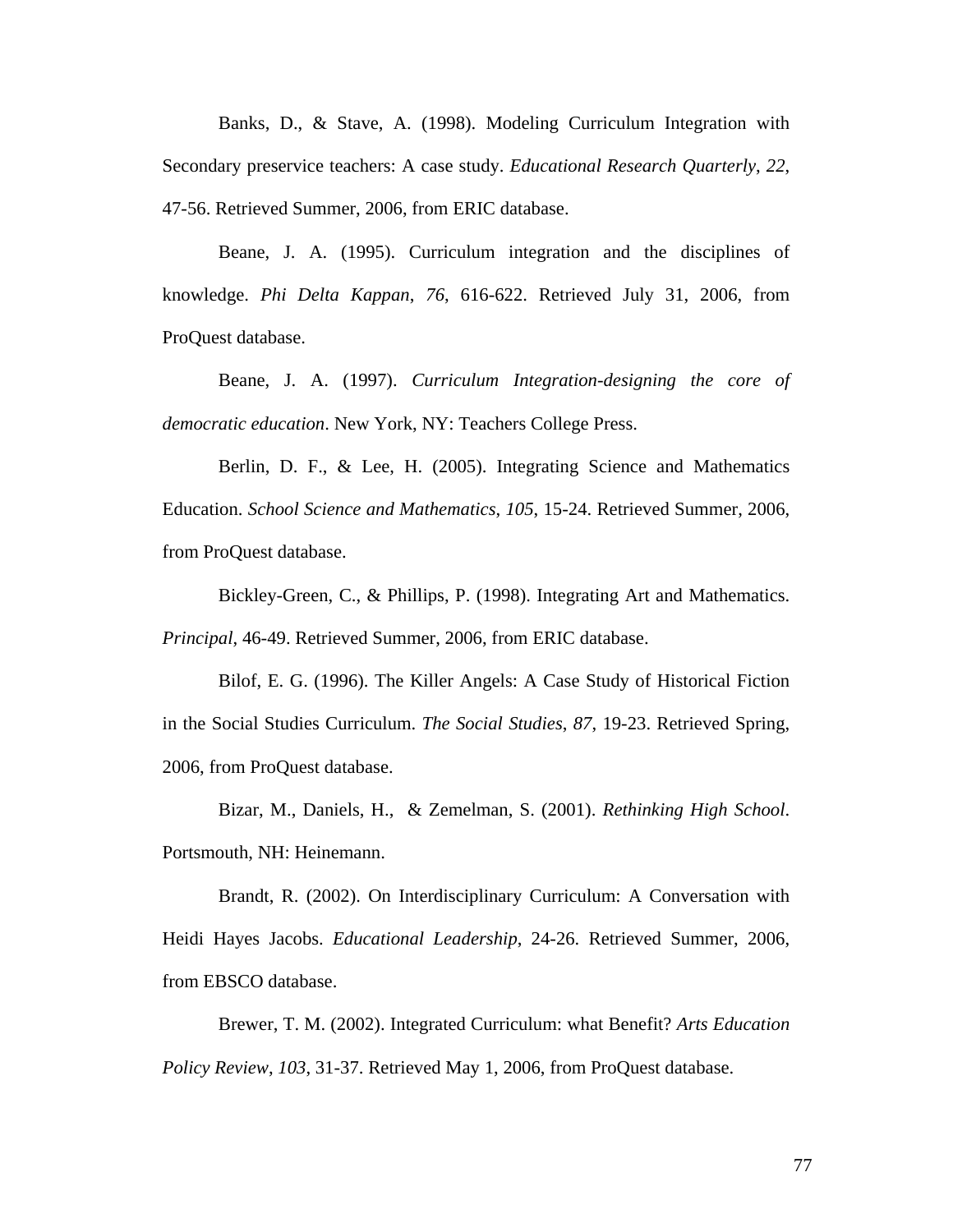Banks, D., & Stave, A. (1998). Modeling Curriculum Integration with Secondary preservice teachers: A case study. *Educational Research Quarterly*, *22*, 47-56. Retrieved Summer, 2006, from ERIC database.

Beane, J. A. (1995). Curriculum integration and the disciplines of knowledge. *Phi Delta Kappan*, *76*, 616-622. Retrieved July 31, 2006, from ProQuest database.

Beane, J. A. (1997). *Curriculum Integration-designing the core of democratic education*. New York, NY: Teachers College Press.

Berlin, D. F., & Lee, H. (2005). Integrating Science and Mathematics Education. *School Science and Mathematics*, *105*, 15-24. Retrieved Summer, 2006, from ProQuest database.

Bickley-Green, C., & Phillips, P. (1998). Integrating Art and Mathematics. *Principal*, 46-49. Retrieved Summer, 2006, from ERIC database.

Bilof, E. G. (1996). The Killer Angels: A Case Study of Historical Fiction in the Social Studies Curriculum. *The Social Studies*, *87*, 19-23. Retrieved Spring, 2006, from ProQuest database.

Bizar, M., Daniels, H., & Zemelman, S. (2001). *Rethinking High School*. Portsmouth, NH: Heinemann.

Brandt, R. (2002). On Interdisciplinary Curriculum: A Conversation with Heidi Hayes Jacobs. *Educational Leadership*, 24-26. Retrieved Summer, 2006, from EBSCO database.

Brewer, T. M. (2002). Integrated Curriculum: what Benefit? *Arts Education Policy Review*, *103*, 31-37. Retrieved May 1, 2006, from ProQuest database.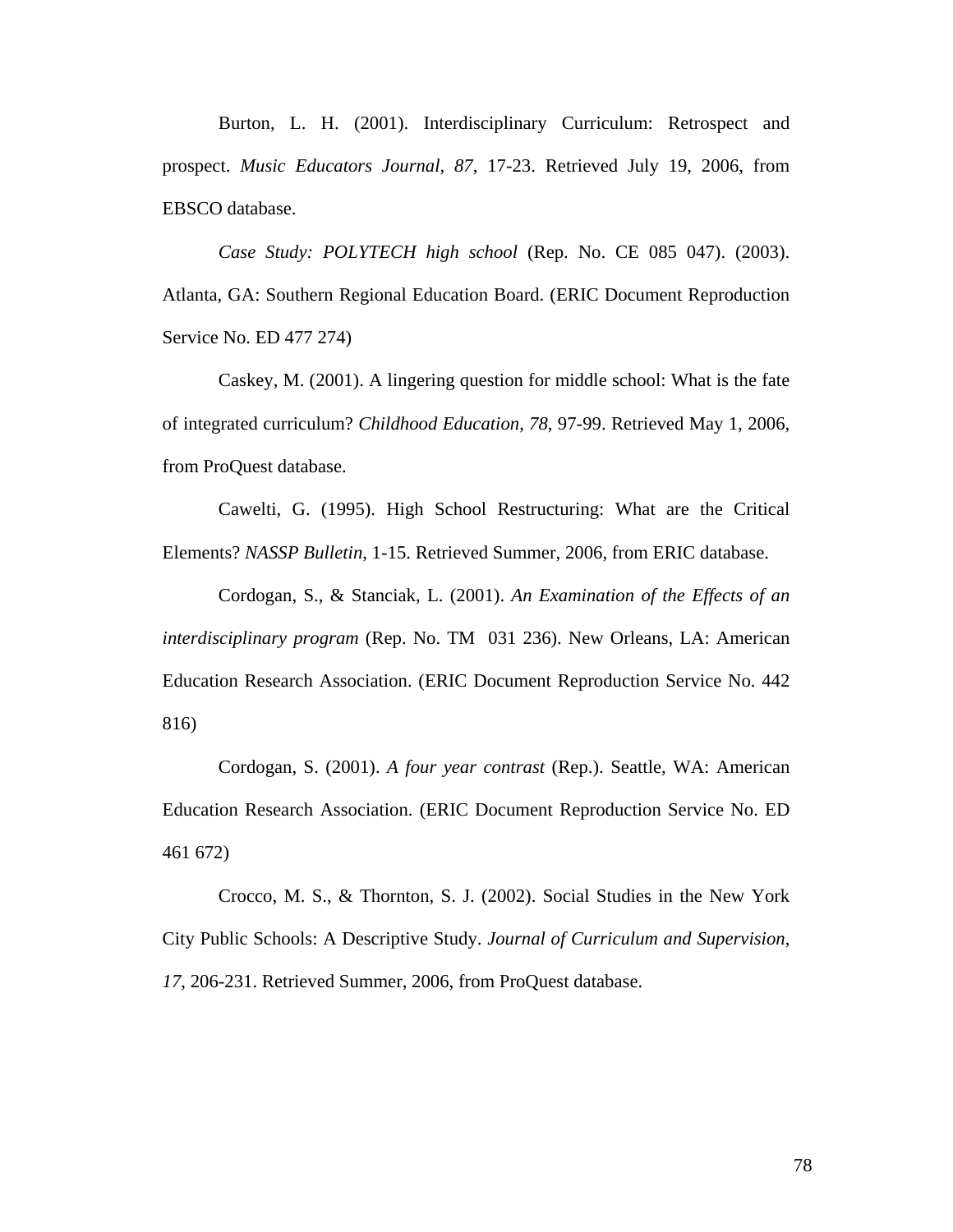Burton, L. H. (2001). Interdisciplinary Curriculum: Retrospect and prospect. *Music Educators Journal*, *87*, 17-23. Retrieved July 19, 2006, from EBSCO database.

*Case Study: POLYTECH high school* (Rep. No. CE 085 047). (2003). Atlanta, GA: Southern Regional Education Board. (ERIC Document Reproduction Service No. ED 477 274)

Caskey, M. (2001). A lingering question for middle school: What is the fate of integrated curriculum? *Childhood Education*, *78*, 97-99. Retrieved May 1, 2006, from ProQuest database.

Cawelti, G. (1995). High School Restructuring: What are the Critical Elements? *NASSP Bulletin*, 1-15. Retrieved Summer, 2006, from ERIC database.

Cordogan, S., & Stanciak, L. (2001). *An Examination of the Effects of an interdisciplinary program* (Rep. No. TM 031 236). New Orleans, LA: American Education Research Association. (ERIC Document Reproduction Service No. 442 816)

Cordogan, S. (2001). *A four year contrast* (Rep.). Seattle, WA: American Education Research Association. (ERIC Document Reproduction Service No. ED 461 672)

Crocco, M. S., & Thornton, S. J. (2002). Social Studies in the New York City Public Schools: A Descriptive Study. *Journal of Curriculum and Supervision*, *17*, 206-231. Retrieved Summer, 2006, from ProQuest database.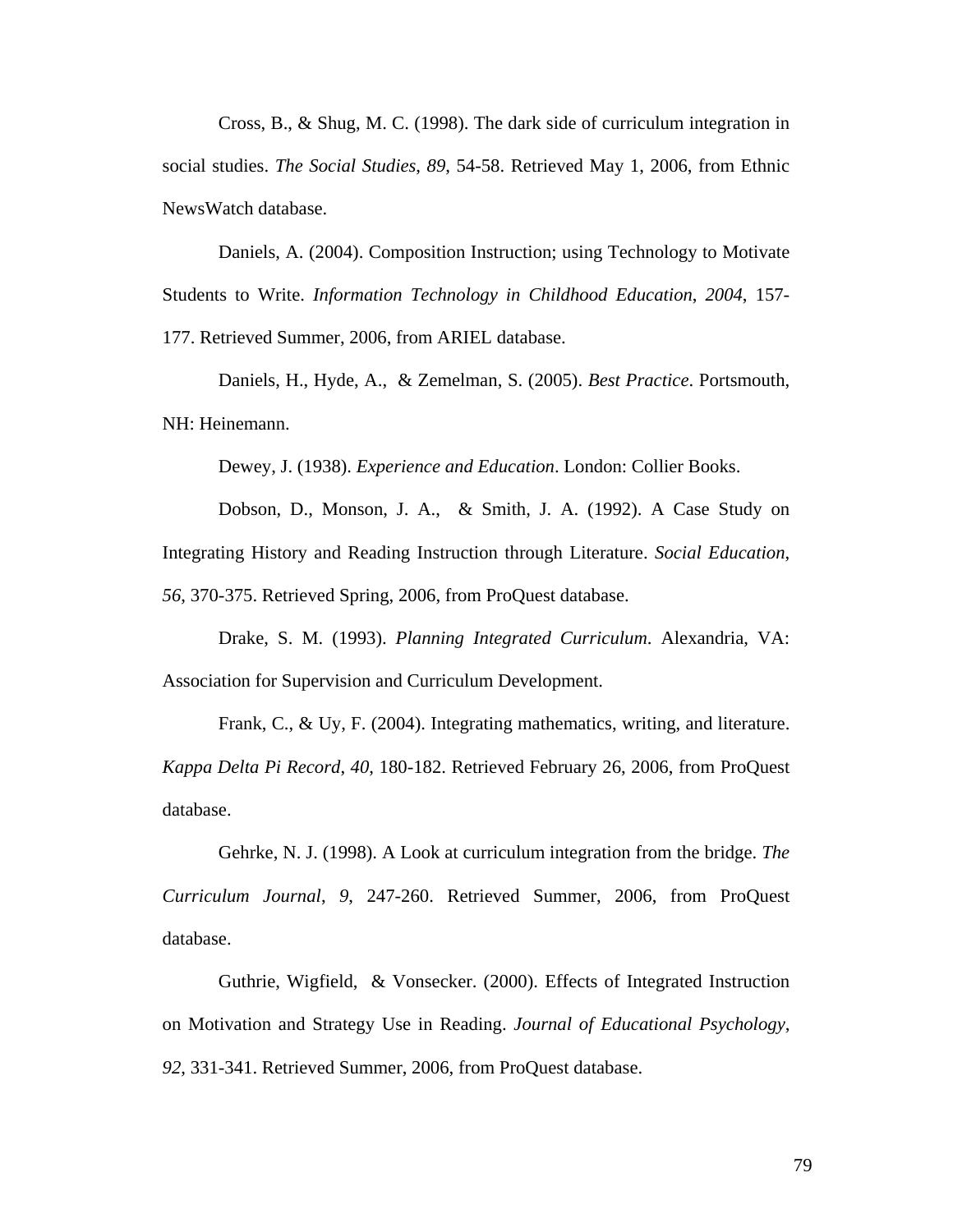Cross, B., & Shug, M. C. (1998). The dark side of curriculum integration in social studies. *The Social Studies*, *89*, 54-58. Retrieved May 1, 2006, from Ethnic NewsWatch database.

Daniels, A. (2004). Composition Instruction; using Technology to Motivate Students to Write. *Information Technology in Childhood Education*, *2004*, 157-177. Retrieved Summer, 2006, from ARIEL database.

Daniels, H., Hyde, A., & Zemelman, S. (2005). *Best Practice*. Portsmouth, NH: Heinemann.

Dewey, J. (1938). *Experience and Education*. London: Collier Books.

Dobson, D., Monson, J. A., & Smith, J. A. (1992). A Case Study on Integrating History and Reading Instruction through Literature. *Social Education*, *56*, 370-375. Retrieved Spring, 2006, from ProQuest database.

Drake, S. M. (1993). *Planning Integrated Curriculum.* Alexandria, VA: Association for Supervision and Curriculum Development.

Frank, C., & Uy, F. (2004). Integrating mathematics, writing, and literature. *Kappa Delta Pi Record*, *40*, 180-182. Retrieved February 26, 2006, from ProQuest database.

Gehrke, N. J. (1998). A Look at curriculum integration from the bridge. *The Curriculum Journal*, *9*, 247-260. Retrieved Summer, 2006, from ProQuest database.

Guthrie, Wigfield, & Vonsecker. (2000). Effects of Integrated Instruction on Motivation and Strategy Use in Reading. *Journal of Educational Psychology*, *92*, 331-341. Retrieved Summer, 2006, from ProQuest database.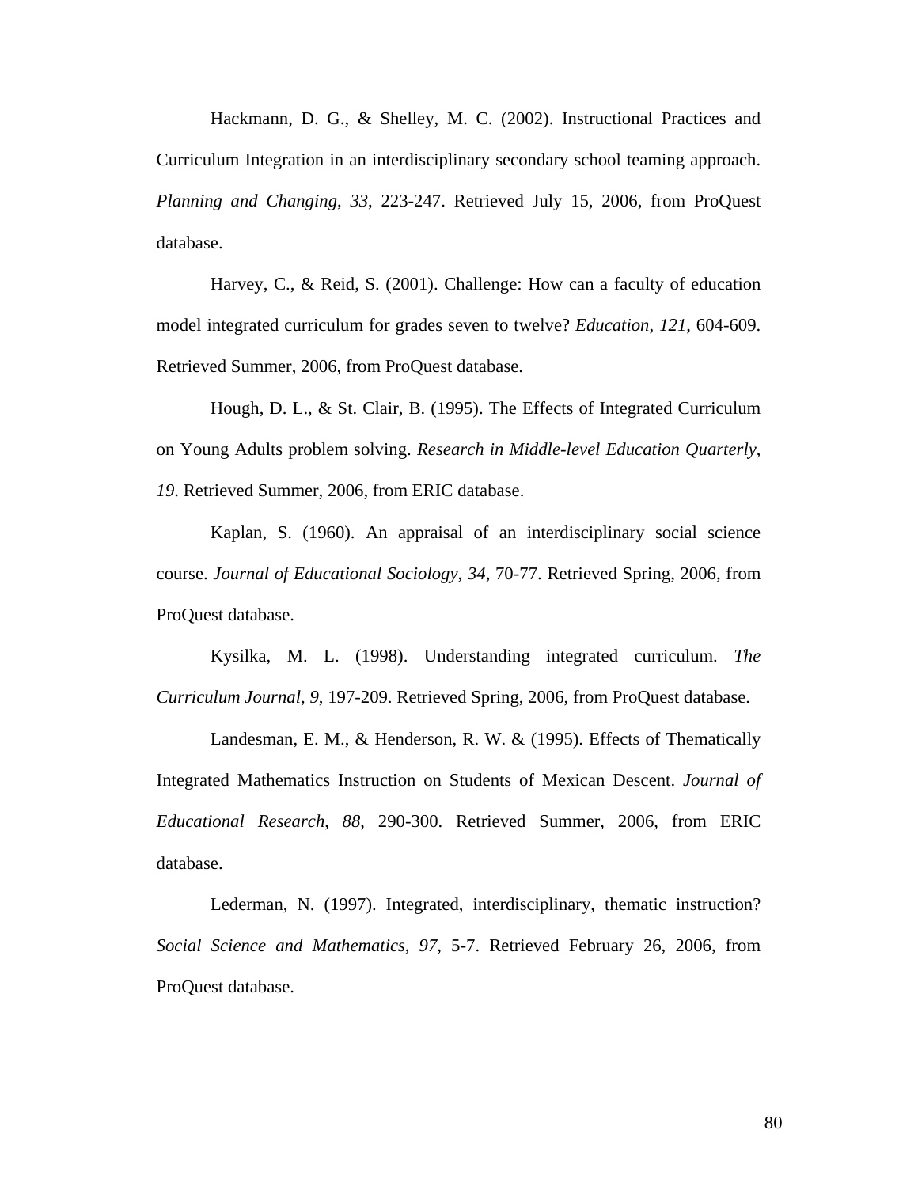Hackmann, D. G., & Shelley, M. C. (2002). Instructional Practices and Curriculum Integration in an interdisciplinary secondary school teaming approach. *Planning and Changing*, *33*, 223-247. Retrieved July 15, 2006, from ProQuest database.

Harvey, C., & Reid, S. (2001). Challenge: How can a faculty of education model integrated curriculum for grades seven to twelve? *Education*, *121*, 604-609. Retrieved Summer, 2006, from ProQuest database.

Hough, D. L., & St. Clair, B. (1995). The Effects of Integrated Curriculum on Young Adults problem solving. *Research in Middle-level Education Quarterly*, *19*. Retrieved Summer, 2006, from ERIC database.

Kaplan, S. (1960). An appraisal of an interdisciplinary social science course. *Journal of Educational Sociology*, *34*, 70-77. Retrieved Spring, 2006, from ProQuest database.

Kysilka, M. L. (1998). Understanding integrated curriculum. *The Curriculum Journal*, *9*, 197-209. Retrieved Spring, 2006, from ProQuest database.

Landesman, E. M., & Henderson, R. W. & (1995). Effects of Thematically Integrated Mathematics Instruction on Students of Mexican Descent. *Journal of Educational Research*, *88*, 290-300. Retrieved Summer, 2006, from ERIC database.

Lederman, N. (1997). Integrated, interdisciplinary, thematic instruction? *Social Science and Mathematics*, *97*, 5-7. Retrieved February 26, 2006, from ProQuest database.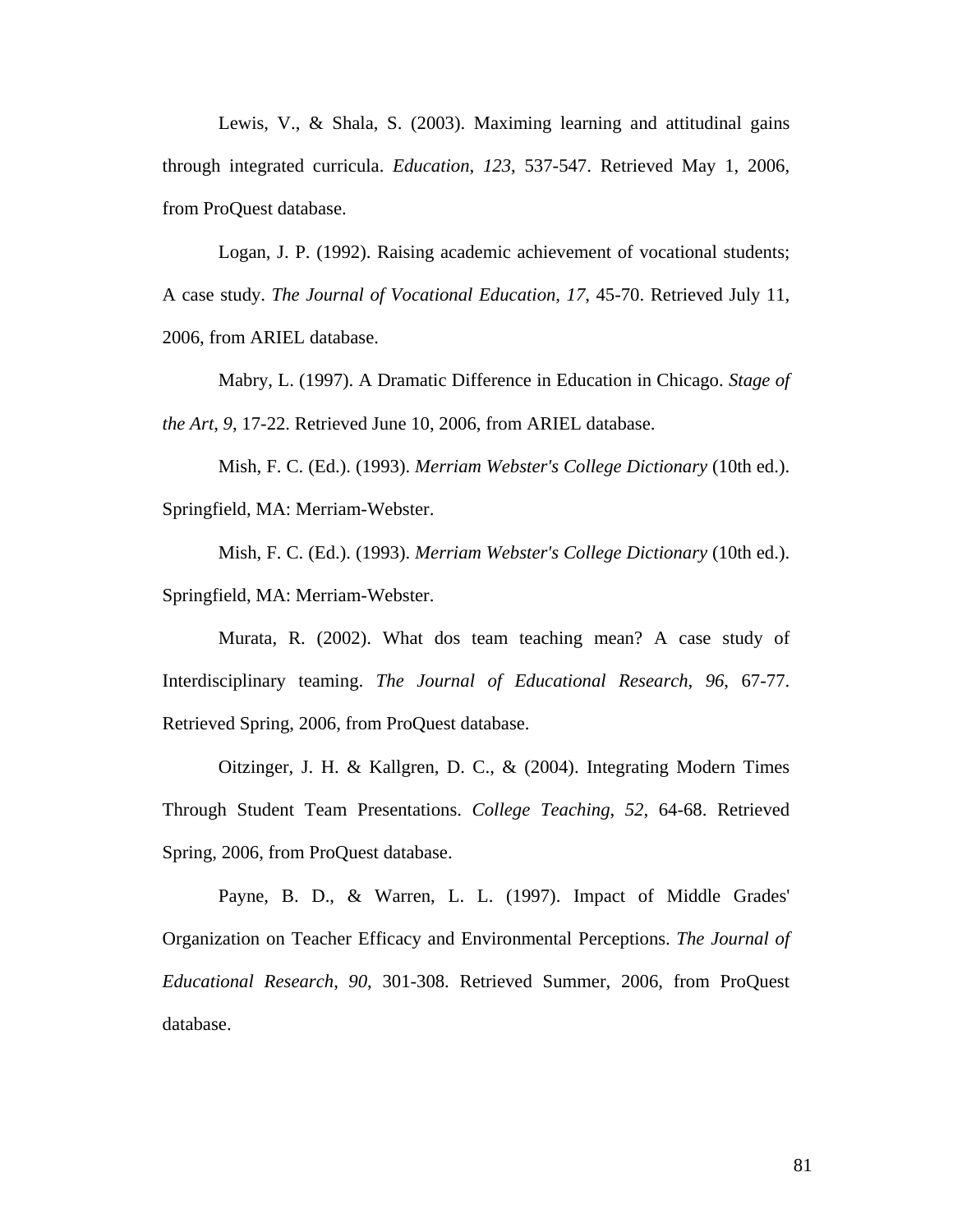Lewis, V., & Shala, S. (2003). Maximing learning and attitudinal gains through integrated curricula. *Education*, *123*, 537-547. Retrieved May 1, 2006, from ProQuest database.

Logan, J. P. (1992). Raising academic achievement of vocational students; A case study. *The Journal of Vocational Education*, *17*, 45-70. Retrieved July 11, 2006, from ARIEL database.

Mabry, L. (1997). A Dramatic Difference in Education in Chicago. *Stage of the Art*, *9*, 17-22. Retrieved June 10, 2006, from ARIEL database.

Mish, F. C. (Ed.). (1993). *Merriam Webster's College Dictionary* (10th ed.). Springfield, MA: Merriam-Webster.

Mish, F. C. (Ed.). (1993). *Merriam Webster's College Dictionary* (10th ed.). Springfield, MA: Merriam-Webster.

Murata, R. (2002). What dos team teaching mean? A case study of Interdisciplinary teaming. *The Journal of Educational Research*, *96*, 67-77. Retrieved Spring, 2006, from ProQuest database.

Oitzinger, J. H. & Kallgren, D. C., & (2004). Integrating Modern Times Through Student Team Presentations. *College Teaching*, *52*, 64-68. Retrieved Spring, 2006, from ProQuest database.

Payne, B. D., & Warren, L. L. (1997). Impact of Middle Grades' Organization on Teacher Efficacy and Environmental Perceptions. *The Journal of Educational Research*, *90*, 301-308. Retrieved Summer, 2006, from ProQuest database.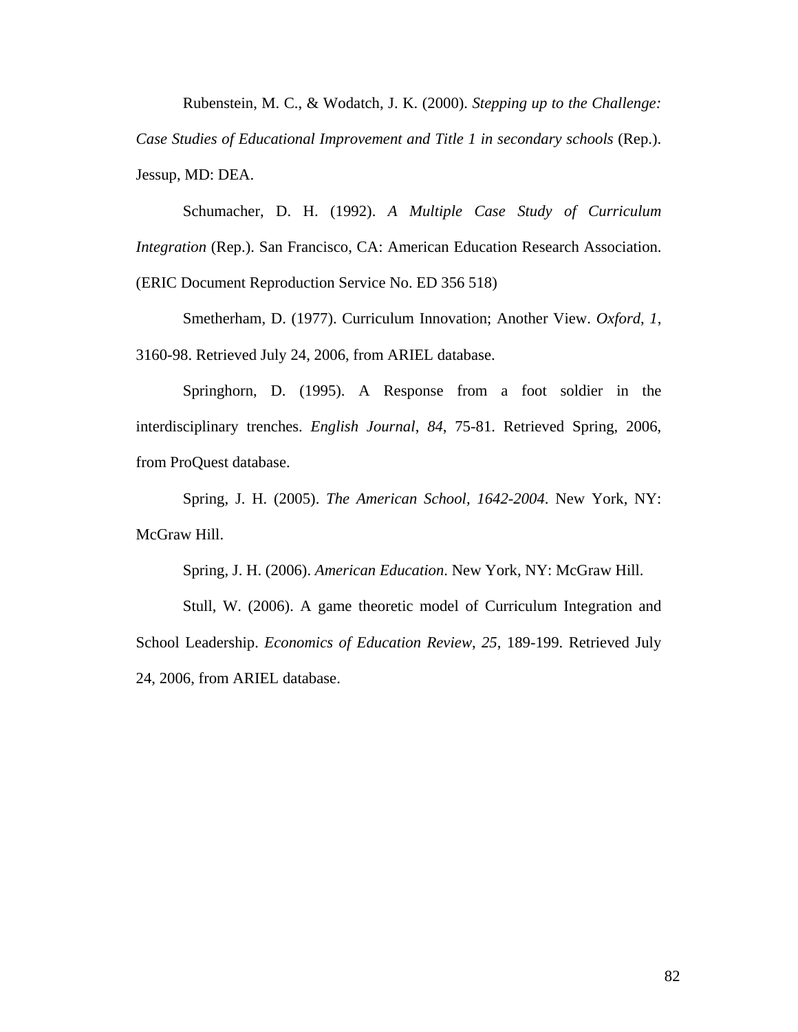Rubenstein, M. C., & Wodatch, J. K. (2000). *Stepping up to the Challenge: Case Studies of Educational Improvement and Title 1 in secondary schools* (Rep.). Jessup, MD: DEA.

Schumacher, D. H. (1992). *A Multiple Case Study of Curriculum Integration* (Rep.). San Francisco, CA: American Education Research Association. (ERIC Document Reproduction Service No. ED 356 518)

Smetherham, D. (1977). Curriculum Innovation; Another View. *Oxford*, *1*, 3160-98. Retrieved July 24, 2006, from ARIEL database.

Springhorn, D. (1995). A Response from a foot soldier in the interdisciplinary trenches. *English Journal*, *84*, 75-81. Retrieved Spring, 2006, from ProQuest database.

Spring, J. H. (2005). *The American School*, *1642-2004*. New York, NY: McGraw Hill.

Spring, J. H. (2006). *American Education*. New York, NY: McGraw Hill.

Stull, W. (2006). A game theoretic model of Curriculum Integration and School Leadership. *Economics of Education Review*, *25*, 189-199. Retrieved July 24, 2006, from ARIEL database.